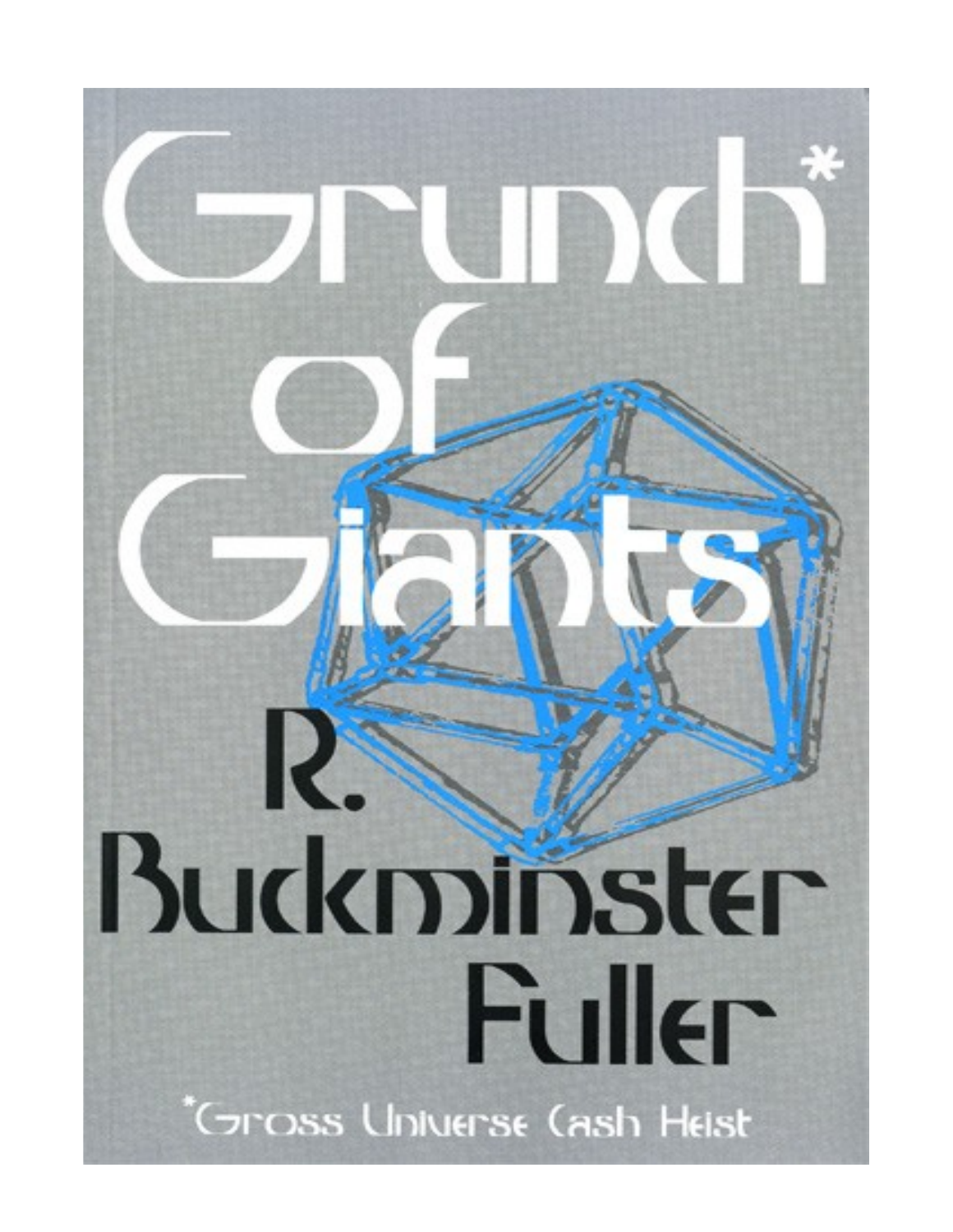# Grunch* of Giants

## R. Buckminster Fuller

*Gross Universe Cash Heist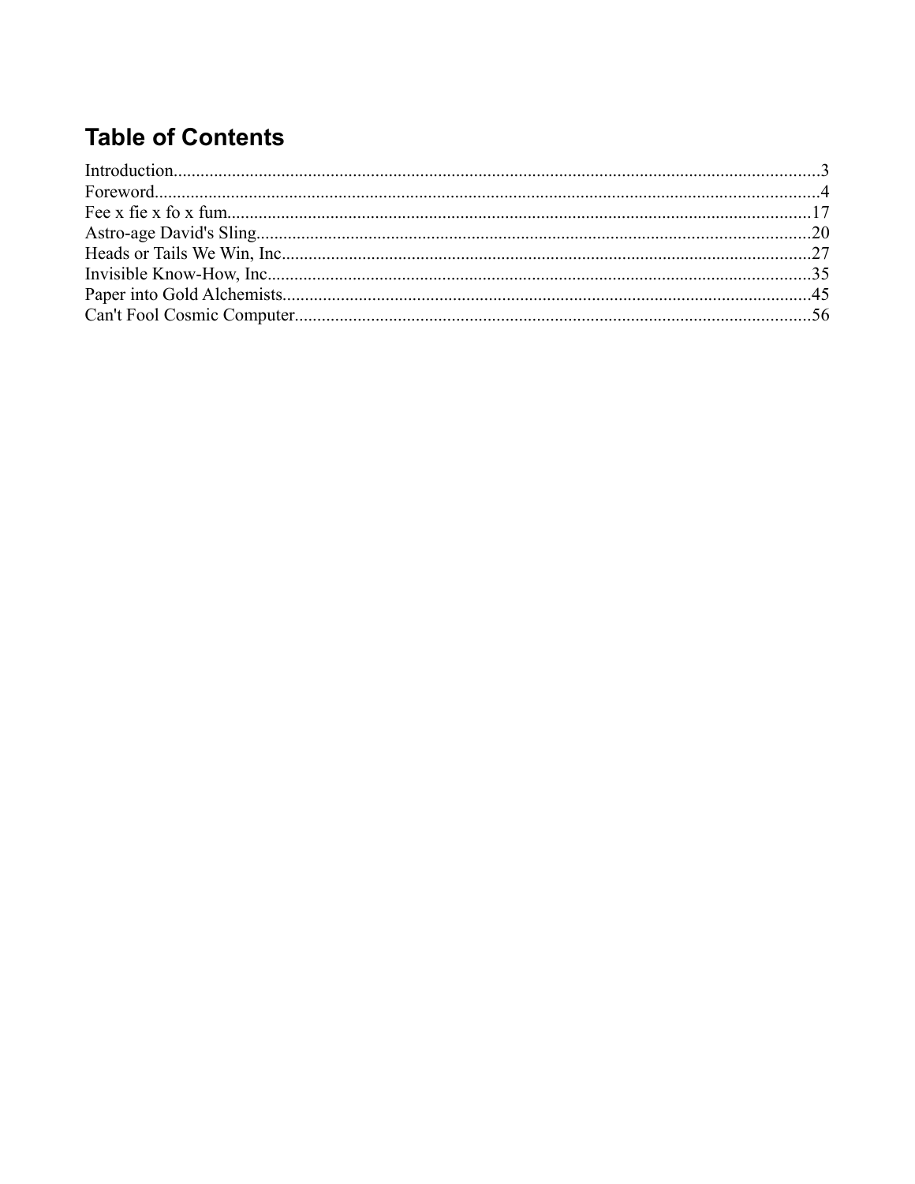# Table of Contents

Introduction....3
Foreword....4
Fee x fie x fo x fum....17
Astro-age David's Sling....20
Heads or Tails We Win, Inc....27
Invisible Know-How, Inc....35
Paper into Gold Alchemists....45
Can't Fool Cosmic Computer....56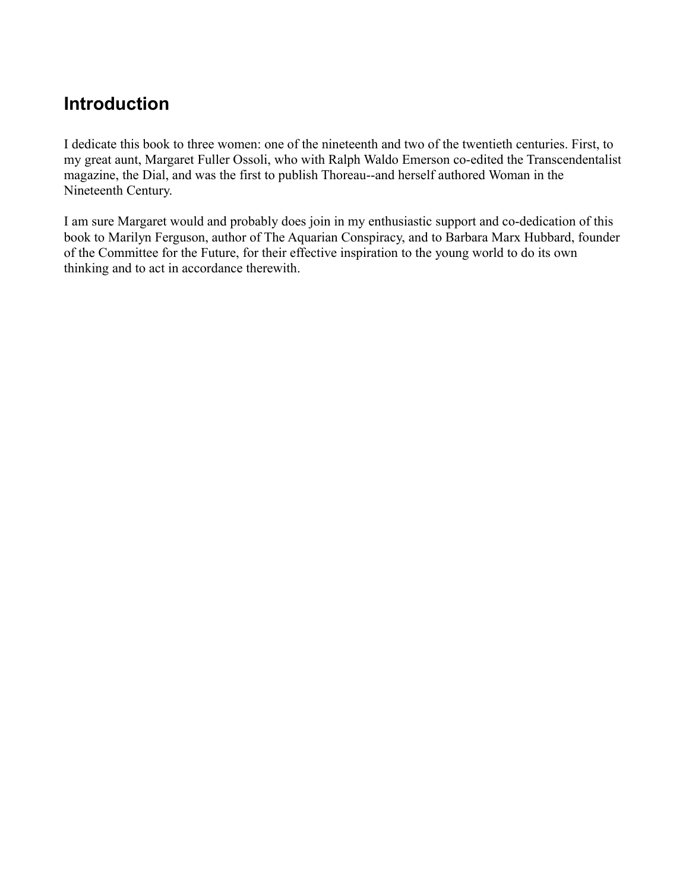## Introduction

I dedicate this book to three women: one of the nineteenth and two of the twentieth centuries. First, to my great aunt, Margaret Fuller Ossoli, who with Ralph Waldo Emerson co-edited the Transcendentalist magazine, the Dial, and was the first to publish Thoreau--and herself authored Woman in the Nineteenth Century.

I am sure Margaret would and probably does join in my enthusiastic support and co-dedication of this book to Marilyn Ferguson, author of The Aquarian Conspiracy, and to Barbara Marx Hubbard, founder of the Committee for the Future, for their effective inspiration to the young world to do its own thinking and to act in accordance therewith.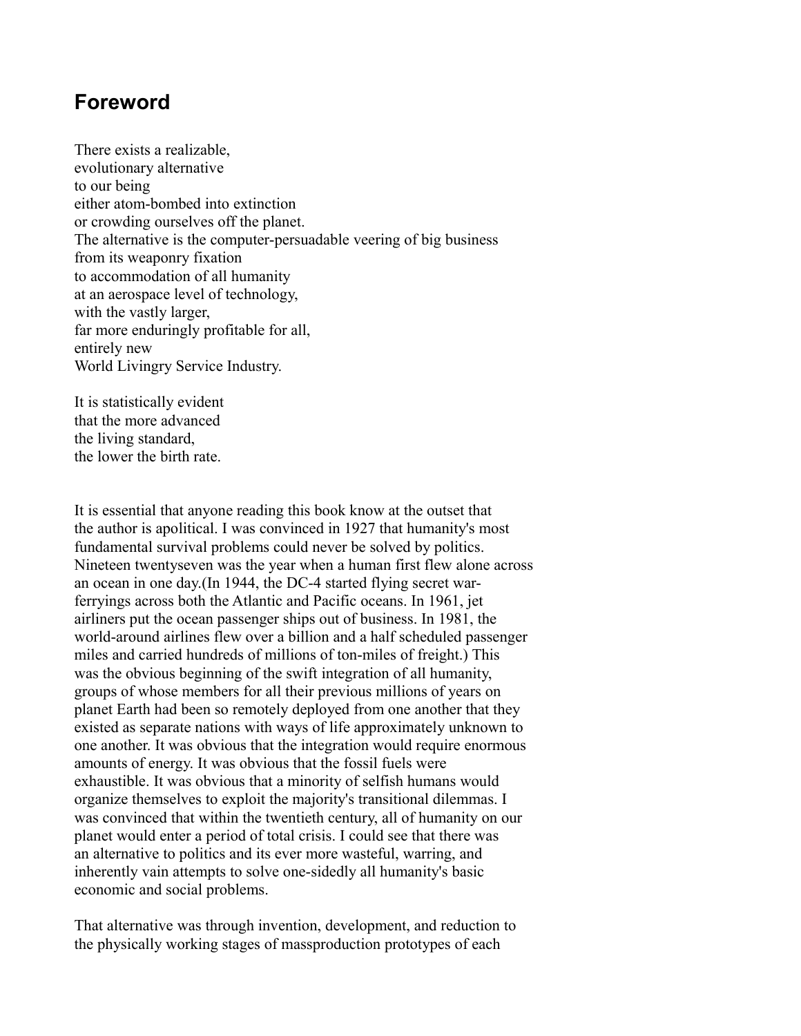## Foreword

There exists a realizable,
evolutionary alternative
to our being
either atom-bombed into extinction
or crowding ourselves off the planet.
The alternative is the computer-persuadable veering of big business
from its weaponry fixation
to accommodation of all humanity
at an aerospace level of technology,
with the vastly larger,
far more enduringly profitable for all,
entirely new
World Livingry Service Industry.

It is statistically evident
that the more advanced
the living standard,
the lower the birth rate.

It is essential that anyone reading this book know at the outset that the author is apolitical. I was convinced in 1927 that humanity's most fundamental survival problems could never be solved by politics. Nineteen twentyseven was the year when a human first flew alone across an ocean in one day.(In 1944, the DC-4 started flying secret war-ferryings across both the Atlantic and Pacific oceans. In 1961, jet airliners put the ocean passenger ships out of business. In 1981, the world-around airlines flew over a billion and a half scheduled passenger miles and carried hundreds of millions of ton-miles of freight.) This was the obvious beginning of the swift integration of all humanity, groups of whose members for all their previous millions of years on planet Earth had been so remotely deployed from one another that they existed as separate nations with ways of life approximately unknown to one another. It was obvious that the integration would require enormous amounts of energy. It was obvious that the fossil fuels were exhaustible. It was obvious that a minority of selfish humans would organize themselves to exploit the majority's transitional dilemmas. I was convinced that within the twentieth century, all of humanity on our planet would enter a period of total crisis. I could see that there was an alternative to politics and its ever more wasteful, warring, and inherently vain attempts to solve one-sidedly all humanity's basic economic and social problems.

That alternative was through invention, development, and reduction to the physically working stages of massproduction prototypes of each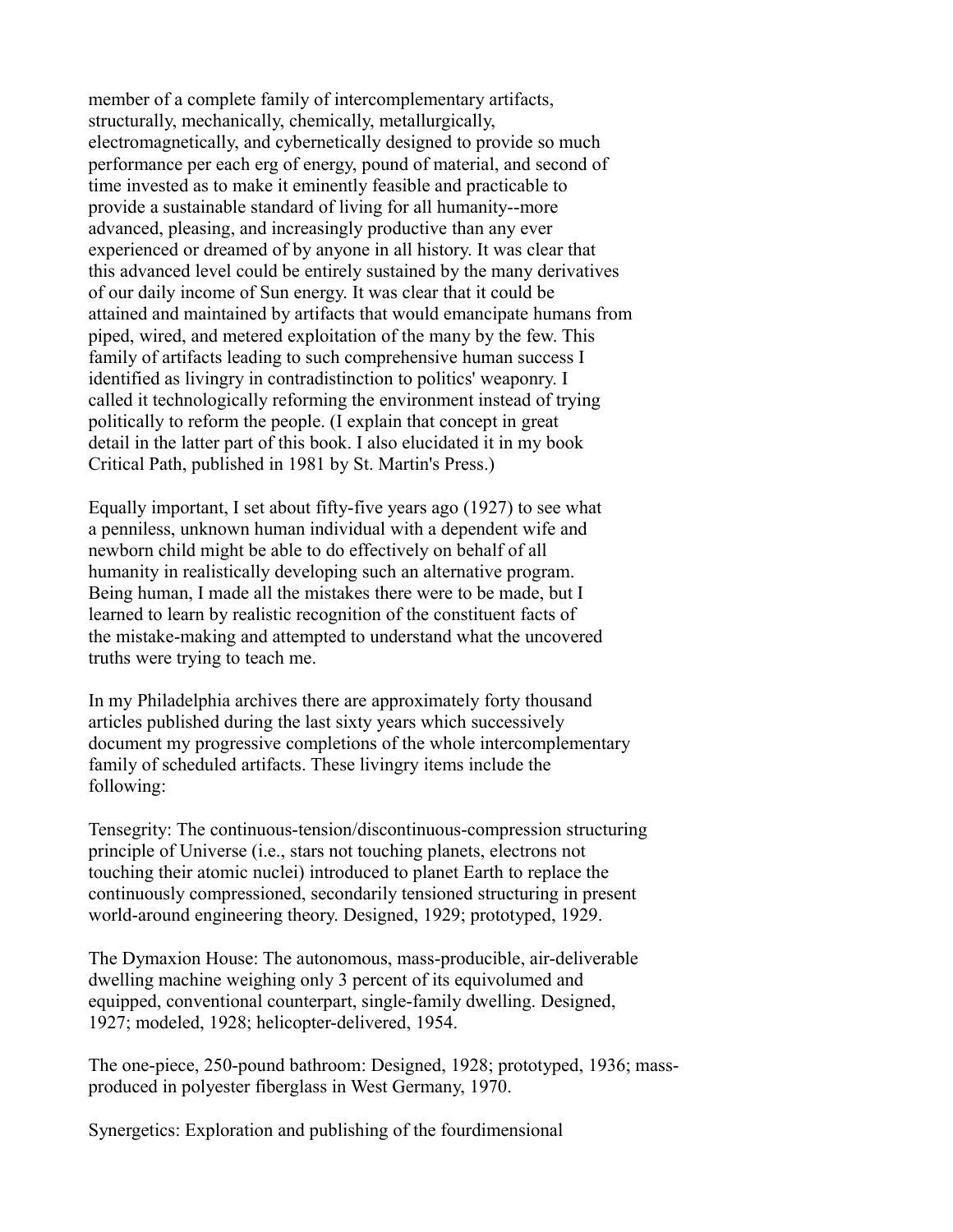member of a complete family of intercomplementary artifacts, structurally, mechanically, chemically, metallurgically, electromagnetically, and cybernetically designed to provide so much performance per each erg of energy, pound of material, and second of time invested as to make it eminently feasible and practicable to provide a sustainable standard of living for all humanity--more advanced, pleasing, and increasingly productive than any ever experienced or dreamed of by anyone in all history. It was clear that this advanced level could be entirely sustained by the many derivatives of our daily income of Sun energy. It was clear that it could be attained and maintained by artifacts that would emancipate humans from piped, wired, and metered exploitation of the many by the few. This family of artifacts leading to such comprehensive human success I identified as livingry in contradistinction to politics' weaponry. I called it technologically reforming the environment instead of trying politically to reform the people. (I explain that concept in great detail in the latter part of this book. I also elucidated it in my book Critical Path, published in 1981 by St. Martin's Press.)

Equally important, I set about fifty-five years ago (1927) to see what a penniless, unknown human individual with a dependent wife and newborn child might be able to do effectively on behalf of all humanity in realistically developing such an alternative program. Being human, I made all the mistakes there were to be made, but I learned to learn by realistic recognition of the constituent facts of the mistake-making and attempted to understand what the uncovered truths were trying to teach me.

In my Philadelphia archives there are approximately forty thousand articles published during the last sixty years which successively document my progressive completions of the whole intercomplementary family of scheduled artifacts. These livingry items include the following:

Tensegrity: The continuous-tension/discontinuous-compression structuring principle of Universe (i.e., stars not touching planets, electrons not touching their atomic nuclei) introduced to planet Earth to replace the continuously compressioned, secondarily tensioned structuring in present world-around engineering theory. Designed, 1929; prototyped, 1929.

The Dymaxion House: The autonomous, mass-producible, air-deliverable dwelling machine weighing only 3 percent of its equivolumed and equipped, conventional counterpart, single-family dwelling. Designed, 1927; modeled, 1928; helicopter-delivered, 1954.

The one-piece, 250-pound bathroom: Designed, 1928; prototyped, 1936; mass-produced in polyester fiberglass in West Germany, 1970.

Synergetics: Exploration and publishing of the fourdimensional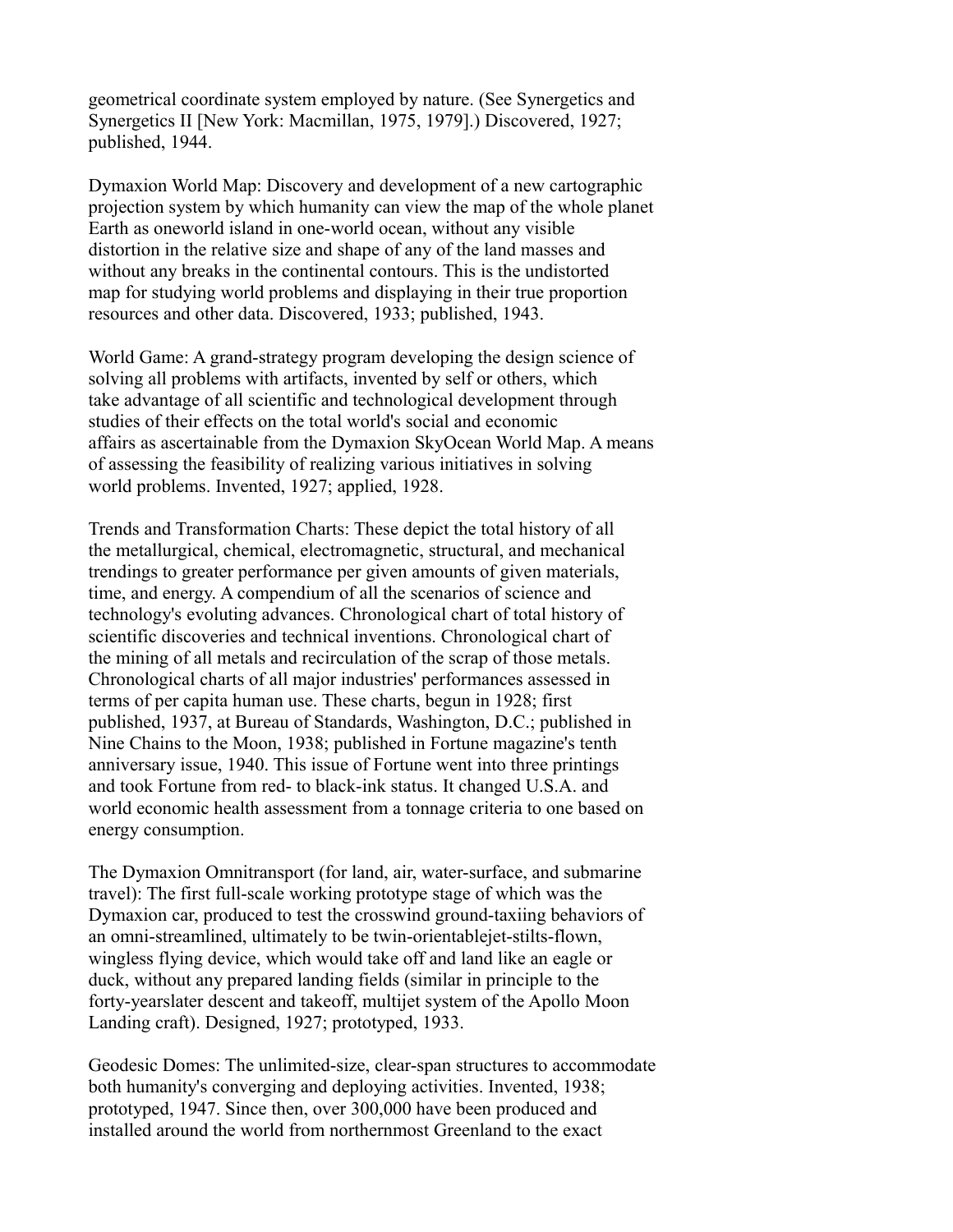geometrical coordinate system employed by nature. (See Synergetics and Synergetics II [New York: Macmillan, 1975, 1979].) Discovered, 1927; published, 1944.

Dymaxion World Map: Discovery and development of a new cartographic projection system by which humanity can view the map of the whole planet Earth as oneworld island in one-world ocean, without any visible distortion in the relative size and shape of any of the land masses and without any breaks in the continental contours. This is the undistorted map for studying world problems and displaying in their true proportion resources and other data. Discovered, 1933; published, 1943.

World Game: A grand-strategy program developing the design science of solving all problems with artifacts, invented by self or others, which take advantage of all scientific and technological development through studies of their effects on the total world's social and economic affairs as ascertainable from the Dymaxion SkyOcean World Map. A means of assessing the feasibility of realizing various initiatives in solving world problems. Invented, 1927; applied, 1928.

Trends and Transformation Charts: These depict the total history of all the metallurgical, chemical, electromagnetic, structural, and mechanical trendings to greater performance per given amounts of given materials, time, and energy. A compendium of all the scenarios of science and technology's evoluting advances. Chronological chart of total history of scientific discoveries and technical inventions. Chronological chart of the mining of all metals and recirculation of the scrap of those metals. Chronological charts of all major industries' performances assessed in terms of per capita human use. These charts, begun in 1928; first published, 1937, at Bureau of Standards, Washington, D.C.; published in Nine Chains to the Moon, 1938; published in Fortune magazine's tenth anniversary issue, 1940. This issue of Fortune went into three printings and took Fortune from red- to black-ink status. It changed U.S.A. and world economic health assessment from a tonnage criteria to one based on energy consumption.

The Dymaxion Omnitransport (for land, air, water-surface, and submarine travel): The first full-scale working prototype stage of which was the Dymaxion car, produced to test the crosswind ground-taxiing behaviors of an omni-streamlined, ultimately to be twin-orientablejet-stilts-flown, wingless flying device, which would take off and land like an eagle or duck, without any prepared landing fields (similar in principle to the forty-yearslater descent and takeoff, multijet system of the Apollo Moon Landing craft). Designed, 1927; prototyped, 1933.

Geodesic Domes: The unlimited-size, clear-span structures to accommodate both humanity's converging and deploying activities. Invented, 1938; prototyped, 1947. Since then, over 300,000 have been produced and installed around the world from northernmost Greenland to the exact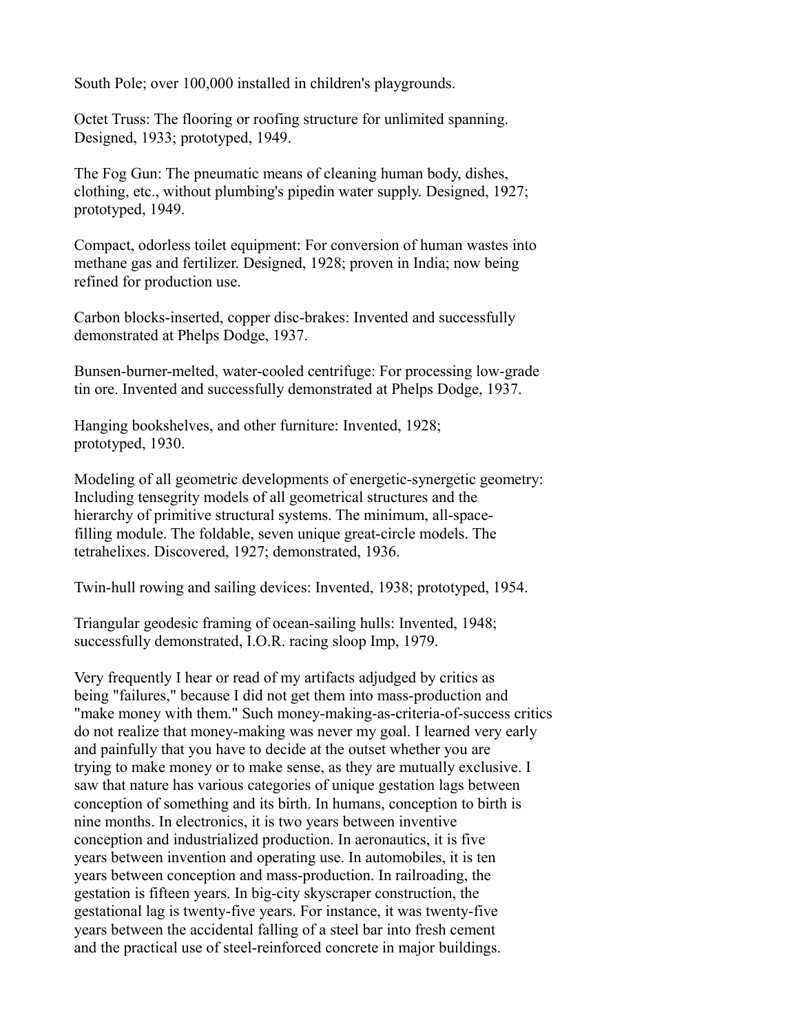South Pole; over 100,000 installed in children's playgrounds.

Octet Truss: The flooring or roofing structure for unlimited spanning. Designed, 1933; prototyped, 1949.

The Fog Gun: The pneumatic means of cleaning human body, dishes, clothing, etc., without plumbing's pipedin water supply. Designed, 1927; prototyped, 1949.

Compact, odorless toilet equipment: For conversion of human wastes into methane gas and fertilizer. Designed, 1928; proven in India; now being refined for production use.

Carbon blocks-inserted, copper disc-brakes: Invented and successfully demonstrated at Phelps Dodge, 1937.

Bunsen-burner-melted, water-cooled centrifuge: For processing low-grade tin ore. Invented and successfully demonstrated at Phelps Dodge, 1937.

Hanging bookshelves, and other furniture: Invented, 1928; prototyped, 1930.

Modeling of all geometric developments of energetic-synergetic geometry: Including tensegrity models of all geometrical structures and the hierarchy of primitive structural systems. The minimum, all-space-filling module. The foldable, seven unique great-circle models. The tetrahelixes. Discovered, 1927; demonstrated, 1936.

Twin-hull rowing and sailing devices: Invented, 1938; prototyped, 1954.

Triangular geodesic framing of ocean-sailing hulls: Invented, 1948; successfully demonstrated, I.O.R. racing sloop Imp, 1979.

Very frequently I hear or read of my artifacts adjudged by critics as being "failures," because I did not get them into mass-production and "make money with them." Such money-making-as-criteria-of-success critics do not realize that money-making was never my goal. I learned very early and painfully that you have to decide at the outset whether you are trying to make money or to make sense, as they are mutually exclusive. I saw that nature has various categories of unique gestation lags between conception of something and its birth. In humans, conception to birth is nine months. In electronics, it is two years between inventive conception and industrialized production. In aeronautics, it is five years between invention and operating use. In automobiles, it is ten years between conception and mass-production. In railroading, the gestation is fifteen years. In big-city skyscraper construction, the gestational lag is twenty-five years. For instance, it was twenty-five years between the accidental falling of a steel bar into fresh cement and the practical use of steel-reinforced concrete in major buildings.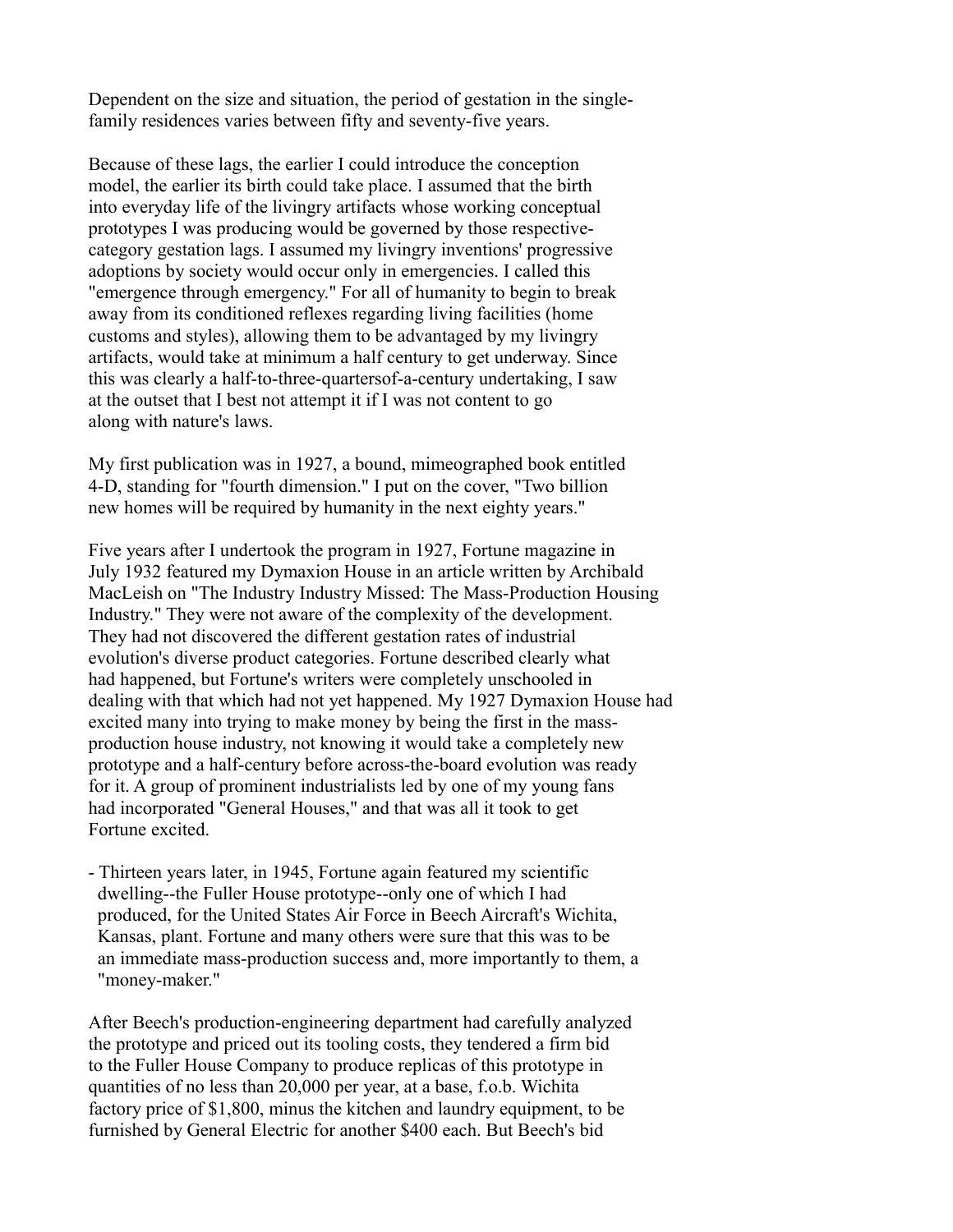Dependent on the size and situation, the period of gestation in the single-family residences varies between fifty and seventy-five years.

Because of these lags, the earlier I could introduce the conception model, the earlier its birth could take place. I assumed that the birth into everyday life of the livingry artifacts whose working conceptual prototypes I was producing would be governed by those respective-category gestation lags. I assumed my livingry inventions' progressive adoptions by society would occur only in emergencies. I called this "emergence through emergency." For all of humanity to begin to break away from its conditioned reflexes regarding living facilities (home customs and styles), allowing them to be advantaged by my livingry artifacts, would take at minimum a half century to get underway. Since this was clearly a half-to-three-quartersof-a-century undertaking, I saw at the outset that I best not attempt it if I was not content to go along with nature's laws.

My first publication was in 1927, a bound, mimeographed book entitled 4-D, standing for "fourth dimension." I put on the cover, "Two billion new homes will be required by humanity in the next eighty years."

Five years after I undertook the program in 1927, Fortune magazine in July 1932 featured my Dymaxion House in an article written by Archibald MacLeish on "The Industry Industry Missed: The Mass-Production Housing Industry." They were not aware of the complexity of the development. They had not discovered the different gestation rates of industrial evolution's diverse product categories. Fortune described clearly what had happened, but Fortune's writers were completely unschooled in dealing with that which had not yet happened. My 1927 Dymaxion House had excited many into trying to make money by being the first in the mass-production house industry, not knowing it would take a completely new prototype and a half-century before across-the-board evolution was ready for it. A group of prominent industrialists led by one of my young fans had incorporated "General Houses," and that was all it took to get Fortune excited.

- Thirteen years later, in 1945, Fortune again featured my scientific dwelling--the Fuller House prototype--only one of which I had produced, for the United States Air Force in Beech Aircraft's Wichita, Kansas, plant. Fortune and many others were sure that this was to be an immediate mass-production success and, more importantly to them, a "money-maker."

After Beech's production-engineering department had carefully analyzed the prototype and priced out its tooling costs, they tendered a firm bid to the Fuller House Company to produce replicas of this prototype in quantities of no less than 20,000 per year, at a base, f.o.b. Wichita factory price of $1,800, minus the kitchen and laundry equipment, to be furnished by General Electric for another $400 each. But Beech's bid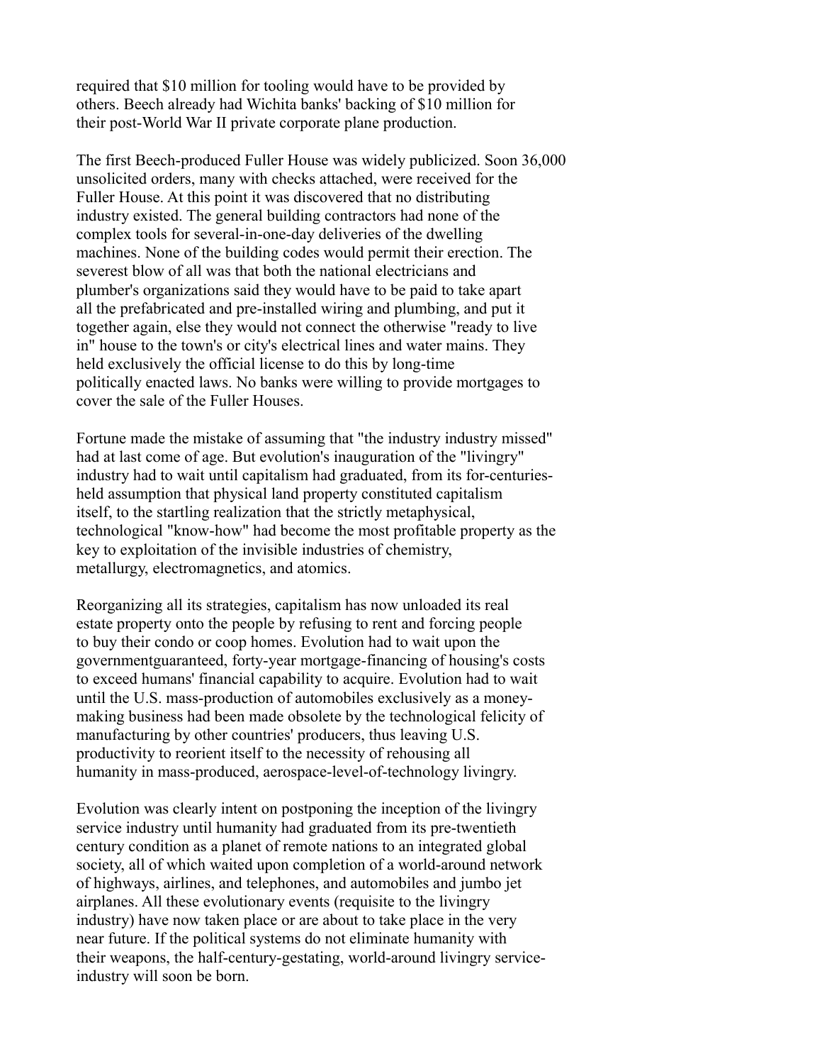required that $10 million for tooling would have to be provided by others. Beech already had Wichita banks' backing of $10 million for their post-World War II private corporate plane production.

The first Beech-produced Fuller House was widely publicized. Soon 36,000 unsolicited orders, many with checks attached, were received for the Fuller House. At this point it was discovered that no distributing industry existed. The general building contractors had none of the complex tools for several-in-one-day deliveries of the dwelling machines. None of the building codes would permit their erection. The severest blow of all was that both the national electricians and plumber's organizations said they would have to be paid to take apart all the prefabricated and pre-installed wiring and plumbing, and put it together again, else they would not connect the otherwise "ready to live in" house to the town's or city's electrical lines and water mains. They held exclusively the official license to do this by long-time politically enacted laws. No banks were willing to provide mortgages to cover the sale of the Fuller Houses.

Fortune made the mistake of assuming that "the industry industry missed" had at last come of age. But evolution's inauguration of the "livingry" industry had to wait until capitalism had graduated, from its for-centuries-held assumption that physical land property constituted capitalism itself, to the startling realization that the strictly metaphysical, technological "know-how" had become the most profitable property as the key to exploitation of the invisible industries of chemistry, metallurgy, electromagnetics, and atomics.

Reorganizing all its strategies, capitalism has now unloaded its real estate property onto the people by refusing to rent and forcing people to buy their condo or coop homes. Evolution had to wait upon the governmentguaranteed, forty-year mortgage-financing of housing's costs to exceed humans' financial capability to acquire. Evolution had to wait until the U.S. mass-production of automobiles exclusively as a money-making business had been made obsolete by the technological felicity of manufacturing by other countries' producers, thus leaving U.S. productivity to reorient itself to the necessity of rehousing all humanity in mass-produced, aerospace-level-of-technology livingry.

Evolution was clearly intent on postponing the inception of the livingry service industry until humanity had graduated from its pre-twentieth century condition as a planet of remote nations to an integrated global society, all of which waited upon completion of a world-around network of highways, airlines, and telephones, and automobiles and jumbo jet airplanes. All these evolutionary events (requisite to the livingry industry) have now taken place or are about to take place in the very near future. If the political systems do not eliminate humanity with their weapons, the half-century-gestating, world-around livingry service-industry will soon be born.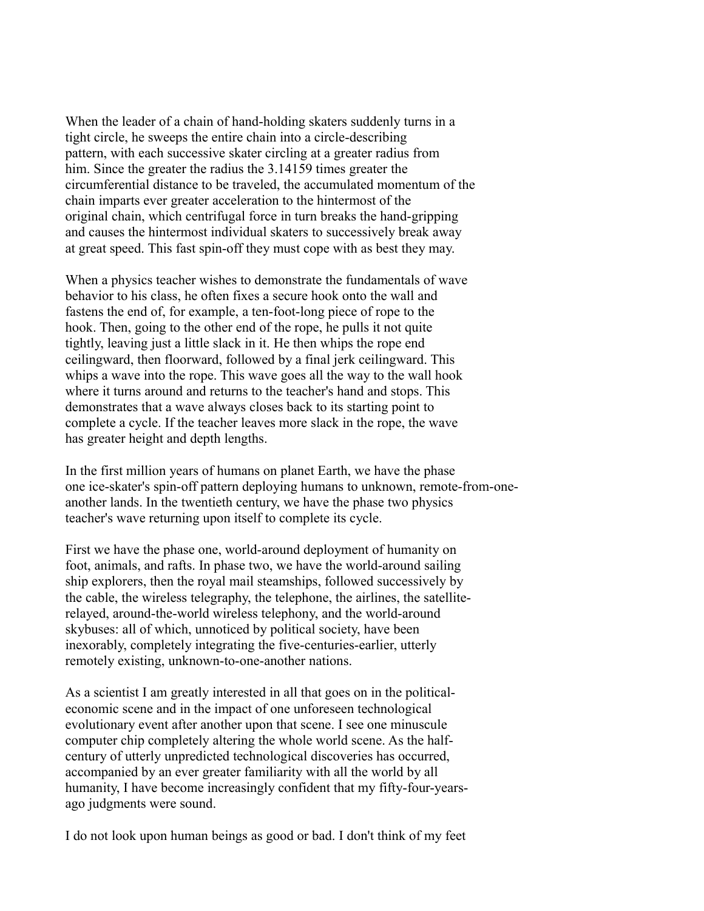When the leader of a chain of hand-holding skaters suddenly turns in a tight circle, he sweeps the entire chain into a circle-describing pattern, with each successive skater circling at a greater radius from him. Since the greater the radius the 3.14159 times greater the circumferential distance to be traveled, the accumulated momentum of the chain imparts ever greater acceleration to the hintermost of the original chain, which centrifugal force in turn breaks the hand-gripping and causes the hintermost individual skaters to successively break away at great speed. This fast spin-off they must cope with as best they may.

When a physics teacher wishes to demonstrate the fundamentals of wave behavior to his class, he often fixes a secure hook onto the wall and fastens the end of, for example, a ten-foot-long piece of rope to the hook. Then, going to the other end of the rope, he pulls it not quite tightly, leaving just a little slack in it. He then whips the rope end ceilingward, then floorward, followed by a final jerk ceilingward. This whips a wave into the rope. This wave goes all the way to the wall hook where it turns around and returns to the teacher's hand and stops. This demonstrates that a wave always closes back to its starting point to complete a cycle. If the teacher leaves more slack in the rope, the wave has greater height and depth lengths.

In the first million years of humans on planet Earth, we have the phase one ice-skater's spin-off pattern deploying humans to unknown, remote-from-one-another lands. In the twentieth century, we have the phase two physics teacher's wave returning upon itself to complete its cycle.

First we have the phase one, world-around deployment of humanity on foot, animals, and rafts. In phase two, we have the world-around sailing ship explorers, then the royal mail steamships, followed successively by the cable, the wireless telegraphy, the telephone, the airlines, the satellite-relayed, around-the-world wireless telephony, and the world-around skybuses: all of which, unnoticed by political society, have been inexorably, completely integrating the five-centuries-earlier, utterly remotely existing, unknown-to-one-another nations.

As a scientist I am greatly interested in all that goes on in the political-economic scene and in the impact of one unforeseen technological evolutionary event after another upon that scene. I see one minuscule computer chip completely altering the whole world scene. As the half-century of utterly unpredicted technological discoveries has occurred, accompanied by an ever greater familiarity with all the world by all humanity, I have become increasingly confident that my fifty-four-years-ago judgments were sound.

I do not look upon human beings as good or bad. I don't think of my feet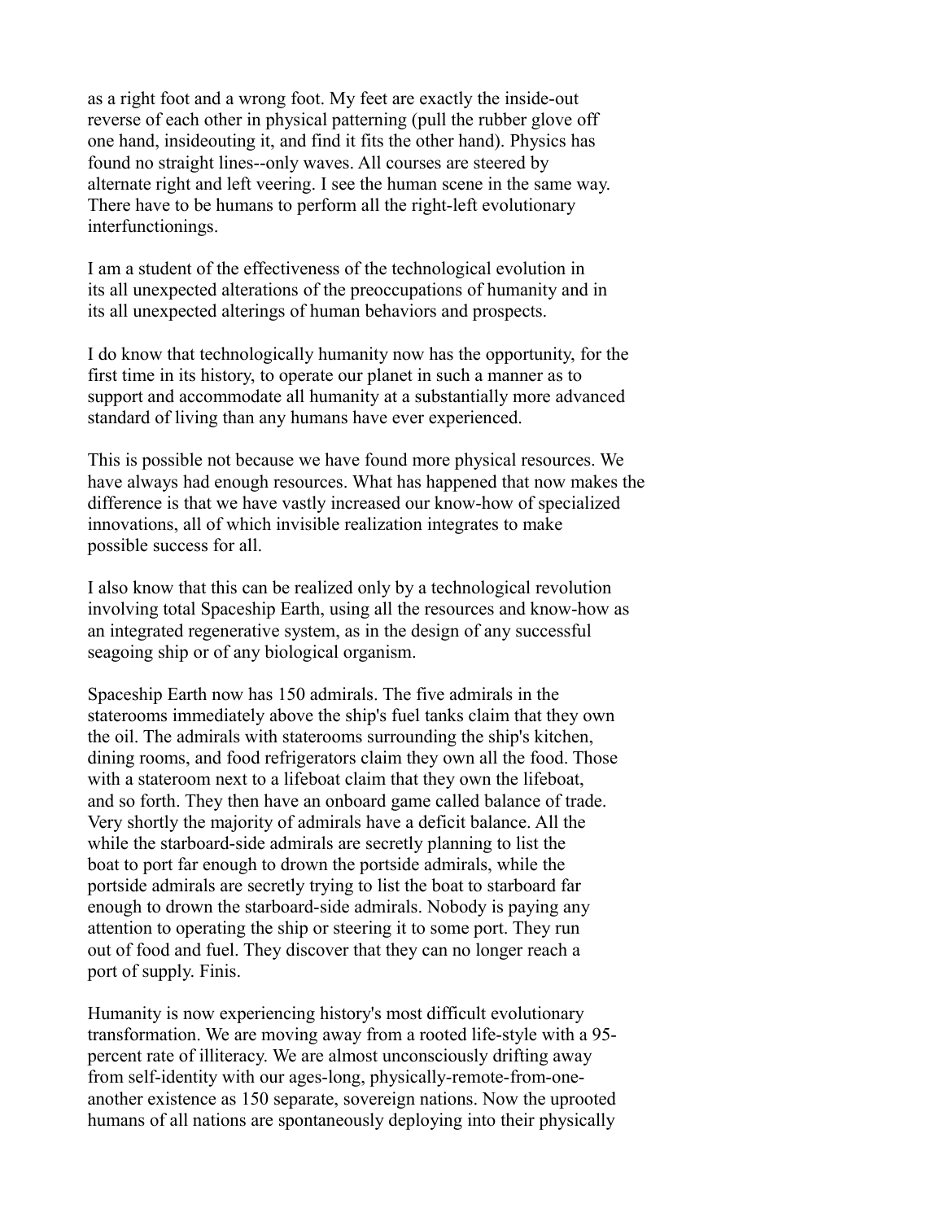as a right foot and a wrong foot. My feet are exactly the inside-out reverse of each other in physical patterning (pull the rubber glove off one hand, insideouting it, and find it fits the other hand). Physics has found no straight lines--only waves. All courses are steered by alternate right and left veering. I see the human scene in the same way. There have to be humans to perform all the right-left evolutionary interfunctionings.

I am a student of the effectiveness of the technological evolution in its all unexpected alterations of the preoccupations of humanity and in its all unexpected alterings of human behaviors and prospects.

I do know that technologically humanity now has the opportunity, for the first time in its history, to operate our planet in such a manner as to support and accommodate all humanity at a substantially more advanced standard of living than any humans have ever experienced.

This is possible not because we have found more physical resources. We have always had enough resources. What has happened that now makes the difference is that we have vastly increased our know-how of specialized innovations, all of which invisible realization integrates to make possible success for all.

I also know that this can be realized only by a technological revolution involving total Spaceship Earth, using all the resources and know-how as an integrated regenerative system, as in the design of any successful seagoing ship or of any biological organism.

Spaceship Earth now has 150 admirals. The five admirals in the staterooms immediately above the ship's fuel tanks claim that they own the oil. The admirals with staterooms surrounding the ship's kitchen, dining rooms, and food refrigerators claim they own all the food. Those with a stateroom next to a lifeboat claim that they own the lifeboat, and so forth. They then have an onboard game called balance of trade. Very shortly the majority of admirals have a deficit balance. All the while the starboard-side admirals are secretly planning to list the boat to port far enough to drown the portside admirals, while the portside admirals are secretly trying to list the boat to starboard far enough to drown the starboard-side admirals. Nobody is paying any attention to operating the ship or steering it to some port. They run out of food and fuel. They discover that they can no longer reach a port of supply. Finis.

Humanity is now experiencing history's most difficult evolutionary transformation. We are moving away from a rooted life-style with a 95-percent rate of illiteracy. We are almost unconsciously drifting away from self-identity with our ages-long, physically-remote-from-one-another existence as 150 separate, sovereign nations. Now the uprooted humans of all nations are spontaneously deploying into their physically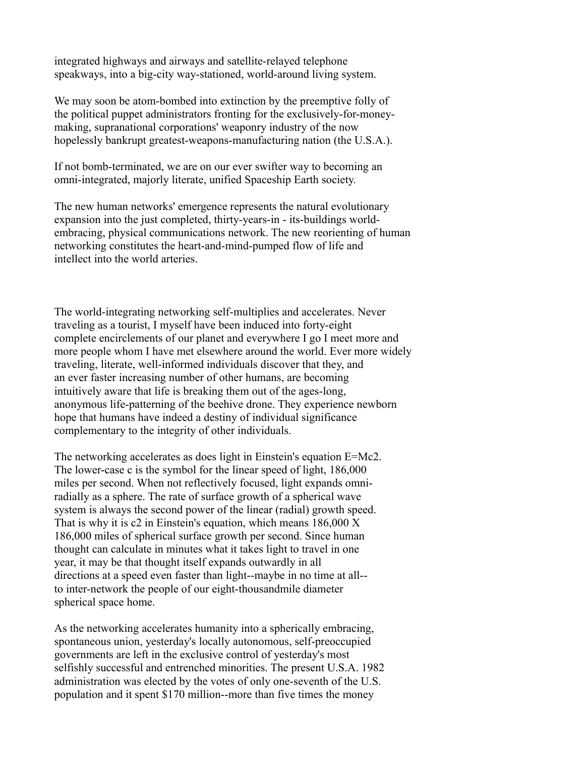integrated highways and airways and satellite-relayed telephone speakways, into a big-city way-stationed, world-around living system.

We may soon be atom-bombed into extinction by the preemptive folly of the political puppet administrators fronting for the exclusively-for-money-making, supranational corporations' weaponry industry of the now hopelessly bankrupt greatest-weapons-manufacturing nation (the U.S.A.).

If not bomb-terminated, we are on our ever swifter way to becoming an omni-integrated, majorly literate, unified Spaceship Earth society.

The new human networks' emergence represents the natural evolutionary expansion into the just completed, thirty-years-in - its-buildings world-embracing, physical communications network. The new reorienting of human networking constitutes the heart-and-mind-pumped flow of life and intellect into the world arteries.

The world-integrating networking self-multiplies and accelerates. Never traveling as a tourist, I myself have been induced into forty-eight complete encirclements of our planet and everywhere I go I meet more and more people whom I have met elsewhere around the world. Ever more widely traveling, literate, well-informed individuals discover that they, and an ever faster increasing number of other humans, are becoming intuitively aware that life is breaking them out of the ages-long, anonymous life-patterning of the beehive drone. They experience newborn hope that humans have indeed a destiny of individual significance complementary to the integrity of other individuals.

The networking accelerates as does light in Einstein's equation E=Mc2. The lower-case c is the symbol for the linear speed of light, 186,000 miles per second. When not reflectively focused, light expands omni-radially as a sphere. The rate of surface growth of a spherical wave system is always the second power of the linear (radial) growth speed. That is why it is c2 in Einstein's equation, which means 186,000 X 186,000 miles of spherical surface growth per second. Since human thought can calculate in minutes what it takes light to travel in one year, it may be that thought itself expands outwardly in all directions at a speed even faster than light--maybe in no time at all--to inter-network the people of our eight-thousandmile diameter spherical space home.

As the networking accelerates humanity into a spherically embracing, spontaneous union, yesterday's locally autonomous, self-preoccupied governments are left in the exclusive control of yesterday's most selfishly successful and entrenched minorities. The present U.S.A. 1982 administration was elected by the votes of only one-seventh of the U.S. population and it spent $170 million--more than five times the money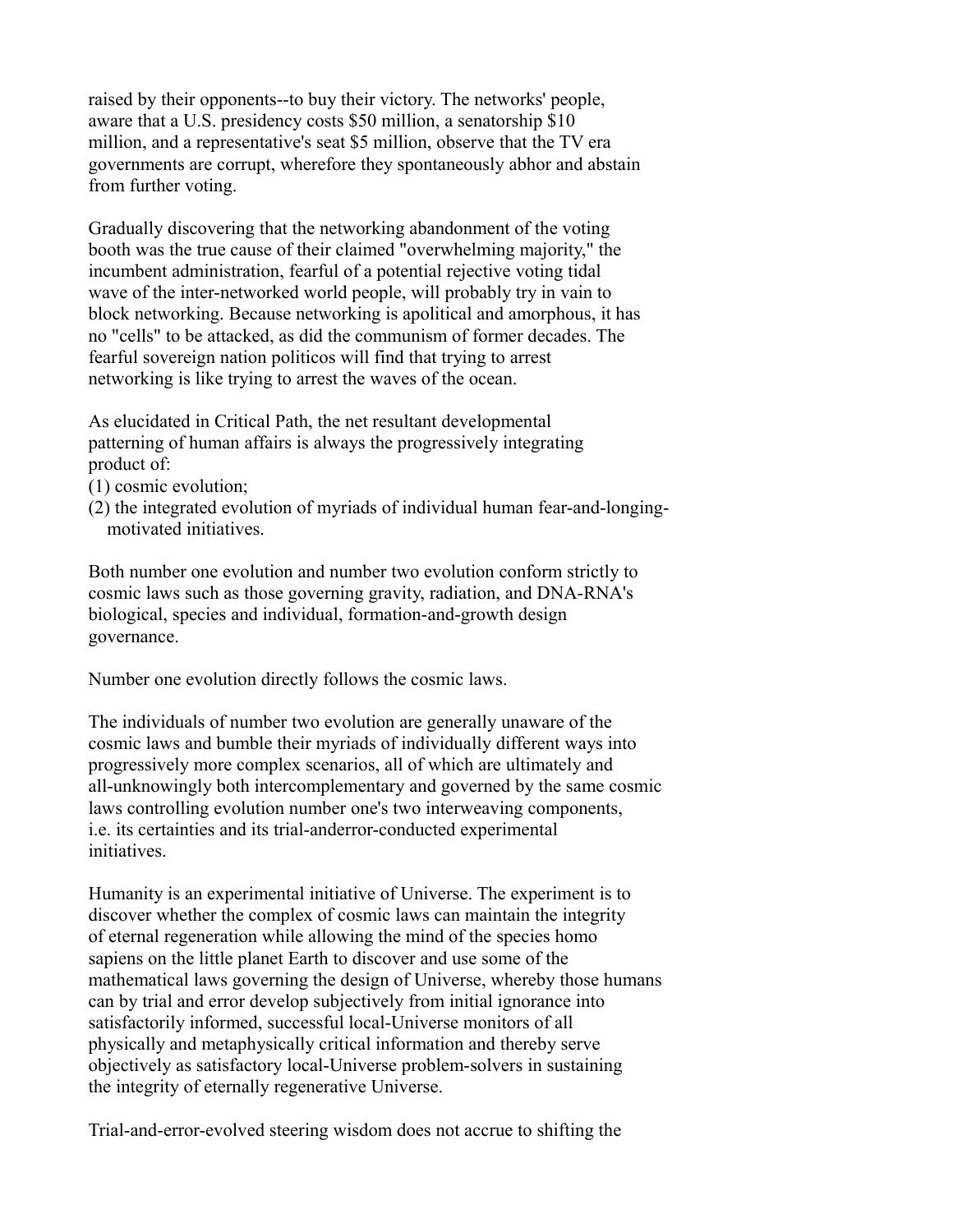raised by their opponents--to buy their victory. The networks' people, aware that a U.S. presidency costs $50 million, a senatorship $10 million, and a representative's seat $5 million, observe that the TV era governments are corrupt, wherefore they spontaneously abhor and abstain from further voting.

Gradually discovering that the networking abandonment of the voting booth was the true cause of their claimed "overwhelming majority," the incumbent administration, fearful of a potential rejective voting tidal wave of the inter-networked world people, will probably try in vain to block networking. Because networking is apolitical and amorphous, it has no "cells" to be attacked, as did the communism of former decades. The fearful sovereign nation politicos will find that trying to arrest networking is like trying to arrest the waves of the ocean.

As elucidated in Critical Path, the net resultant developmental patterning of human affairs is always the progressively integrating product of:

(1) cosmic evolution;
(2) the integrated evolution of myriads of individual human fear-and-longing-motivated initiatives.

Both number one evolution and number two evolution conform strictly to cosmic laws such as those governing gravity, radiation, and DNA-RNA's biological, species and individual, formation-and-growth design governance.

Number one evolution directly follows the cosmic laws.

The individuals of number two evolution are generally unaware of the cosmic laws and bumble their myriads of individually different ways into progressively more complex scenarios, all of which are ultimately and all-unknowingly both intercomplementary and governed by the same cosmic laws controlling evolution number one's two interweaving components, i.e. its certainties and its trial-anderror-conducted experimental initiatives.

Humanity is an experimental initiative of Universe. The experiment is to discover whether the complex of cosmic laws can maintain the integrity of eternal regeneration while allowing the mind of the species homo sapiens on the little planet Earth to discover and use some of the mathematical laws governing the design of Universe, whereby those humans can by trial and error develop subjectively from initial ignorance into satisfactorily informed, successful local-Universe monitors of all physically and metaphysically critical information and thereby serve objectively as satisfactory local-Universe problem-solvers in sustaining the integrity of eternally regenerative Universe.

Trial-and-error-evolved steering wisdom does not accrue to shifting the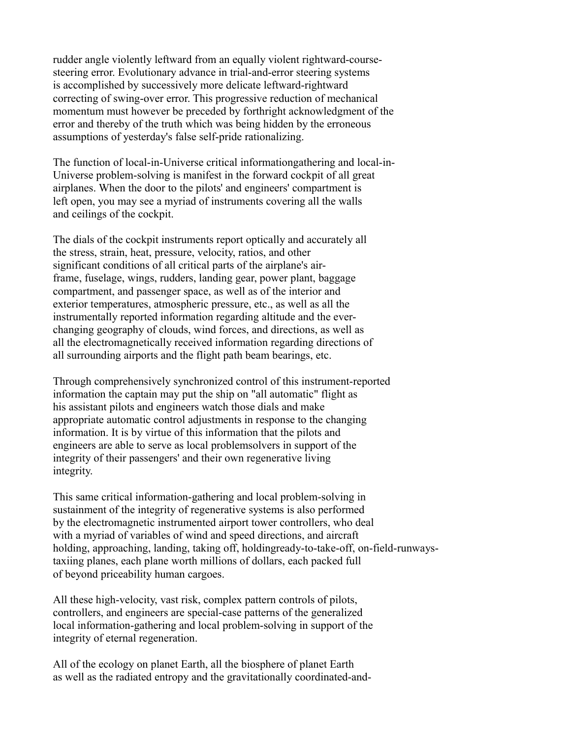rudder angle violently leftward from an equally violent rightward-course-steering error. Evolutionary advance in trial-and-error steering systems is accomplished by successively more delicate leftward-rightward correcting of swing-over error. This progressive reduction of mechanical momentum must however be preceded by forthright acknowledgment of the error and thereby of the truth which was being hidden by the erroneous assumptions of yesterday's false self-pride rationalizing.

The function of local-in-Universe critical informationgathering and local-in-Universe problem-solving is manifest in the forward cockpit of all great airplanes. When the door to the pilots' and engineers' compartment is left open, you may see a myriad of instruments covering all the walls and ceilings of the cockpit.

The dials of the cockpit instruments report optically and accurately all the stress, strain, heat, pressure, velocity, ratios, and other significant conditions of all critical parts of the airplane's air-frame, fuselage, wings, rudders, landing gear, power plant, baggage compartment, and passenger space, as well as of the interior and exterior temperatures, atmospheric pressure, etc., as well as all the instrumentally reported information regarding altitude and the ever-changing geography of clouds, wind forces, and directions, as well as all the electromagnetically received information regarding directions of all surrounding airports and the flight path beam bearings, etc.

Through comprehensively synchronized control of this instrument-reported information the captain may put the ship on "all automatic" flight as his assistant pilots and engineers watch those dials and make appropriate automatic control adjustments in response to the changing information. It is by virtue of this information that the pilots and engineers are able to serve as local problemsolvers in support of the integrity of their passengers' and their own regenerative living integrity.

This same critical information-gathering and local problem-solving in sustainment of the integrity of regenerative systems is also performed by the electromagnetic instrumented airport tower controllers, who deal with a myriad of variables of wind and speed directions, and aircraft holding, approaching, landing, taking off, holdingready-to-take-off, on-field-runways-taxiing planes, each plane worth millions of dollars, each packed full of beyond priceability human cargoes.

All these high-velocity, vast risk, complex pattern controls of pilots, controllers, and engineers are special-case patterns of the generalized local information-gathering and local problem-solving in support of the integrity of eternal regeneration.

All of the ecology on planet Earth, all the biosphere of planet Earth as well as the radiated entropy and the gravitationally coordinated-and-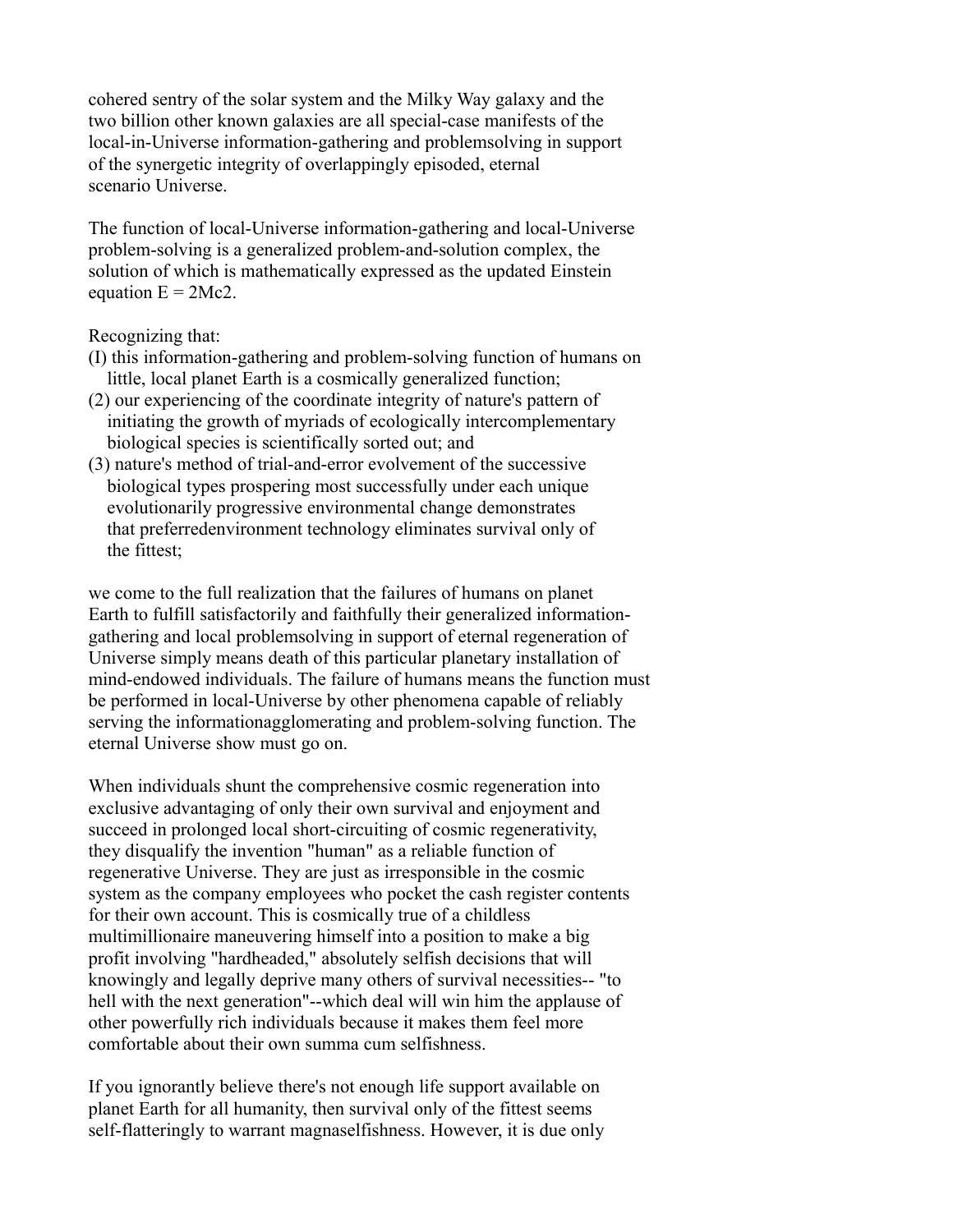cohered sentry of the solar system and the Milky Way galaxy and the two billion other known galaxies are all special-case manifests of the local-in-Universe information-gathering and problemsolving in support of the synergetic integrity of overlappingly episoded, eternal scenario Universe.

The function of local-Universe information-gathering and local-Universe problem-solving is a generalized problem-and-solution complex, the solution of which is mathematically expressed as the updated Einstein equation $E = 2Mc2$.

Recognizing that:

(I) this information-gathering and problem-solving function of humans on little, local planet Earth is a cosmically generalized function;
(2) our experiencing of the coordinate integrity of nature's pattern of initiating the growth of myriads of ecologically intercomplementary biological species is scientifically sorted out; and
(3) nature's method of trial-and-error evolvement of the successive biological types prospering most successfully under each unique evolutionarily progressive environmental change demonstrates that preferredenvironment technology eliminates survival only of the fittest;

we come to the full realization that the failures of humans on planet Earth to fulfill satisfactorily and faithfully their generalized information-gathering and local problemsolving in support of eternal regeneration of Universe simply means death of this particular planetary installation of mind-endowed individuals. The failure of humans means the function must be performed in local-Universe by other phenomena capable of reliably serving the informationagglomerating and problem-solving function. The eternal Universe show must go on.

When individuals shunt the comprehensive cosmic regeneration into exclusive advantaging of only their own survival and enjoyment and succeed in prolonged local short-circuiting of cosmic regenerativity, they disqualify the invention "human" as a reliable function of regenerative Universe. They are just as irresponsible in the cosmic system as the company employees who pocket the cash register contents for their own account. This is cosmically true of a childless multimillionaire maneuvering himself into a position to make a big profit involving "hardheaded," absolutely selfish decisions that will knowingly and legally deprive many others of survival necessities-- "to hell with the next generation"--which deal will win him the applause of other powerfully rich individuals because it makes them feel more comfortable about their own summa cum selfishness.

If you ignorantly believe there's not enough life support available on planet Earth for all humanity, then survival only of the fittest seems self-flatteringly to warrant magnaselfishness. However, it is due only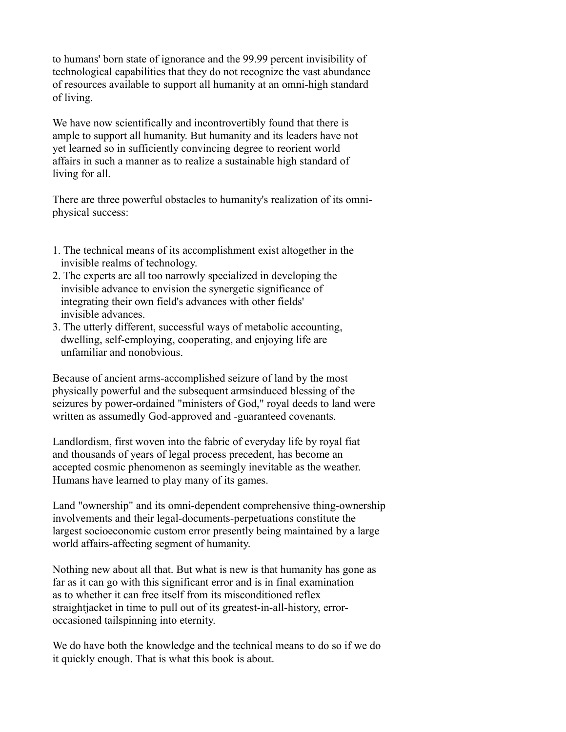to humans' born state of ignorance and the 99.99 percent invisibility of technological capabilities that they do not recognize the vast abundance of resources available to support all humanity at an omni-high standard of living.

We have now scientifically and incontrovertibly found that there is ample to support all humanity. But humanity and its leaders have not yet learned so in sufficiently convincing degree to reorient world affairs in such a manner as to realize a sustainable high standard of living for all.

There are three powerful obstacles to humanity's realization of its omni-physical success:

1. The technical means of its accomplishment exist altogether in the invisible realms of technology.
2. The experts are all too narrowly specialized in developing the invisible advance to envision the synergetic significance of integrating their own field's advances with other fields' invisible advances.
3. The utterly different, successful ways of metabolic accounting, dwelling, self-employing, cooperating, and enjoying life are unfamiliar and nonobvious.

Because of ancient arms-accomplished seizure of land by the most physically powerful and the subsequent armsinduced blessing of the seizures by power-ordained "ministers of God," royal deeds to land were written as assumedly God-approved and -guaranteed covenants.

Landlordism, first woven into the fabric of everyday life by royal fiat and thousands of years of legal process precedent, has become an accepted cosmic phenomenon as seemingly inevitable as the weather. Humans have learned to play many of its games.

Land "ownership" and its omni-dependent comprehensive thing-ownership involvements and their legal-documents-perpetuations constitute the largest socioeconomic custom error presently being maintained by a large world affairs-affecting segment of humanity.

Nothing new about all that. But what is new is that humanity has gone as far as it can go with this significant error and is in final examination as to whether it can free itself from its misconditioned reflex straightjacket in time to pull out of its greatest-in-all-history, error-occasioned tailspinning into eternity.

We do have both the knowledge and the technical means to do so if we do it quickly enough. That is what this book is about.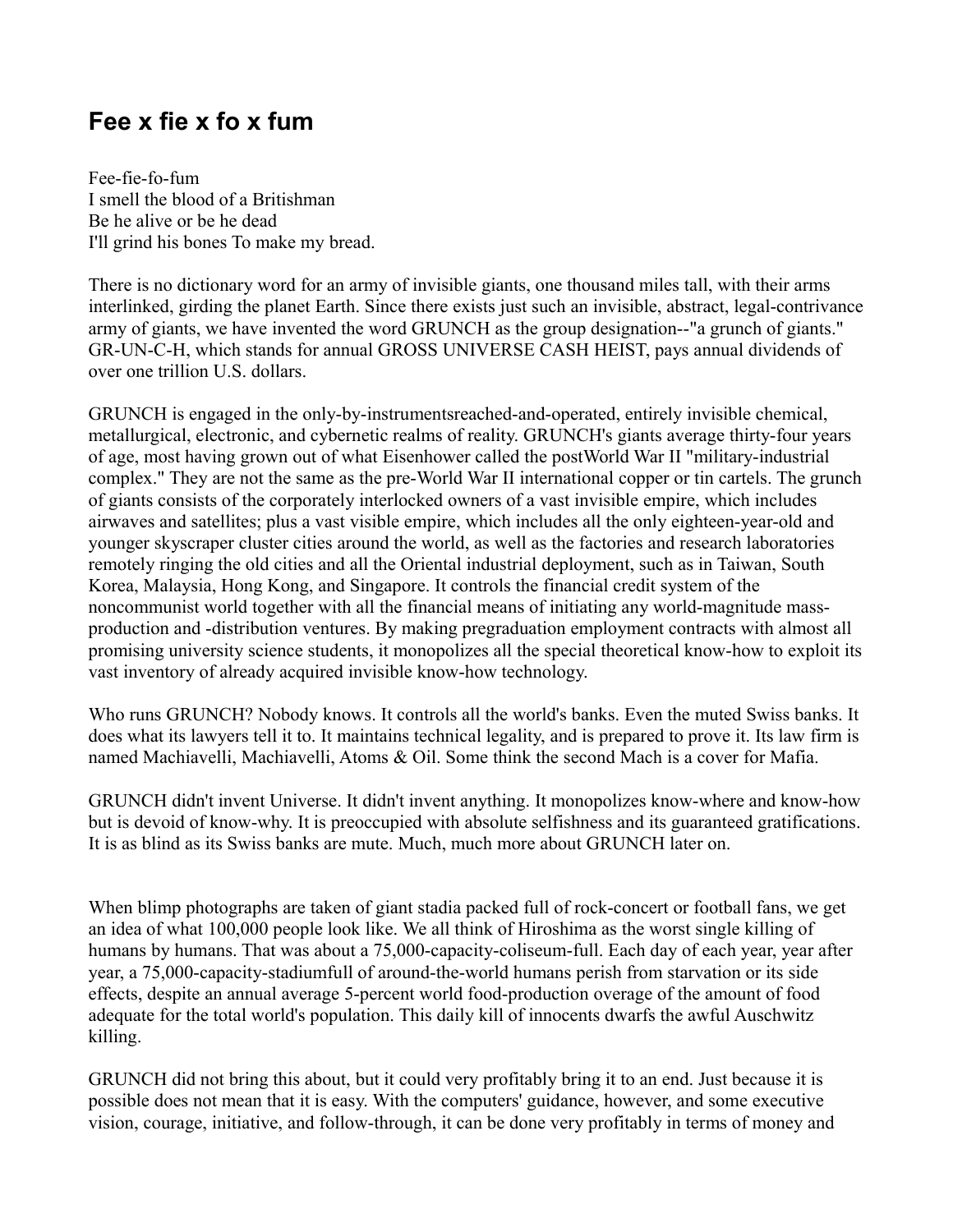## Fee x fie x fo x fum

Fee-fie-fo-fum
I smell the blood of a Britishman
Be he alive or be he dead
I'll grind his bones To make my bread.

There is no dictionary word for an army of invisible giants, one thousand miles tall, with their arms interlinked, girding the planet Earth. Since there exists just such an invisible, abstract, legal-contrivance army of giants, we have invented the word GRUNCH as the group designation--"a grunch of giants." GR-UN-C-H, which stands for annual GROSS UNIVERSE CASH HEIST, pays annual dividends of over one trillion U.S. dollars.

GRUNCH is engaged in the only-by-instrumentsreached-and-operated, entirely invisible chemical, metallurgical, electronic, and cybernetic realms of reality. GRUNCH's giants average thirty-four years of age, most having grown out of what Eisenhower called the postWorld War II "military-industrial complex." They are not the same as the pre-World War II international copper or tin cartels. The grunch of giants consists of the corporately interlocked owners of a vast invisible empire, which includes airwaves and satellites; plus a vast visible empire, which includes all the only eighteen-year-old and younger skyscraper cluster cities around the world, as well as the factories and research laboratories remotely ringing the old cities and all the Oriental industrial deployment, such as in Taiwan, South Korea, Malaysia, Hong Kong, and Singapore. It controls the financial credit system of the noncommunist world together with all the financial means of initiating any world-magnitude mass-production and -distribution ventures. By making pregraduation employment contracts with almost all promising university science students, it monopolizes all the special theoretical know-how to exploit its vast inventory of already acquired invisible know-how technology.

Who runs GRUNCH? Nobody knows. It controls all the world's banks. Even the muted Swiss banks. It does what its lawyers tell it to. It maintains technical legality, and is prepared to prove it. Its law firm is named Machiavelli, Machiavelli, Atoms & Oil. Some think the second Mach is a cover for Mafia.

GRUNCH didn't invent Universe. It didn't invent anything. It monopolizes know-where and know-how but is devoid of know-why. It is preoccupied with absolute selfishness and its guaranteed gratifications. It is as blind as its Swiss banks are mute. Much, much more about GRUNCH later on.

When blimp photographs are taken of giant stadia packed full of rock-concert or football fans, we get an idea of what 100,000 people look like. We all think of Hiroshima as the worst single killing of humans by humans. That was about a 75,000-capacity-coliseum-full. Each day of each year, year after year, a 75,000-capacity-stadiumfull of around-the-world humans perish from starvation or its side effects, despite an annual average 5-percent world food-production overage of the amount of food adequate for the total world's population. This daily kill of innocents dwarfs the awful Auschwitz killing.

GRUNCH did not bring this about, but it could very profitably bring it to an end. Just because it is possible does not mean that it is easy. With the computers' guidance, however, and some executive vision, courage, initiative, and follow-through, it can be done very profitably in terms of money and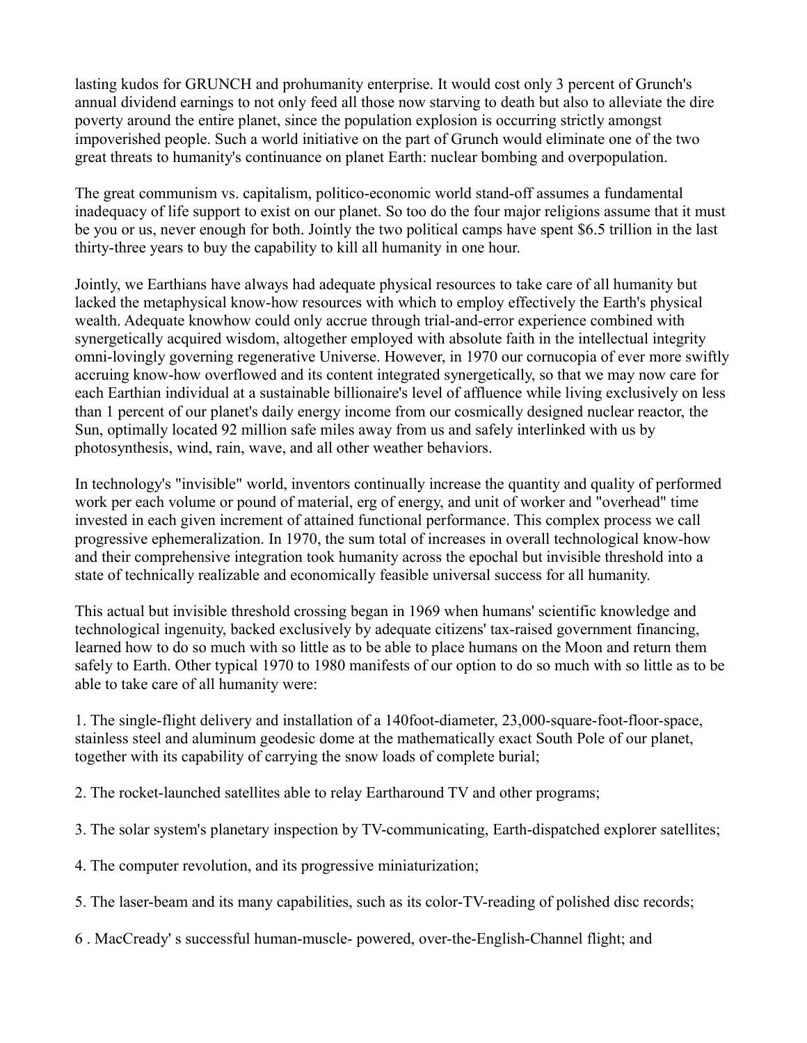lasting kudos for GRUNCH and prohumanity enterprise. It would cost only 3 percent of Grunch's annual dividend earnings to not only feed all those now starving to death but also to alleviate the dire poverty around the entire planet, since the population explosion is occurring strictly amongst impoverished people. Such a world initiative on the part of Grunch would eliminate one of the two great threats to humanity's continuance on planet Earth: nuclear bombing and overpopulation.

The great communism vs. capitalism, politico-economic world stand-off assumes a fundamental inadequacy of life support to exist on our planet. So too do the four major religions assume that it must be you or us, never enough for both. Jointly the two political camps have spent $6.5 trillion in the last thirty-three years to buy the capability to kill all humanity in one hour.

Jointly, we Earthians have always had adequate physical resources to take care of all humanity but lacked the metaphysical know-how resources with which to employ effectively the Earth's physical wealth. Adequate knowhow could only accrue through trial-and-error experience combined with synergetically acquired wisdom, altogether employed with absolute faith in the intellectual integrity omni-lovingly governing regenerative Universe. However, in 1970 our cornucopia of ever more swiftly accruing know-how overflowed and its content integrated synergetically, so that we may now care for each Earthian individual at a sustainable billionaire's level of affluence while living exclusively on less than 1 percent of our planet's daily energy income from our cosmically designed nuclear reactor, the Sun, optimally located 92 million safe miles away from us and safely interlinked with us by photosynthesis, wind, rain, wave, and all other weather behaviors.

In technology's "invisible" world, inventors continually increase the quantity and quality of performed work per each volume or pound of material, erg of energy, and unit of worker and "overhead" time invested in each given increment of attained functional performance. This complex process we call progressive ephemeralization. In 1970, the sum total of increases in overall technological know-how and their comprehensive integration took humanity across the epochal but invisible threshold into a state of technically realizable and economically feasible universal success for all humanity.

This actual but invisible threshold crossing began in 1969 when humans' scientific knowledge and technological ingenuity, backed exclusively by adequate citizens' tax-raised government financing, learned how to do so much with so little as to be able to place humans on the Moon and return them safely to Earth. Other typical 1970 to 1980 manifests of our option to do so much with so little as to be able to take care of all humanity were:

1. The single-flight delivery and installation of a 140foot-diameter, 23,000-square-foot-floor-space, stainless steel and aluminum geodesic dome at the mathematically exact South Pole of our planet, together with its capability of carrying the snow loads of complete burial;

2. The rocket-launched satellites able to relay Eartharound TV and other programs;

3. The solar system's planetary inspection by TV-communicating, Earth-dispatched explorer satellites;

4. The computer revolution, and its progressive miniaturization;

5. The laser-beam and its many capabilities, such as its color-TV-reading of polished disc records;

6 . MacCready' s successful human-muscle- powered, over-the-English-Channel flight; and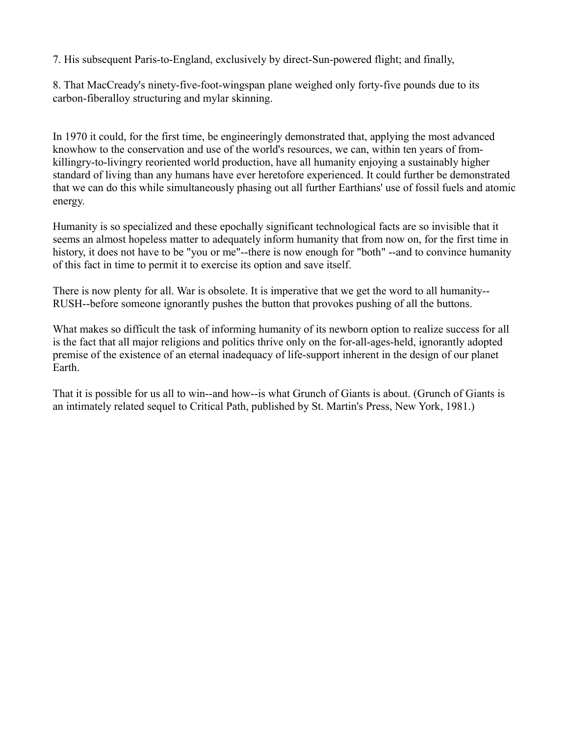7. His subsequent Paris-to-England, exclusively by direct-Sun-powered flight; and finally,

8. That MacCready's ninety-five-foot-wingspan plane weighed only forty-five pounds due to its carbon-fiberalloy structuring and mylar skinning.

In 1970 it could, for the first time, be engineeringly demonstrated that, applying the most advanced knowhow to the conservation and use of the world's resources, we can, within ten years of from-killingry-to-livingry reoriented world production, have all humanity enjoying a sustainably higher standard of living than any humans have ever heretofore experienced. It could further be demonstrated that we can do this while simultaneously phasing out all further Earthians' use of fossil fuels and atomic energy.

Humanity is so specialized and these epochally significant technological facts are so invisible that it seems an almost hopeless matter to adequately inform humanity that from now on, for the first time in history, it does not have to be "you or me"--there is now enough for "both" --and to convince humanity of this fact in time to permit it to exercise its option and save itself.

There is now plenty for all. War is obsolete. It is imperative that we get the word to all humanity--RUSH--before someone ignorantly pushes the button that provokes pushing of all the buttons.

What makes so difficult the task of informing humanity of its newborn option to realize success for all is the fact that all major religions and politics thrive only on the for-all-ages-held, ignorantly adopted premise of the existence of an eternal inadequacy of life-support inherent in the design of our planet Earth.

That it is possible for us all to win--and how--is what Grunch of Giants is about. (Grunch of Giants is an intimately related sequel to Critical Path, published by St. Martin's Press, New York, 1981.)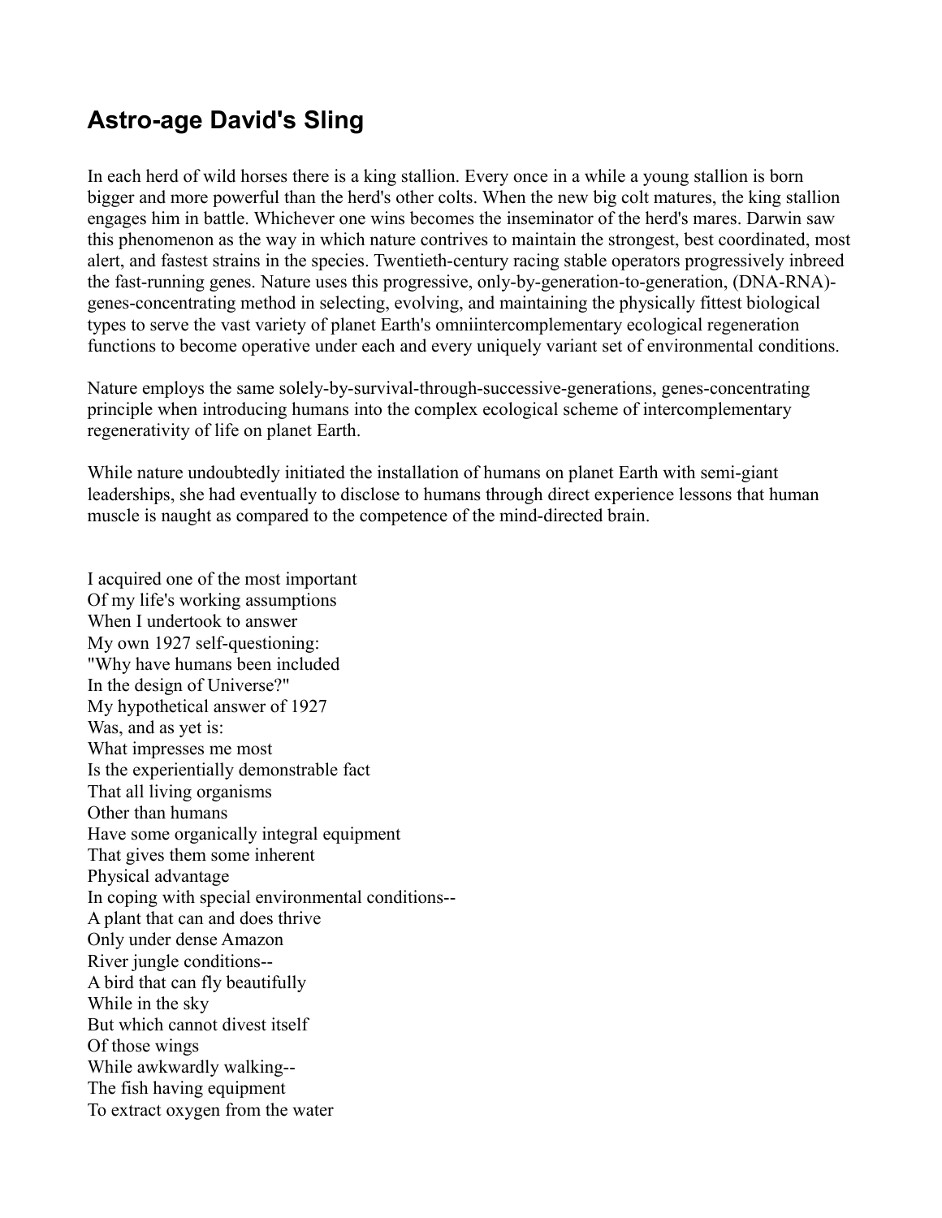## Astro-age David's Sling

In each herd of wild horses there is a king stallion. Every once in a while a young stallion is born bigger and more powerful than the herd's other colts. When the new big colt matures, the king stallion engages him in battle. Whichever one wins becomes the inseminator of the herd's mares. Darwin saw this phenomenon as the way in which nature contrives to maintain the strongest, best coordinated, most alert, and fastest strains in the species. Twentieth-century racing stable operators progressively inbreed the fast-running genes. Nature uses this progressive, only-by-generation-to-generation, (DNA-RNA)-genes-concentrating method in selecting, evolving, and maintaining the physically fittest biological types to serve the vast variety of planet Earth's omniintercomplementary ecological regeneration functions to become operative under each and every uniquely variant set of environmental conditions.

Nature employs the same solely-by-survival-through-successive-generations, genes-concentrating principle when introducing humans into the complex ecological scheme of intercomplementary regenerativity of life on planet Earth.

While nature undoubtedly initiated the installation of humans on planet Earth with semi-giant leaderships, she had eventually to disclose to humans through direct experience lessons that human muscle is naught as compared to the competence of the mind-directed brain.

I acquired one of the most important  
Of my life's working assumptions  
When I undertook to answer  
My own 1927 self-questioning:  
"Why have humans been included  
In the design of Universe?"  
My hypothetical answer of 1927  
Was, and as yet is:  
What impresses me most  
Is the experientially demonstrable fact  
That all living organisms  
Other than humans  
Have some organically integral equipment  
That gives them some inherent  
Physical advantage  
In coping with special environmental conditions--  
A plant that can and does thrive  
Only under dense Amazon  
River jungle conditions--  
A bird that can fly beautifully  
While in the sky  
But which cannot divest itself  
Of those wings  
While awkwardly walking--  
The fish having equipment  
To extract oxygen from the water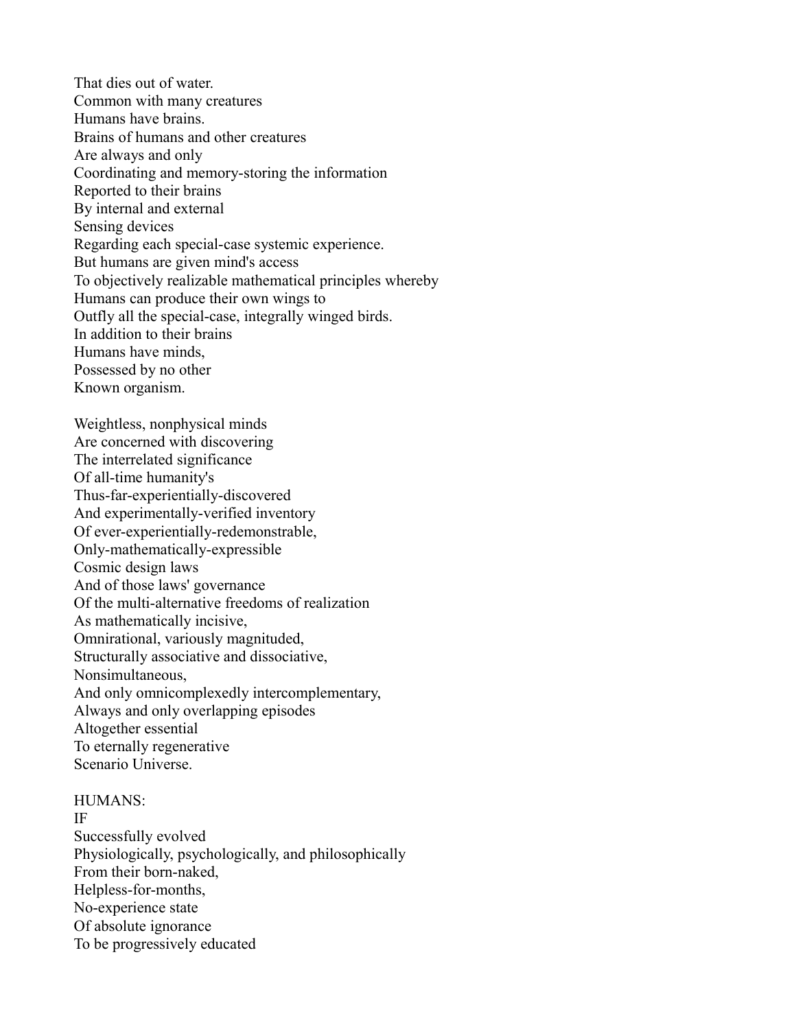That dies out of water.
Common with many creatures
Humans have brains.
Brains of humans and other creatures
Are always and only
Coordinating and memory-storing the information
Reported to their brains
By internal and external
Sensing devices
Regarding each special-case systemic experience.
But humans are given mind's access
To objectively realizable mathematical principles whereby
Humans can produce their own wings to
Outfly all the special-case, integrally winged birds.
In addition to their brains
Humans have minds,
Possessed by no other
Known organism.

Weightless, nonphysical minds
Are concerned with discovering
The interrelated significance
Of all-time humanity's
Thus-far-experientially-discovered
And experimentally-verified inventory
Of ever-experientially-redemonstrable,
Only-mathematically-expressible
Cosmic design laws
And of those laws' governance
Of the multi-alternative freedoms of realization
As mathematically incisive,
Omnirational, variously magnituded,
Structurally associative and dissociative,
Nonsimultaneous,
And only omnicomplexedly intercomplementary,
Always and only overlapping episodes
Altogether essential
To eternally regenerative
Scenario Universe.

HUMANS:
IF
Successfully evolved
Physiologically, psychologically, and philosophically
From their born-naked,
Helpless-for-months,
No-experience state
Of absolute ignorance
To be progressively educated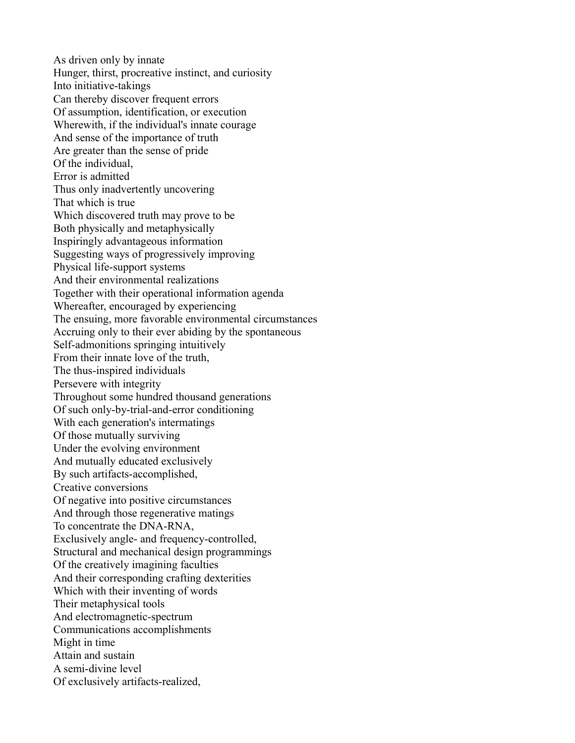As driven only by innate
Hunger, thirst, procreative instinct, and curiosity
Into initiative-takings
Can thereby discover frequent errors
Of assumption, identification, or execution
Wherewith, if the individual's innate courage
And sense of the importance of truth
Are greater than the sense of pride
Of the individual,
Error is admitted
Thus only inadvertently uncovering
That which is true
Which discovered truth may prove to be
Both physically and metaphysically
Inspiringly advantageous information
Suggesting ways of progressively improving
Physical life-support systems
And their environmental realizations
Together with their operational information agenda
Whereafter, encouraged by experiencing
The ensuing, more favorable environmental circumstances
Accruing only to their ever abiding by the spontaneous
Self-admonitions springing intuitively
From their innate love of the truth,
The thus-inspired individuals
Persevere with integrity
Throughout some hundred thousand generations
Of such only-by-trial-and-error conditioning
With each generation's intermatings
Of those mutually surviving
Under the evolving environment
And mutually educated exclusively
By such artifacts-accomplished,
Creative conversions
Of negative into positive circumstances
And through those regenerative matings
To concentrate the DNA-RNA,
Exclusively angle- and frequency-controlled,
Structural and mechanical design programmings
Of the creatively imagining faculties
And their corresponding crafting dexterities
Which with their inventing of words
Their metaphysical tools
And electromagnetic-spectrum
Communications accomplishments
Might in time
Attain and sustain
A semi-divine level
Of exclusively artifacts-realized,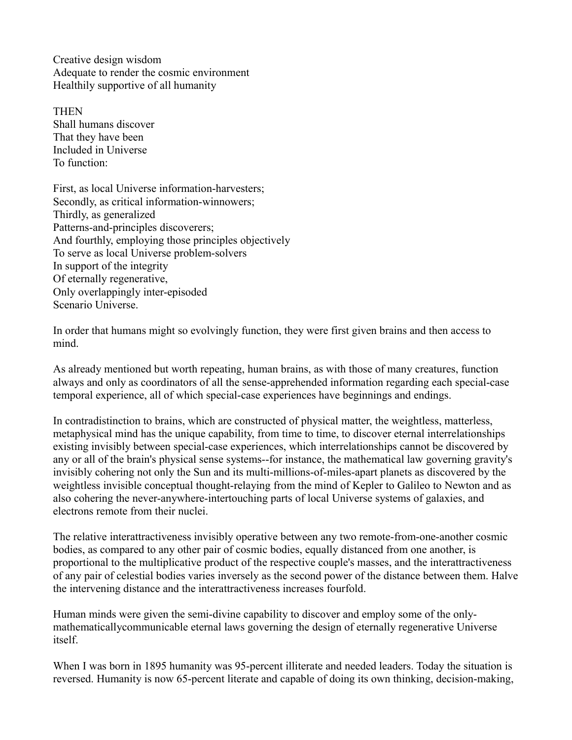Creative design wisdom
Adequate to render the cosmic environment
Healthily supportive of all humanity

THEN
Shall humans discover
That they have been
Included in Universe
To function:

First, as local Universe information-harvesters;
Secondly, as critical information-winnowers;
Thirdly, as generalized
Patterns-and-principles discoverers;
And fourthly, employing those principles objectively
To serve as local Universe problem-solvers
In support of the integrity
Of eternally regenerative,
Only overlappingly inter-episoded
Scenario Universe.

In order that humans might so evolvingly function, they were first given brains and then access to mind.

As already mentioned but worth repeating, human brains, as with those of many creatures, function always and only as coordinators of all the sense-apprehended information regarding each special-case temporal experience, all of which special-case experiences have beginnings and endings.

In contradistinction to brains, which are constructed of physical matter, the weightless, matterless, metaphysical mind has the unique capability, from time to time, to discover eternal interrelationships existing invisibly between special-case experiences, which interrelationships cannot be discovered by any or all of the brain's physical sense systems--for instance, the mathematical law governing gravity's invisibly cohering not only the Sun and its multi-millions-of-miles-apart planets as discovered by the weightless invisible conceptual thought-relaying from the mind of Kepler to Galileo to Newton and as also cohering the never-anywhere-intertouching parts of local Universe systems of galaxies, and electrons remote from their nuclei.

The relative interattractiveness invisibly operative between any two remote-from-one-another cosmic bodies, as compared to any other pair of cosmic bodies, equally distanced from one another, is proportional to the multiplicative product of the respective couple's masses, and the interattractiveness of any pair of celestial bodies varies inversely as the second power of the distance between them. Halve the intervening distance and the interattractiveness increases fourfold.

Human minds were given the semi-divine capability to discover and employ some of the only-mathematicallycommunicable eternal laws governing the design of eternally regenerative Universe itself.

When I was born in 1895 humanity was 95-percent illiterate and needed leaders. Today the situation is reversed. Humanity is now 65-percent literate and capable of doing its own thinking, decision-making,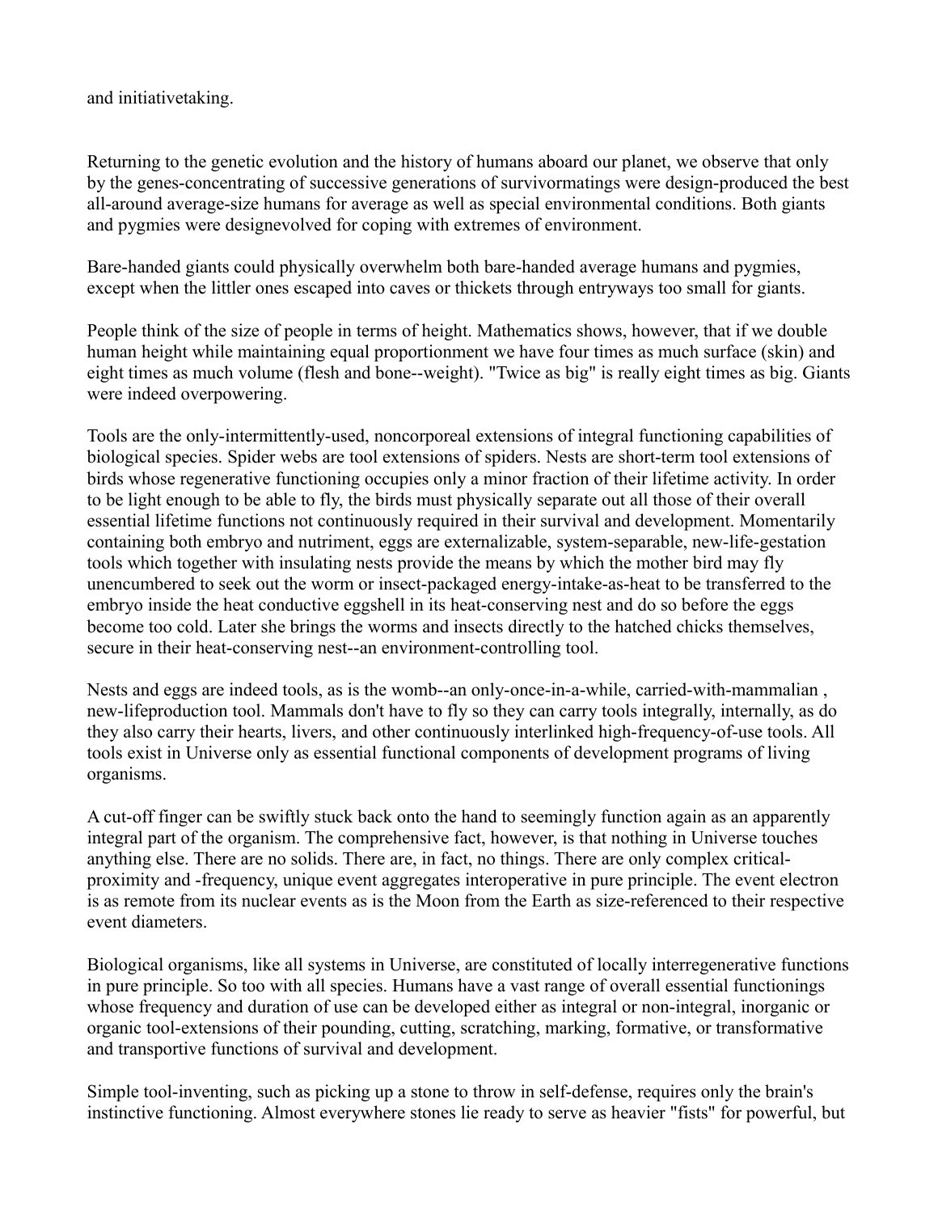and initiativetaking.

Returning to the genetic evolution and the history of humans aboard our planet, we observe that only by the genes-concentrating of successive generations of survivormatings were design-produced the best all-around average-size humans for average as well as special environmental conditions. Both giants and pygmies were designevolved for coping with extremes of environment.

Bare-handed giants could physically overwhelm both bare-handed average humans and pygmies, except when the littler ones escaped into caves or thickets through entryways too small for giants.

People think of the size of people in terms of height. Mathematics shows, however, that if we double human height while maintaining equal proportionment we have four times as much surface (skin) and eight times as much volume (flesh and bone--weight). "Twice as big" is really eight times as big. Giants were indeed overpowering.

Tools are the only-intermittently-used, noncorporeal extensions of integral functioning capabilities of biological species. Spider webs are tool extensions of spiders. Nests are short-term tool extensions of birds whose regenerative functioning occupies only a minor fraction of their lifetime activity. In order to be light enough to be able to fly, the birds must physically separate out all those of their overall essential lifetime functions not continuously required in their survival and development. Momentarily containing both embryo and nutriment, eggs are externalizable, system-separable, new-life-gestation tools which together with insulating nests provide the means by which the mother bird may fly unencumbered to seek out the worm or insect-packaged energy-intake-as-heat to be transferred to the embryo inside the heat conductive eggshell in its heat-conserving nest and do so before the eggs become too cold. Later she brings the worms and insects directly to the hatched chicks themselves, secure in their heat-conserving nest--an environment-controlling tool.

Nests and eggs are indeed tools, as is the womb--an only-once-in-a-while, carried-with-mammalian , new-lifeproduction tool. Mammals don't have to fly so they can carry tools integrally, internally, as do they also carry their hearts, livers, and other continuously interlinked high-frequency-of-use tools. All tools exist in Universe only as essential functional components of development programs of living organisms.

A cut-off finger can be swiftly stuck back onto the hand to seemingly function again as an apparently integral part of the organism. The comprehensive fact, however, is that nothing in Universe touches anything else. There are no solids. There are, in fact, no things. There are only complex critical-proximity and -frequency, unique event aggregates interoperative in pure principle. The event electron is as remote from its nuclear events as is the Moon from the Earth as size-referenced to their respective event diameters.

Biological organisms, like all systems in Universe, are constituted of locally interregenerative functions in pure principle. So too with all species. Humans have a vast range of overall essential functionings whose frequency and duration of use can be developed either as integral or non-integral, inorganic or organic tool-extensions of their pounding, cutting, scratching, marking, formative, or transformative and transportive functions of survival and development.

Simple tool-inventing, such as picking up a stone to throw in self-defense, requires only the brain's instinctive functioning. Almost everywhere stones lie ready to serve as heavier "fists" for powerful, but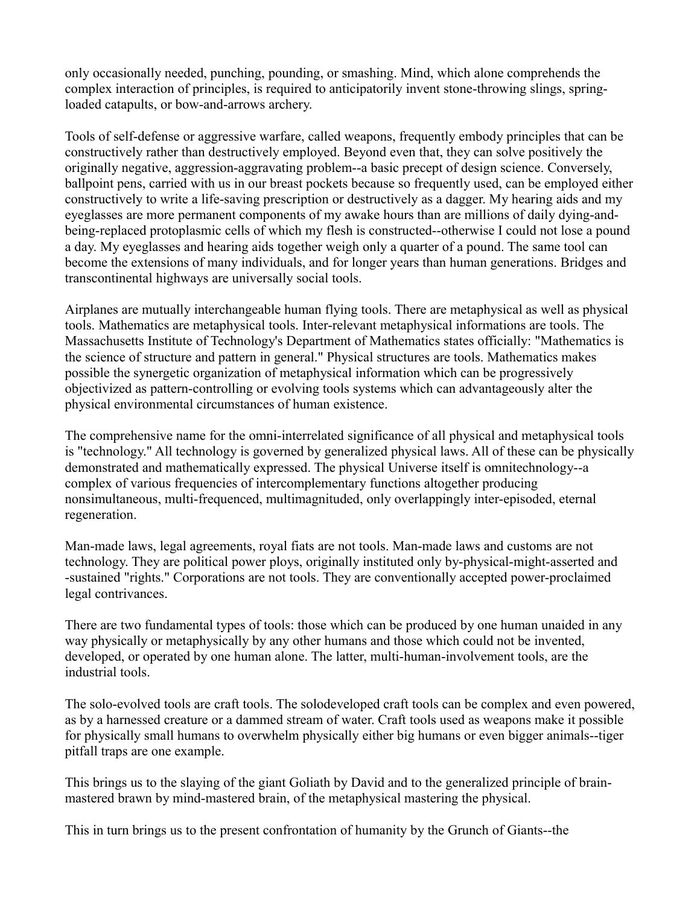only occasionally needed, punching, pounding, or smashing. Mind, which alone comprehends the complex interaction of principles, is required to anticipatorily invent stone-throwing slings, spring-loaded catapults, or bow-and-arrows archery.

Tools of self-defense or aggressive warfare, called weapons, frequently embody principles that can be constructively rather than destructively employed. Beyond even that, they can solve positively the originally negative, aggression-aggravating problem--a basic precept of design science. Conversely, ballpoint pens, carried with us in our breast pockets because so frequently used, can be employed either constructively to write a life-saving prescription or destructively as a dagger. My hearing aids and my eyeglasses are more permanent components of my awake hours than are millions of daily dying-and-being-replaced protoplasmic cells of which my flesh is constructed--otherwise I could not lose a pound a day. My eyeglasses and hearing aids together weigh only a quarter of a pound. The same tool can become the extensions of many individuals, and for longer years than human generations. Bridges and transcontinental highways are universally social tools.

Airplanes are mutually interchangeable human flying tools. There are metaphysical as well as physical tools. Mathematics are metaphysical tools. Inter-relevant metaphysical informations are tools. The Massachusetts Institute of Technology's Department of Mathematics states officially: "Mathematics is the science of structure and pattern in general." Physical structures are tools. Mathematics makes possible the synergetic organization of metaphysical information which can be progressively objectivized as pattern-controlling or evolving tools systems which can advantageously alter the physical environmental circumstances of human existence.

The comprehensive name for the omni-interrelated significance of all physical and metaphysical tools is "technology." All technology is governed by generalized physical laws. All of these can be physically demonstrated and mathematically expressed. The physical Universe itself is omnitechnology--a complex of various frequencies of intercomplementary functions altogether producing nonsimultaneous, multi-frequenced, multimagnituded, only overlappingly inter-episoded, eternal regeneration.

Man-made laws, legal agreements, royal fiats are not tools. Man-made laws and customs are not technology. They are political power ploys, originally instituted only by-physical-might-asserted and -sustained "rights." Corporations are not tools. They are conventionally accepted power-proclaimed legal contrivances.

There are two fundamental types of tools: those which can be produced by one human unaided in any way physically or metaphysically by any other humans and those which could not be invented, developed, or operated by one human alone. The latter, multi-human-involvement tools, are the industrial tools.

The solo-evolved tools are craft tools. The solodeveloped craft tools can be complex and even powered, as by a harnessed creature or a dammed stream of water. Craft tools used as weapons make it possible for physically small humans to overwhelm physically either big humans or even bigger animals--tiger pitfall traps are one example.

This brings us to the slaying of the giant Goliath by David and to the generalized principle of brain-mastered brawn by mind-mastered brain, of the metaphysical mastering the physical.

This in turn brings us to the present confrontation of humanity by the Grunch of Giants--the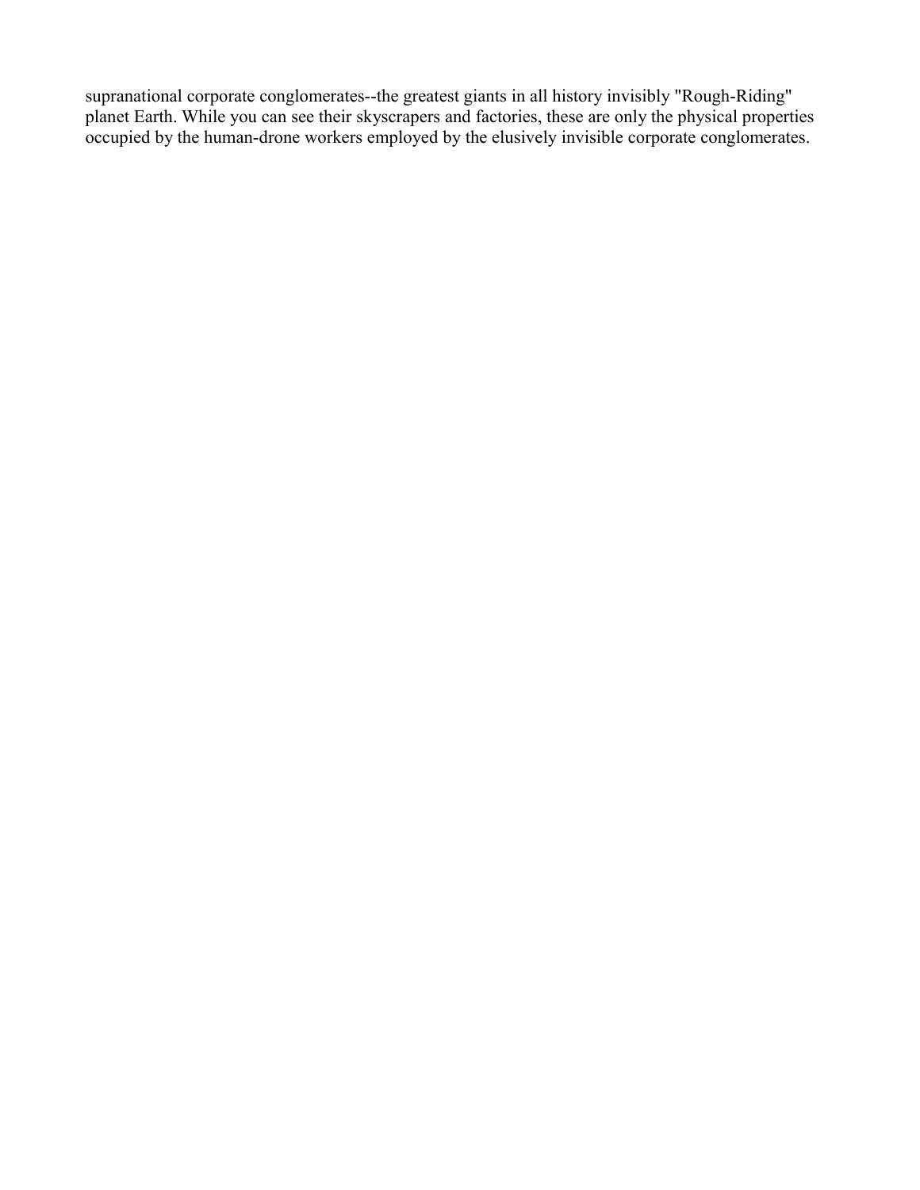supranational corporate conglomerates--the greatest giants in all history invisibly "Rough-Riding" planet Earth. While you can see their skyscrapers and factories, these are only the physical properties occupied by the human-drone workers employed by the elusively invisible corporate conglomerates.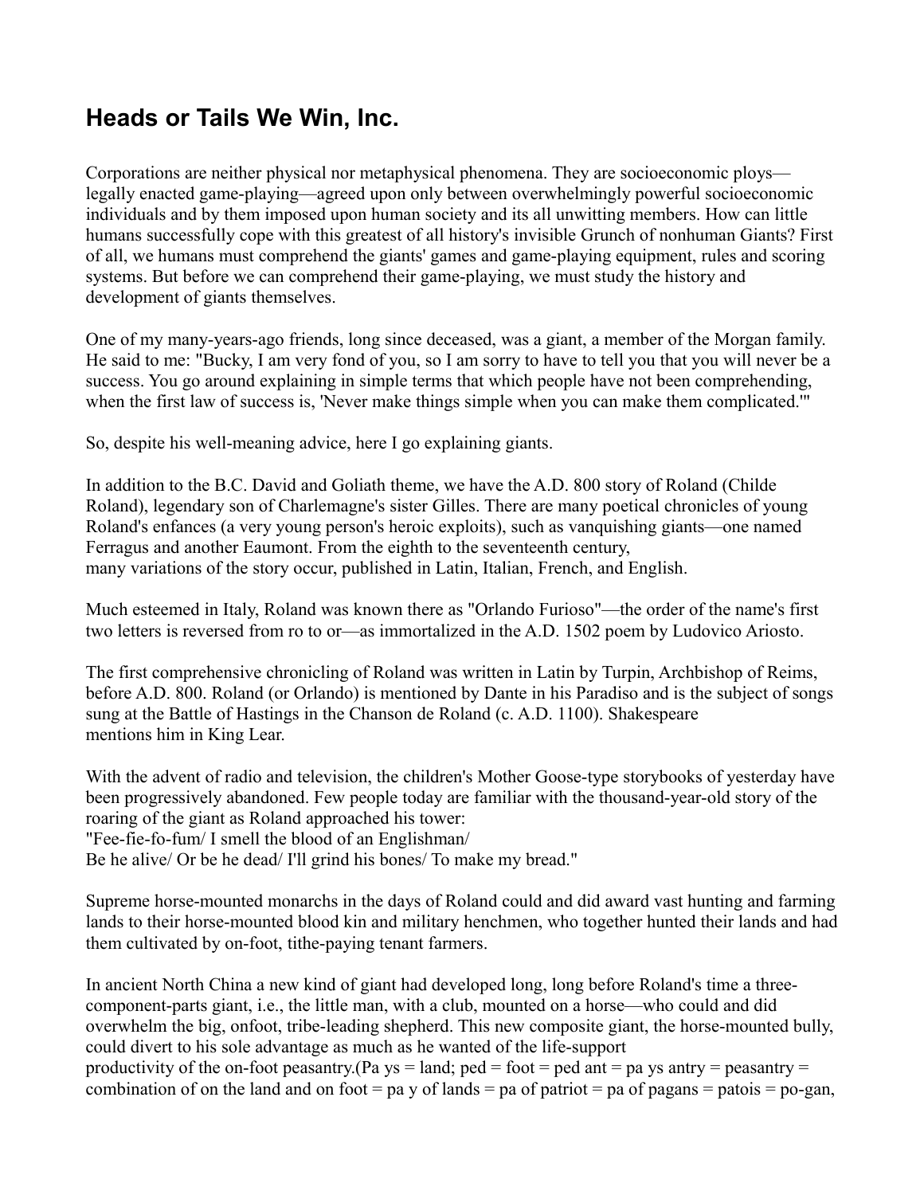## Heads or Tails We Win, Inc.

Corporations are neither physical nor metaphysical phenomena. They are socioeconomic ploys—legally enacted game-playing—agreed upon only between overwhelmingly powerful socioeconomic individuals and by them imposed upon human society and its all unwitting members. How can little humans successfully cope with this greatest of all history's invisible Grunch of nonhuman Giants? First of all, we humans must comprehend the giants' games and game-playing equipment, rules and scoring systems. But before we can comprehend their game-playing, we must study the history and development of giants themselves.

One of my many-years-ago friends, long since deceased, was a giant, a member of the Morgan family. He said to me: "Bucky, I am very fond of you, so I am sorry to have to tell you that you will never be a success. You go around explaining in simple terms that which people have not been comprehending, when the first law of success is, 'Never make things simple when you can make them complicated.'"

So, despite his well-meaning advice, here I go explaining giants.

In addition to the B.C. David and Goliath theme, we have the A.D. 800 story of Roland (Childe Roland), legendary son of Charlemagne's sister Gilles. There are many poetical chronicles of young Roland's enfances (a very young person's heroic exploits), such as vanquishing giants—one named Ferragus and another Eaumont. From the eighth to the seventeenth century, many variations of the story occur, published in Latin, Italian, French, and English.

Much esteemed in Italy, Roland was known there as "Orlando Furioso"—the order of the name's first two letters is reversed from ro to or—as immortalized in the A.D. 1502 poem by Ludovico Ariosto.

The first comprehensive chronicling of Roland was written in Latin by Turpin, Archbishop of Reims, before A.D. 800. Roland (or Orlando) is mentioned by Dante in his Paradiso and is the subject of songs sung at the Battle of Hastings in the Chanson de Roland (c. A.D. 1100). Shakespeare mentions him in King Lear.

With the advent of radio and television, the children's Mother Goose-type storybooks of yesterday have been progressively abandoned. Few people today are familiar with the thousand-year-old story of the roaring of the giant as Roland approached his tower:
"Fee-fie-fo-fum/ I smell the blood of an Englishman/
Be he alive/ Or be he dead/ I'll grind his bones/ To make my bread."

Supreme horse-mounted monarchs in the days of Roland could and did award vast hunting and farming lands to their horse-mounted blood kin and military henchmen, who together hunted their lands and had them cultivated by on-foot, tithe-paying tenant farmers.

In ancient North China a new kind of giant had developed long, long before Roland's time a three-component-parts giant, i.e., the little man, with a club, mounted on a horse—who could and did overwhelm the big, onfoot, tribe-leading shepherd. This new composite giant, the horse-mounted bully, could divert to his sole advantage as much as he wanted of the life-support productivity of the on-foot peasantry.(Pa ys = land; ped = foot = ped ant = pa ys antry = peasantry = combination of on the land and on foot = pa y of lands = pa of patriot = pa of pagans = patois = po-gan,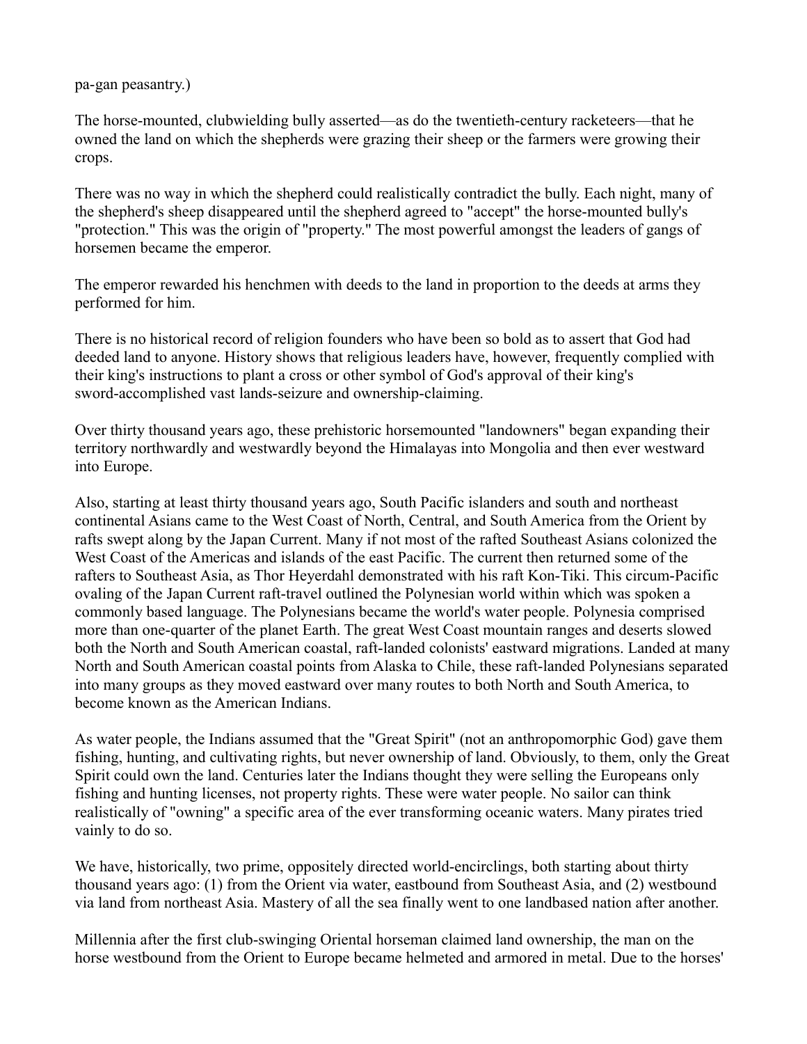pa-gan peasantry.)

The horse-mounted, clubwielding bully asserted—as do the twentieth-century racketeers—that he owned the land on which the shepherds were grazing their sheep or the farmers were growing their crops.

There was no way in which the shepherd could realistically contradict the bully. Each night, many of the shepherd's sheep disappeared until the shepherd agreed to "accept" the horse-mounted bully's "protection." This was the origin of "property." The most powerful amongst the leaders of gangs of horsemen became the emperor.

The emperor rewarded his henchmen with deeds to the land in proportion to the deeds at arms they performed for him.

There is no historical record of religion founders who have been so bold as to assert that God had deeded land to anyone. History shows that religious leaders have, however, frequently complied with their king's instructions to plant a cross or other symbol of God's approval of their king's sword-accomplished vast lands-seizure and ownership-claiming.

Over thirty thousand years ago, these prehistoric horsemounted "landowners" began expanding their territory northwardly and westwardly beyond the Himalayas into Mongolia and then ever westward into Europe.

Also, starting at least thirty thousand years ago, South Pacific islanders and south and northeast continental Asians came to the West Coast of North, Central, and South America from the Orient by rafts swept along by the Japan Current. Many if not most of the rafted Southeast Asians colonized the West Coast of the Americas and islands of the east Pacific. The current then returned some of the rafters to Southeast Asia, as Thor Heyerdahl demonstrated with his raft Kon-Tiki. This circum-Pacific ovaling of the Japan Current raft-travel outlined the Polynesian world within which was spoken a commonly based language. The Polynesians became the world's water people. Polynesia comprised more than one-quarter of the planet Earth. The great West Coast mountain ranges and deserts slowed both the North and South American coastal, raft-landed colonists' eastward migrations. Landed at many North and South American coastal points from Alaska to Chile, these raft-landed Polynesians separated into many groups as they moved eastward over many routes to both North and South America, to become known as the American Indians.

As water people, the Indians assumed that the "Great Spirit" (not an anthropomorphic God) gave them fishing, hunting, and cultivating rights, but never ownership of land. Obviously, to them, only the Great Spirit could own the land. Centuries later the Indians thought they were selling the Europeans only fishing and hunting licenses, not property rights. These were water people. No sailor can think realistically of "owning" a specific area of the ever transforming oceanic waters. Many pirates tried vainly to do so.

We have, historically, two prime, oppositely directed world-encirclings, both starting about thirty thousand years ago: (1) from the Orient via water, eastbound from Southeast Asia, and (2) westbound via land from northeast Asia. Mastery of all the sea finally went to one landbased nation after another.

Millennia after the first club-swinging Oriental horseman claimed land ownership, the man on the horse westbound from the Orient to Europe became helmeted and armored in metal. Due to the horses'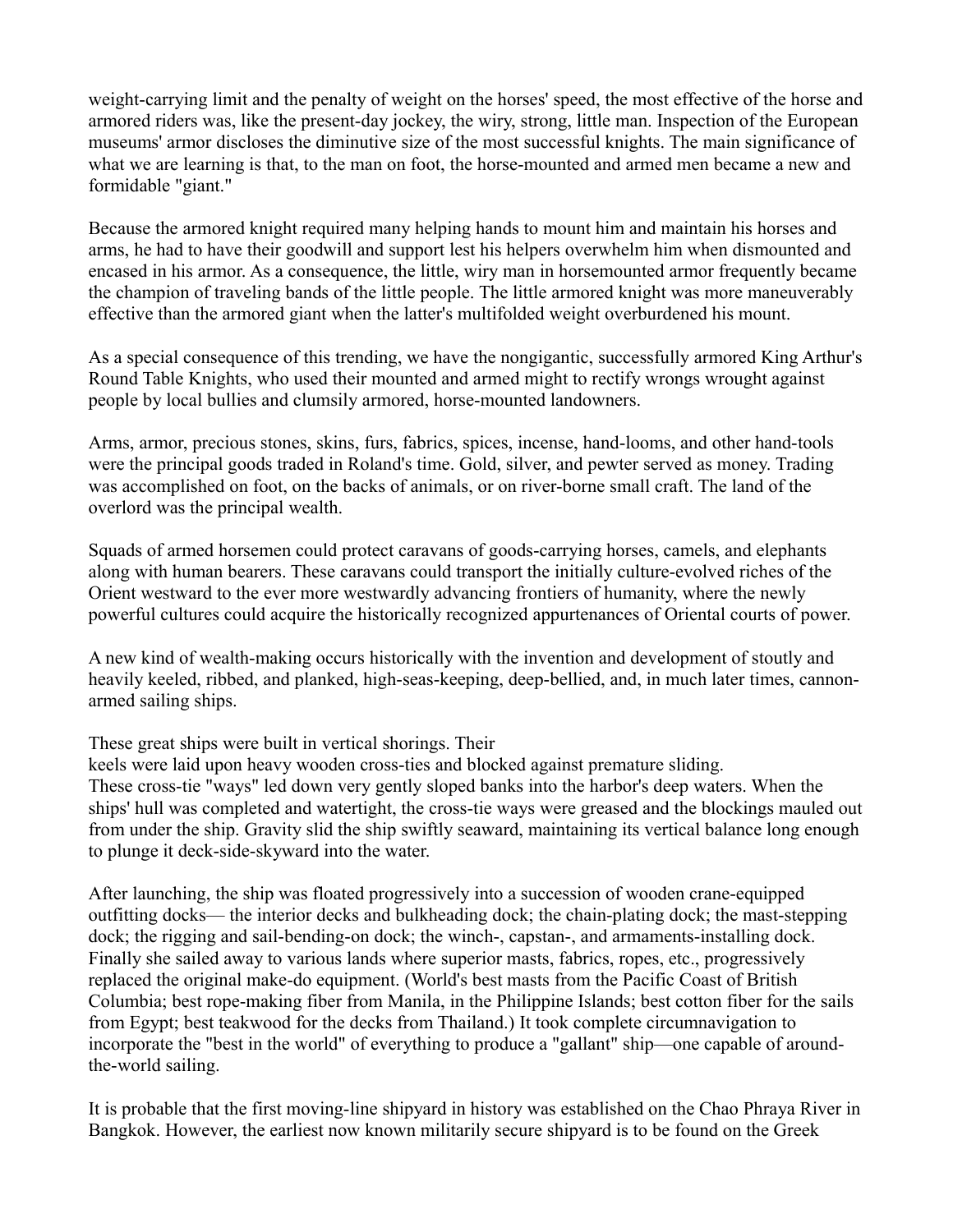weight-carrying limit and the penalty of weight on the horses' speed, the most effective of the horse and armored riders was, like the present-day jockey, the wiry, strong, little man. Inspection of the European museums' armor discloses the diminutive size of the most successful knights. The main significance of what we are learning is that, to the man on foot, the horse-mounted and armed men became a new and formidable "giant."

Because the armored knight required many helping hands to mount him and maintain his horses and arms, he had to have their goodwill and support lest his helpers overwhelm him when dismounted and encased in his armor. As a consequence, the little, wiry man in horsemounted armor frequently became the champion of traveling bands of the little people. The little armored knight was more maneuverably effective than the armored giant when the latter's multifolded weight overburdened his mount.

As a special consequence of this trending, we have the nongigantic, successfully armored King Arthur's Round Table Knights, who used their mounted and armed might to rectify wrongs wrought against people by local bullies and clumsily armored, horse-mounted landowners.

Arms, armor, precious stones, skins, furs, fabrics, spices, incense, hand-looms, and other hand-tools were the principal goods traded in Roland's time. Gold, silver, and pewter served as money. Trading was accomplished on foot, on the backs of animals, or on river-borne small craft. The land of the overlord was the principal wealth.

Squads of armed horsemen could protect caravans of goods-carrying horses, camels, and elephants along with human bearers. These caravans could transport the initially culture-evolved riches of the Orient westward to the ever more westwardly advancing frontiers of humanity, where the newly powerful cultures could acquire the historically recognized appurtenances of Oriental courts of power.

A new kind of wealth-making occurs historically with the invention and development of stoutly and heavily keeled, ribbed, and planked, high-seas-keeping, deep-bellied, and, in much later times, cannon-armed sailing ships.

These great ships were built in vertical shorings. Their
keels were laid upon heavy wooden cross-ties and blocked against premature sliding.
These cross-tie "ways" led down very gently sloped banks into the harbor's deep waters. When the ships' hull was completed and watertight, the cross-tie ways were greased and the blockings mauled out from under the ship. Gravity slid the ship swiftly seaward, maintaining its vertical balance long enough to plunge it deck-side-skyward into the water.

After launching, the ship was floated progressively into a succession of wooden crane-equipped outfitting docks— the interior decks and bulkheading dock; the chain-plating dock; the mast-stepping dock; the rigging and sail-bending-on dock; the winch-, capstan-, and armaments-installing dock. Finally she sailed away to various lands where superior masts, fabrics, ropes, etc., progressively replaced the original make-do equipment. (World's best masts from the Pacific Coast of British Columbia; best rope-making fiber from Manila, in the Philippine Islands; best cotton fiber for the sails from Egypt; best teakwood for the decks from Thailand.) It took complete circumnavigation to incorporate the "best in the world" of everything to produce a "gallant" ship—one capable of around-the-world sailing.

It is probable that the first moving-line shipyard in history was established on the Chao Phraya River in Bangkok. However, the earliest now known militarily secure shipyard is to be found on the Greek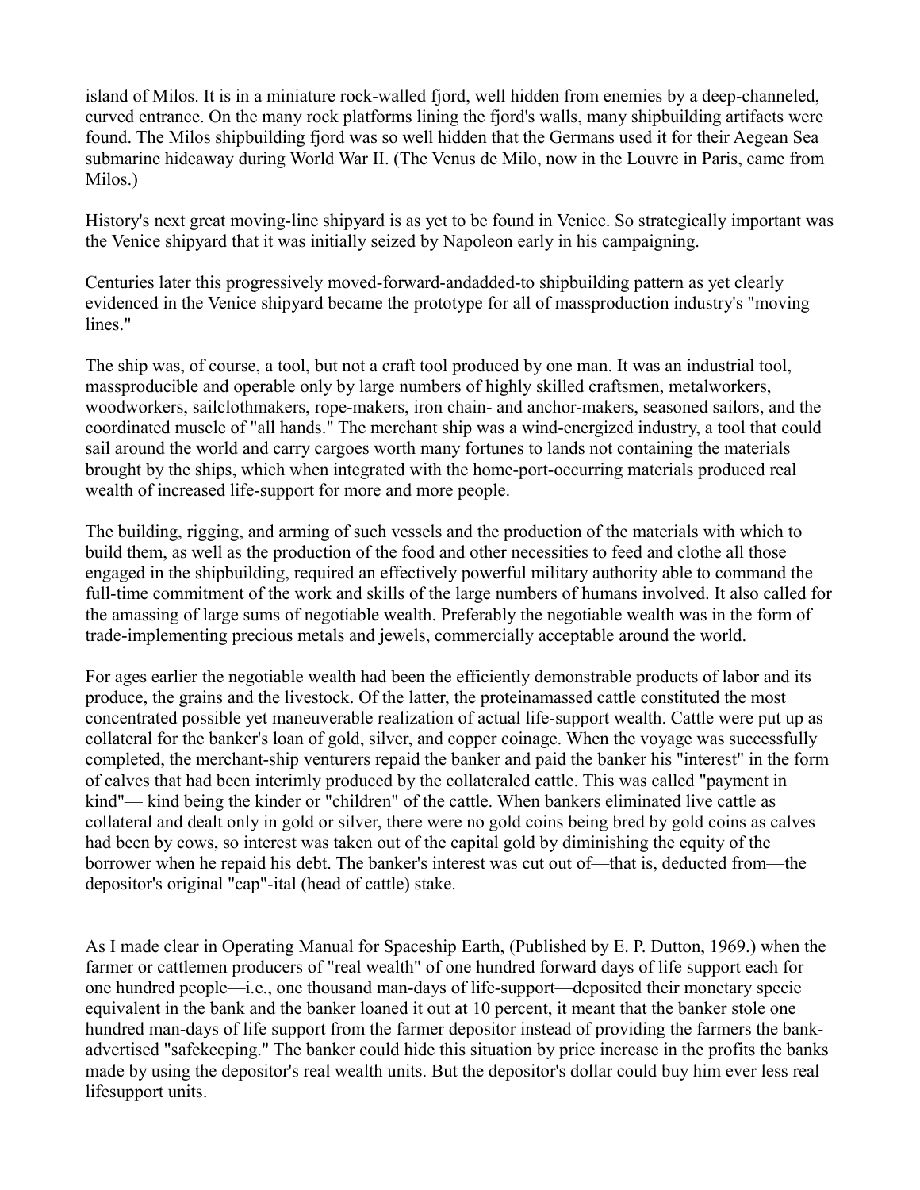island of Milos. It is in a miniature rock-walled fjord, well hidden from enemies by a deep-channeled, curved entrance. On the many rock platforms lining the fjord's walls, many shipbuilding artifacts were found. The Milos shipbuilding fjord was so well hidden that the Germans used it for their Aegean Sea submarine hideaway during World War II. (The Venus de Milo, now in the Louvre in Paris, came from Milos.)

History's next great moving-line shipyard is as yet to be found in Venice. So strategically important was the Venice shipyard that it was initially seized by Napoleon early in his campaigning.

Centuries later this progressively moved-forward-andadded-to shipbuilding pattern as yet clearly evidenced in the Venice shipyard became the prototype for all of massproduction industry's "moving lines."

The ship was, of course, a tool, but not a craft tool produced by one man. It was an industrial tool, massproducible and operable only by large numbers of highly skilled craftsmen, metalworkers, woodworkers, sailclothmakers, rope-makers, iron chain- and anchor-makers, seasoned sailors, and the coordinated muscle of "all hands." The merchant ship was a wind-energized industry, a tool that could sail around the world and carry cargoes worth many fortunes to lands not containing the materials brought by the ships, which when integrated with the home-port-occurring materials produced real wealth of increased life-support for more and more people.

The building, rigging, and arming of such vessels and the production of the materials with which to build them, as well as the production of the food and other necessities to feed and clothe all those engaged in the shipbuilding, required an effectively powerful military authority able to command the full-time commitment of the work and skills of the large numbers of humans involved. It also called for the amassing of large sums of negotiable wealth. Preferably the negotiable wealth was in the form of trade-implementing precious metals and jewels, commercially acceptable around the world.

For ages earlier the negotiable wealth had been the efficiently demonstrable products of labor and its produce, the grains and the livestock. Of the latter, the proteinamassed cattle constituted the most concentrated possible yet maneuverable realization of actual life-support wealth. Cattle were put up as collateral for the banker's loan of gold, silver, and copper coinage. When the voyage was successfully completed, the merchant-ship venturers repaid the banker and paid the banker his "interest" in the form of calves that had been interimly produced by the collateraled cattle. This was called "payment in kind"— kind being the kinder or "children" of the cattle. When bankers eliminated live cattle as collateral and dealt only in gold or silver, there were no gold coins being bred by gold coins as calves had been by cows, so interest was taken out of the capital gold by diminishing the equity of the borrower when he repaid his debt. The banker's interest was cut out of—that is, deducted from—the depositor's original "cap"-ital (head of cattle) stake.

As I made clear in Operating Manual for Spaceship Earth, (Published by E. P. Dutton, 1969.) when the farmer or cattlemen producers of "real wealth" of one hundred forward days of life support each for one hundred people—i.e., one thousand man-days of life-support—deposited their monetary specie equivalent in the bank and the banker loaned it out at 10 percent, it meant that the banker stole one hundred man-days of life support from the farmer depositor instead of providing the farmers the bank-advertised "safekeeping." The banker could hide this situation by price increase in the profits the banks made by using the depositor's real wealth units. But the depositor's dollar could buy him ever less real lifesupport units.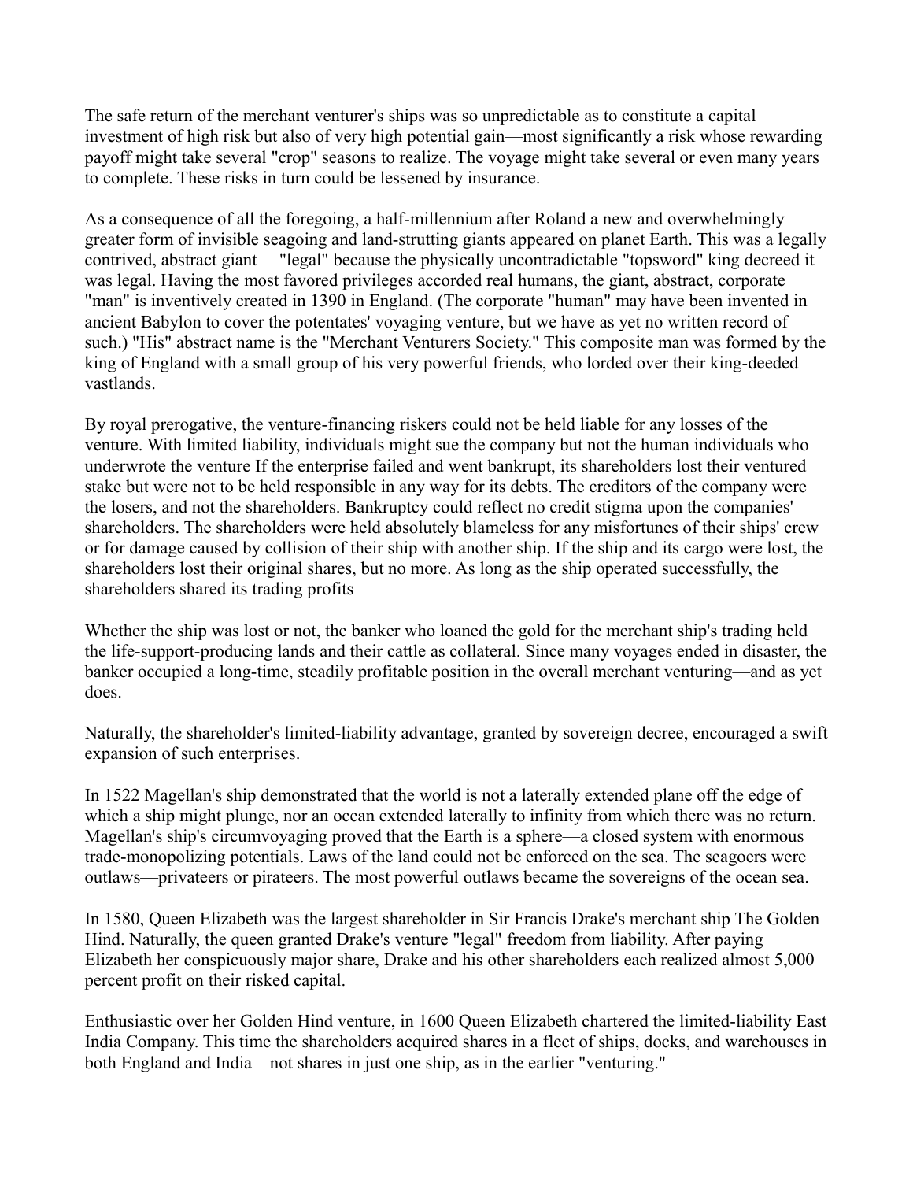The safe return of the merchant venturer's ships was so unpredictable as to constitute a capital investment of high risk but also of very high potential gain—most significantly a risk whose rewarding payoff might take several "crop" seasons to realize. The voyage might take several or even many years to complete. These risks in turn could be lessened by insurance.

As a consequence of all the foregoing, a half-millennium after Roland a new and overwhelmingly greater form of invisible seagoing and land-strutting giants appeared on planet Earth. This was a legally contrived, abstract giant —"legal" because the physically uncontradictable "topsword" king decreed it was legal. Having the most favored privileges accorded real humans, the giant, abstract, corporate "man" is inventively created in 1390 in England. (The corporate "human" may have been invented in ancient Babylon to cover the potentates' voyaging venture, but we have as yet no written record of such.) "His" abstract name is the "Merchant Venturers Society." This composite man was formed by the king of England with a small group of his very powerful friends, who lorded over their king-deeded vastlands.

By royal prerogative, the venture-financing riskers could not be held liable for any losses of the venture. With limited liability, individuals might sue the company but not the human individuals who underwrote the venture If the enterprise failed and went bankrupt, its shareholders lost their ventured stake but were not to be held responsible in any way for its debts. The creditors of the company were the losers, and not the shareholders. Bankruptcy could reflect no credit stigma upon the companies' shareholders. The shareholders were held absolutely blameless for any misfortunes of their ships' crew or for damage caused by collision of their ship with another ship. If the ship and its cargo were lost, the shareholders lost their original shares, but no more. As long as the ship operated successfully, the shareholders shared its trading profits

Whether the ship was lost or not, the banker who loaned the gold for the merchant ship's trading held the life-support-producing lands and their cattle as collateral. Since many voyages ended in disaster, the banker occupied a long-time, steadily profitable position in the overall merchant venturing—and as yet does.

Naturally, the shareholder's limited-liability advantage, granted by sovereign decree, encouraged a swift expansion of such enterprises.

In 1522 Magellan's ship demonstrated that the world is not a laterally extended plane off the edge of which a ship might plunge, nor an ocean extended laterally to infinity from which there was no return. Magellan's ship's circumvoyaging proved that the Earth is a sphere—a closed system with enormous trade-monopolizing potentials. Laws of the land could not be enforced on the sea. The seagoers were outlaws—privateers or pirateers. The most powerful outlaws became the sovereigns of the ocean sea.

In 1580, Queen Elizabeth was the largest shareholder in Sir Francis Drake's merchant ship The Golden Hind. Naturally, the queen granted Drake's venture "legal" freedom from liability. After paying Elizabeth her conspicuously major share, Drake and his other shareholders each realized almost 5,000 percent profit on their risked capital.

Enthusiastic over her Golden Hind venture, in 1600 Queen Elizabeth chartered the limited-liability East India Company. This time the shareholders acquired shares in a fleet of ships, docks, and warehouses in both England and India—not shares in just one ship, as in the earlier "venturing."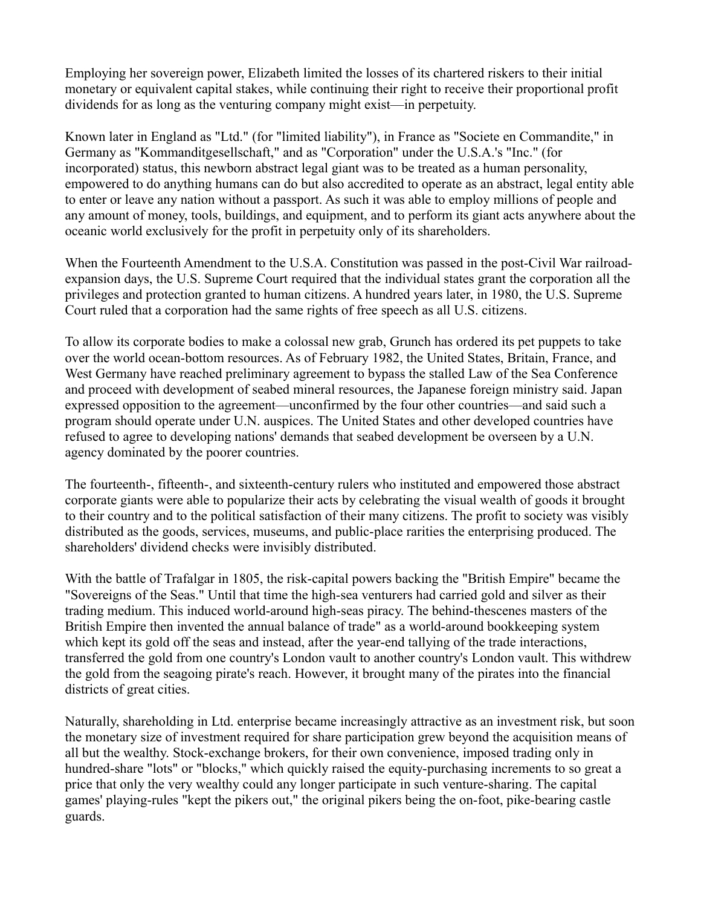Employing her sovereign power, Elizabeth limited the losses of its chartered riskers to their initial monetary or equivalent capital stakes, while continuing their right to receive their proportional profit dividends for as long as the venturing company might exist—in perpetuity.

Known later in England as "Ltd." (for "limited liability"), in France as "Societe en Commandite," in Germany as "Kommanditgesellschaft," and as "Corporation" under the U.S.A.'s "Inc." (for incorporated) status, this newborn abstract legal giant was to be treated as a human personality, empowered to do anything humans can do but also accredited to operate as an abstract, legal entity able to enter or leave any nation without a passport. As such it was able to employ millions of people and any amount of money, tools, buildings, and equipment, and to perform its giant acts anywhere about the oceanic world exclusively for the profit in perpetuity only of its shareholders.

When the Fourteenth Amendment to the U.S.A. Constitution was passed in the post-Civil War railroad-expansion days, the U.S. Supreme Court required that the individual states grant the corporation all the privileges and protection granted to human citizens. A hundred years later, in 1980, the U.S. Supreme Court ruled that a corporation had the same rights of free speech as all U.S. citizens.

To allow its corporate bodies to make a colossal new grab, Grunch has ordered its pet puppets to take over the world ocean-bottom resources. As of February 1982, the United States, Britain, France, and West Germany have reached preliminary agreement to bypass the stalled Law of the Sea Conference and proceed with development of seabed mineral resources, the Japanese foreign ministry said. Japan expressed opposition to the agreement—unconfirmed by the four other countries—and said such a program should operate under U.N. auspices. The United States and other developed countries have refused to agree to developing nations' demands that seabed development be overseen by a U.N. agency dominated by the poorer countries.

The fourteenth-, fifteenth-, and sixteenth-century rulers who instituted and empowered those abstract corporate giants were able to popularize their acts by celebrating the visual wealth of goods it brought to their country and to the political satisfaction of their many citizens. The profit to society was visibly distributed as the goods, services, museums, and public-place rarities the enterprising produced. The shareholders' dividend checks were invisibly distributed.

With the battle of Trafalgar in 1805, the risk-capital powers backing the "British Empire" became the "Sovereigns of the Seas." Until that time the high-sea venturers had carried gold and silver as their trading medium. This induced world-around high-seas piracy. The behind-thescenes masters of the British Empire then invented the annual balance of trade" as a world-around bookkeeping system which kept its gold off the seas and instead, after the year-end tallying of the trade interactions, transferred the gold from one country's London vault to another country's London vault. This withdrew the gold from the seagoing pirate's reach. However, it brought many of the pirates into the financial districts of great cities.

Naturally, shareholding in Ltd. enterprise became increasingly attractive as an investment risk, but soon the monetary size of investment required for share participation grew beyond the acquisition means of all but the wealthy. Stock-exchange brokers, for their own convenience, imposed trading only in hundred-share "lots" or "blocks," which quickly raised the equity-purchasing increments to so great a price that only the very wealthy could any longer participate in such venture-sharing. The capital games' playing-rules "kept the pikers out," the original pikers being the on-foot, pike-bearing castle guards.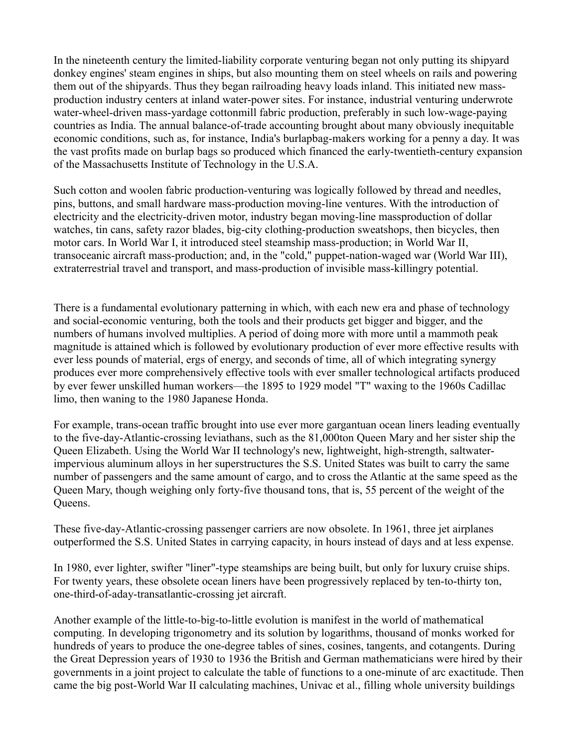In the nineteenth century the limited-liability corporate venturing began not only putting its shipyard donkey engines' steam engines in ships, but also mounting them on steel wheels on rails and powering them out of the shipyards. Thus they began railroading heavy loads inland. This initiated new mass-production industry centers at inland water-power sites. For instance, industrial venturing underwrote water-wheel-driven mass-yardage cottonmill fabric production, preferably in such low-wage-paying countries as India. The annual balance-of-trade accounting brought about many obviously inequitable economic conditions, such as, for instance, India's burlapbag-makers working for a penny a day. It was the vast profits made on burlap bags so produced which financed the early-twentieth-century expansion of the Massachusetts Institute of Technology in the U.S.A.

Such cotton and woolen fabric production-venturing was logically followed by thread and needles, pins, buttons, and small hardware mass-production moving-line ventures. With the introduction of electricity and the electricity-driven motor, industry began moving-line massproduction of dollar watches, tin cans, safety razor blades, big-city clothing-production sweatshops, then bicycles, then motor cars. In World War I, it introduced steel steamship mass-production; in World War II, transoceanic aircraft mass-production; and, in the "cold," puppet-nation-waged war (World War III), extraterrestrial travel and transport, and mass-production of invisible mass-killingry potential.

There is a fundamental evolutionary patterning in which, with each new era and phase of technology and social-economic venturing, both the tools and their products get bigger and bigger, and the numbers of humans involved multiplies. A period of doing more with more until a mammoth peak magnitude is attained which is followed by evolutionary production of ever more effective results with ever less pounds of material, ergs of energy, and seconds of time, all of which integrating synergy produces ever more comprehensively effective tools with ever smaller technological artifacts produced by ever fewer unskilled human workers—the 1895 to 1929 model "T" waxing to the 1960s Cadillac limo, then waning to the 1980 Japanese Honda.

For example, trans-ocean traffic brought into use ever more gargantuan ocean liners leading eventually to the five-day-Atlantic-crossing leviathans, such as the 81,000ton Queen Mary and her sister ship the Queen Elizabeth. Using the World War II technology's new, lightweight, high-strength, saltwater-impervious aluminum alloys in her superstructures the S.S. United States was built to carry the same number of passengers and the same amount of cargo, and to cross the Atlantic at the same speed as the Queen Mary, though weighing only forty-five thousand tons, that is, 55 percent of the weight of the Queens.

These five-day-Atlantic-crossing passenger carriers are now obsolete. In 1961, three jet airplanes outperformed the S.S. United States in carrying capacity, in hours instead of days and at less expense.

In 1980, ever lighter, swifter "liner"-type steamships are being built, but only for luxury cruise ships. For twenty years, these obsolete ocean liners have been progressively replaced by ten-to-thirty ton, one-third-of-aday-transatlantic-crossing jet aircraft.

Another example of the little-to-big-to-little evolution is manifest in the world of mathematical computing. In developing trigonometry and its solution by logarithms, thousand of monks worked for hundreds of years to produce the one-degree tables of sines, cosines, tangents, and cotangents. During the Great Depression years of 1930 to 1936 the British and German mathematicians were hired by their governments in a joint project to calculate the table of functions to a one-minute of arc exactitude. Then came the big post-World War II calculating machines, Univac et al., filling whole university buildings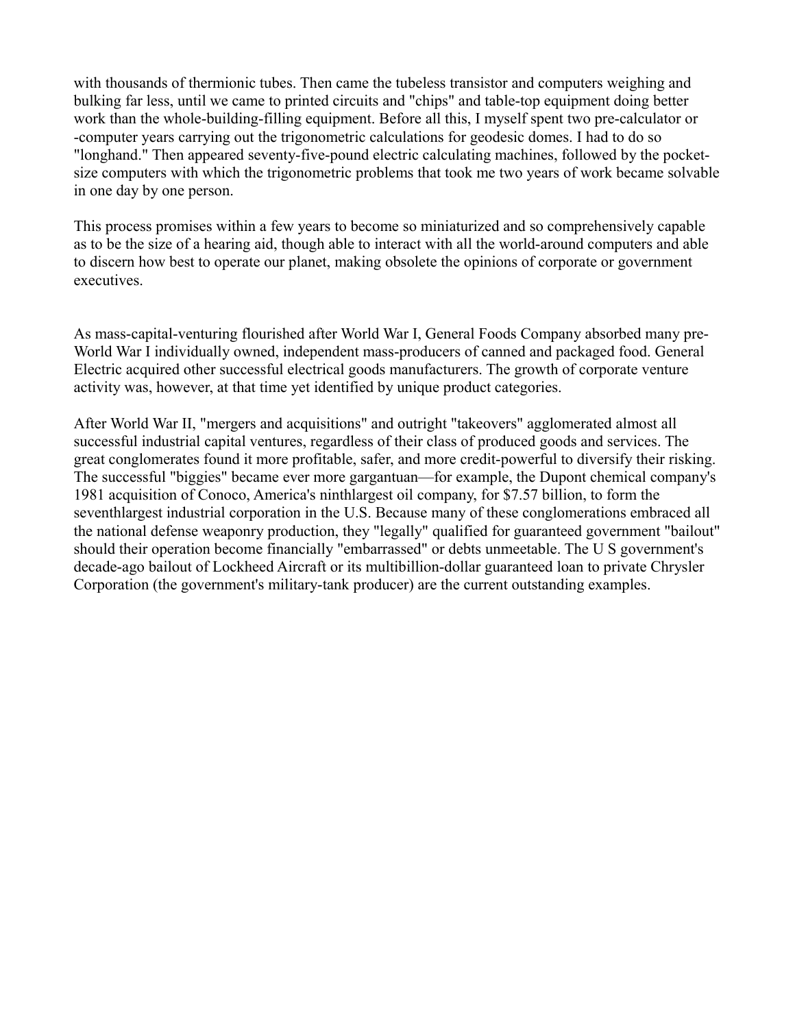with thousands of thermionic tubes. Then came the tubeless transistor and computers weighing and bulking far less, until we came to printed circuits and "chips" and table-top equipment doing better work than the whole-building-filling equipment. Before all this, I myself spent two pre-calculator or -computer years carrying out the trigonometric calculations for geodesic domes. I had to do so "longhand." Then appeared seventy-five-pound electric calculating machines, followed by the pocket-size computers with which the trigonometric problems that took me two years of work became solvable in one day by one person.

This process promises within a few years to become so miniaturized and so comprehensively capable as to be the size of a hearing aid, though able to interact with all the world-around computers and able to discern how best to operate our planet, making obsolete the opinions of corporate or government executives.

As mass-capital-venturing flourished after World War I, General Foods Company absorbed many pre-World War I individually owned, independent mass-producers of canned and packaged food. General Electric acquired other successful electrical goods manufacturers. The growth of corporate venture activity was, however, at that time yet identified by unique product categories.

After World War II, "mergers and acquisitions" and outright "takeovers" agglomerated almost all successful industrial capital ventures, regardless of their class of produced goods and services. The great conglomerates found it more profitable, safer, and more credit-powerful to diversify their risking. The successful "biggies" became ever more gargantuan—for example, the Dupont chemical company's 1981 acquisition of Conoco, America's ninthlargest oil company, for $7.57 billion, to form the seventhlargest industrial corporation in the U.S. Because many of these conglomerations embraced all the national defense weaponry production, they "legally" qualified for guaranteed government "bailout" should their operation become financially "embarrassed" or debts unmeetable. The U S government's decade-ago bailout of Lockheed Aircraft or its multibillion-dollar guaranteed loan to private Chrysler Corporation (the government's military-tank producer) are the current outstanding examples.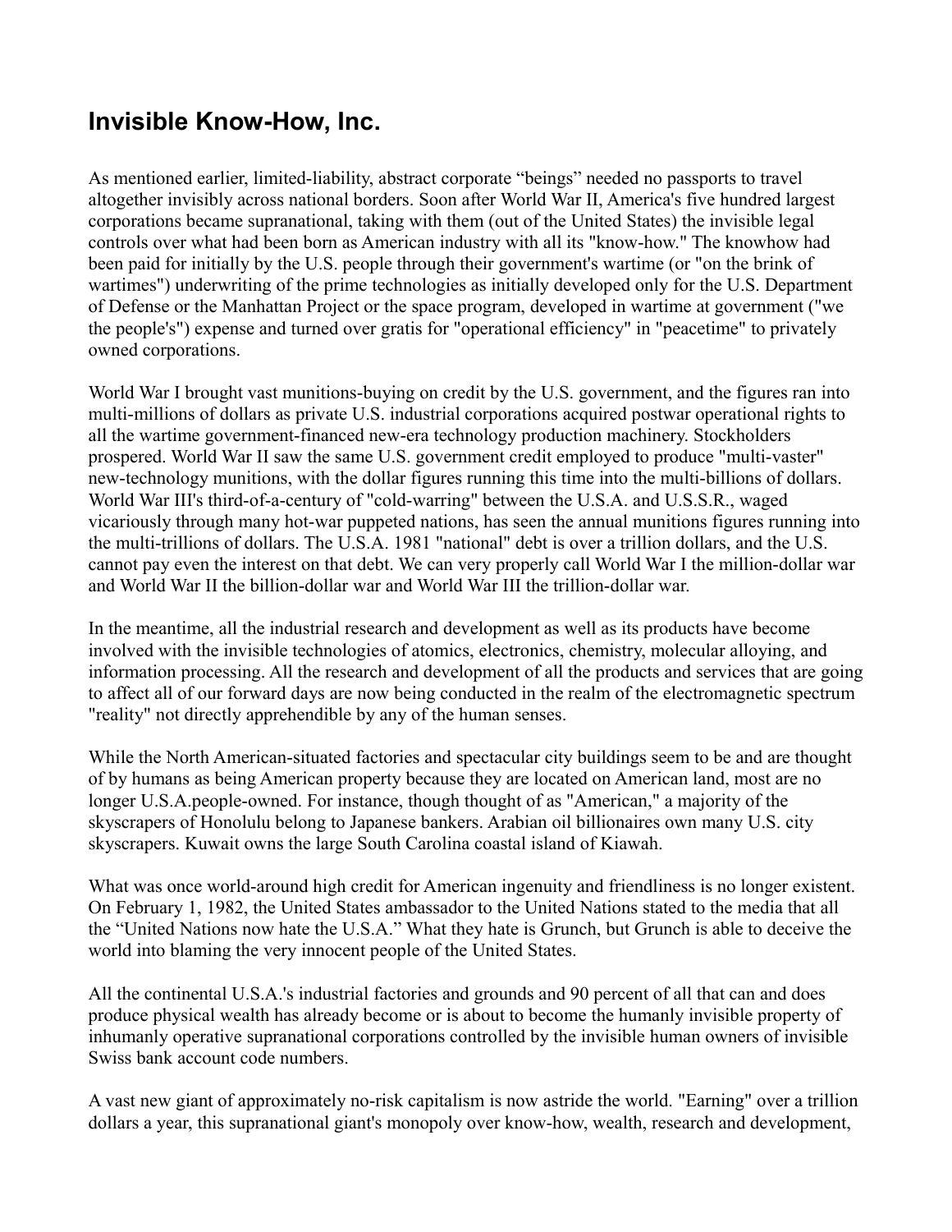## Invisible Know-How, Inc.

As mentioned earlier, limited-liability, abstract corporate “beings” needed no passports to travel altogether invisibly across national borders. Soon after World War II, America's five hundred largest corporations became supranational, taking with them (out of the United States) the invisible legal controls over what had been born as American industry with all its "know-how." The knowhow had been paid for initially by the U.S. people through their government's wartime (or "on the brink of wartimes") underwriting of the prime technologies as initially developed only for the U.S. Department of Defense or the Manhattan Project or the space program, developed in wartime at government ("we the people's") expense and turned over gratis for "operational efficiency" in "peacetime" to privately owned corporations.

World War I brought vast munitions-buying on credit by the U.S. government, and the figures ran into multi-millions of dollars as private U.S. industrial corporations acquired postwar operational rights to all the wartime government-financed new-era technology production machinery. Stockholders prospered. World War II saw the same U.S. government credit employed to produce "multi-vaster" new-technology munitions, with the dollar figures running this time into the multi-billions of dollars. World War III's third-of-a-century of "cold-warring" between the U.S.A. and U.S.S.R., waged vicariously through many hot-war puppeted nations, has seen the annual munitions figures running into the multi-trillions of dollars. The U.S.A. 1981 "national" debt is over a trillion dollars, and the U.S. cannot pay even the interest on that debt. We can very properly call World War I the million-dollar war and World War II the billion-dollar war and World War III the trillion-dollar war.

In the meantime, all the industrial research and development as well as its products have become involved with the invisible technologies of atomics, electronics, chemistry, molecular alloying, and information processing. All the research and development of all the products and services that are going to affect all of our forward days are now being conducted in the realm of the electromagnetic spectrum "reality" not directly apprehendible by any of the human senses.

While the North American-situated factories and spectacular city buildings seem to be and are thought of by humans as being American property because they are located on American land, most are no longer U.S.A.people-owned. For instance, though thought of as "American," a majority of the skyscrapers of Honolulu belong to Japanese bankers. Arabian oil billionaires own many U.S. city skyscrapers. Kuwait owns the large South Carolina coastal island of Kiawah.

What was once world-around high credit for American ingenuity and friendliness is no longer existent. On February 1, 1982, the United States ambassador to the United Nations stated to the media that all the “United Nations now hate the U.S.A.” What they hate is Grunch, but Grunch is able to deceive the world into blaming the very innocent people of the United States.

All the continental U.S.A.'s industrial factories and grounds and 90 percent of all that can and does produce physical wealth has already become or is about to become the humanly invisible property of inhumanly operative supranational corporations controlled by the invisible human owners of invisible Swiss bank account code numbers.

A vast new giant of approximately no-risk capitalism is now astride the world. "Earning" over a trillion dollars a year, this supranational giant's monopoly over know-how, wealth, research and development,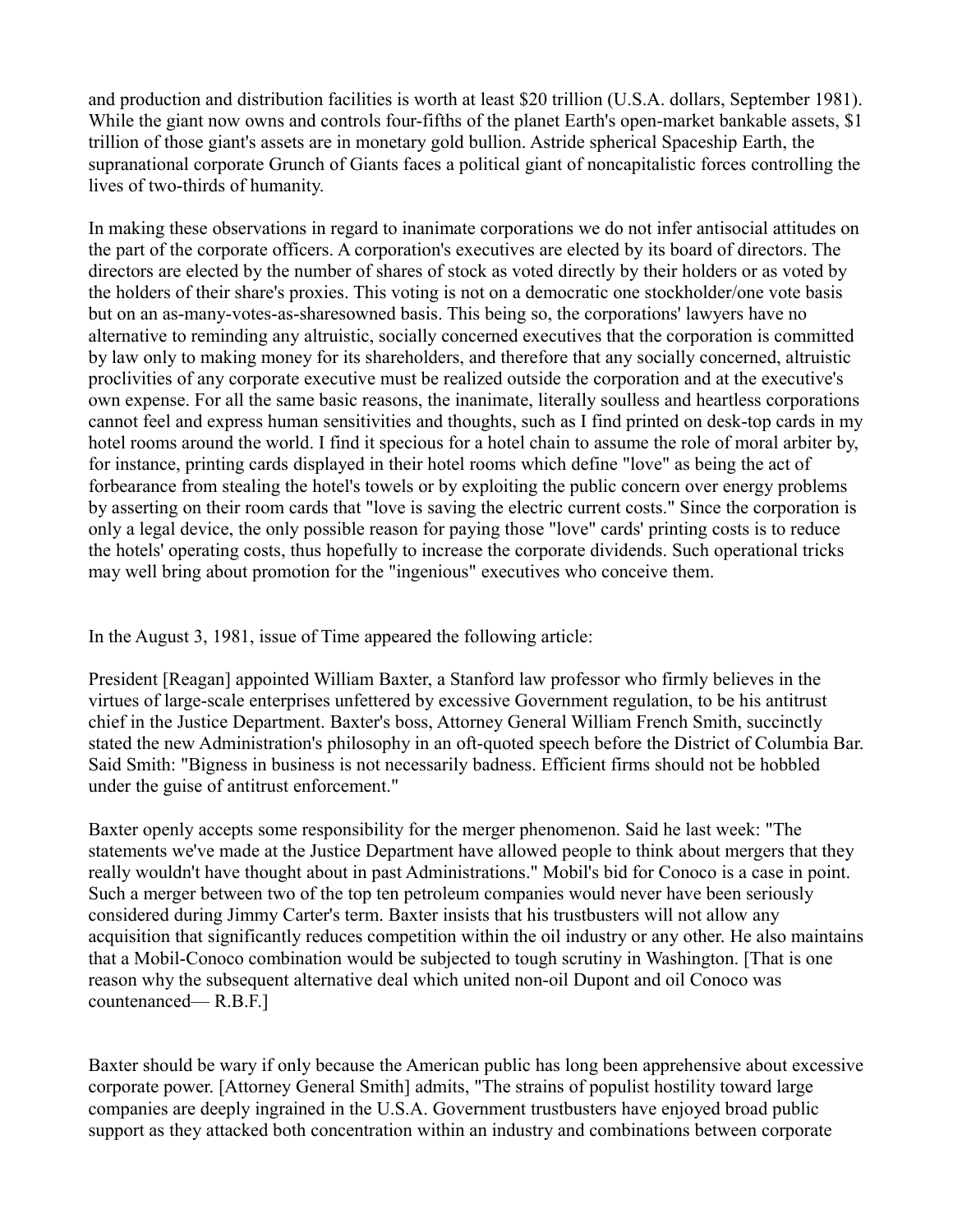and production and distribution facilities is worth at least $20 trillion (U.S.A. dollars, September 1981). While the giant now owns and controls four-fifths of the planet Earth's open-market bankable assets, $1 trillion of those giant's assets are in monetary gold bullion. Astride spherical Spaceship Earth, the supranational corporate Grunch of Giants faces a political giant of noncapitalistic forces controlling the lives of two-thirds of humanity.

In making these observations in regard to inanimate corporations we do not infer antisocial attitudes on the part of the corporate officers. A corporation's executives are elected by its board of directors. The directors are elected by the number of shares of stock as voted directly by their holders or as voted by the holders of their share's proxies. This voting is not on a democratic one stockholder/one vote basis but on an as-many-votes-as-sharesowned basis. This being so, the corporations' lawyers have no alternative to reminding any altruistic, socially concerned executives that the corporation is committed by law only to making money for its shareholders, and therefore that any socially concerned, altruistic proclivities of any corporate executive must be realized outside the corporation and at the executive's own expense. For all the same basic reasons, the inanimate, literally soulless and heartless corporations cannot feel and express human sensitivities and thoughts, such as I find printed on desk-top cards in my hotel rooms around the world. I find it specious for a hotel chain to assume the role of moral arbiter by, for instance, printing cards displayed in their hotel rooms which define "love" as being the act of forbearance from stealing the hotel's towels or by exploiting the public concern over energy problems by asserting on their room cards that "love is saving the electric current costs." Since the corporation is only a legal device, the only possible reason for paying those "love" cards' printing costs is to reduce the hotels' operating costs, thus hopefully to increase the corporate dividends. Such operational tricks may well bring about promotion for the "ingenious" executives who conceive them.

In the August 3, 1981, issue of Time appeared the following article:

President [Reagan] appointed William Baxter, a Stanford law professor who firmly believes in the virtues of large-scale enterprises unfettered by excessive Government regulation, to be his antitrust chief in the Justice Department. Baxter's boss, Attorney General William French Smith, succinctly stated the new Administration's philosophy in an oft-quoted speech before the District of Columbia Bar. Said Smith: "Bigness in business is not necessarily badness. Efficient firms should not be hobbled under the guise of antitrust enforcement."

Baxter openly accepts some responsibility for the merger phenomenon. Said he last week: "The statements we've made at the Justice Department have allowed people to think about mergers that they really wouldn't have thought about in past Administrations." Mobil's bid for Conoco is a case in point. Such a merger between two of the top ten petroleum companies would never have been seriously considered during Jimmy Carter's term. Baxter insists that his trustbusters will not allow any acquisition that significantly reduces competition within the oil industry or any other. He also maintains that a Mobil-Conoco combination would be subjected to tough scrutiny in Washington. [That is one reason why the subsequent alternative deal which united non-oil Dupont and oil Conoco was countenanced— R.B.F.]

Baxter should be wary if only because the American public has long been apprehensive about excessive corporate power. [Attorney General Smith] admits, "The strains of populist hostility toward large companies are deeply ingrained in the U.S.A. Government trustbusters have enjoyed broad public support as they attacked both concentration within an industry and combinations between corporate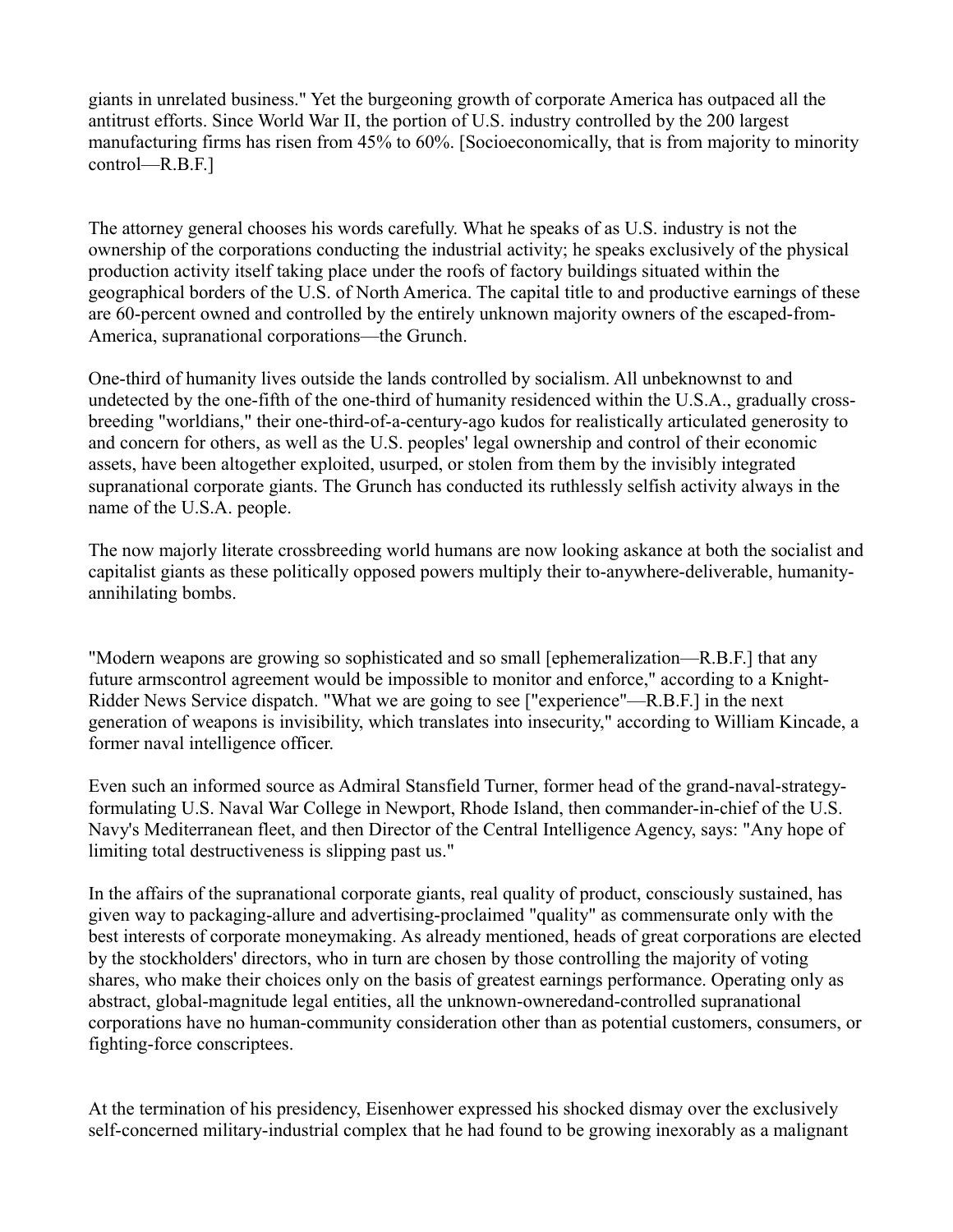giants in unrelated business." Yet the burgeoning growth of corporate America has outpaced all the antitrust efforts. Since World War II, the portion of U.S. industry controlled by the 200 largest manufacturing firms has risen from 45% to 60%. [Socioeconomically, that is from majority to minority control—R.B.F.]

The attorney general chooses his words carefully. What he speaks of as U.S. industry is not the ownership of the corporations conducting the industrial activity; he speaks exclusively of the physical production activity itself taking place under the roofs of factory buildings situated within the geographical borders of the U.S. of North America. The capital title to and productive earnings of these are 60-percent owned and controlled by the entirely unknown majority owners of the escaped-from-America, supranational corporations—the Grunch.

One-third of humanity lives outside the lands controlled by socialism. All unbeknownst to and undetected by the one-fifth of the one-third of humanity residenced within the U.S.A., gradually crossbreeding "worldians," their one-third-of-a-century-ago kudos for realistically articulated generosity to and concern for others, as well as the U.S. peoples' legal ownership and control of their economic assets, have been altogether exploited, usurped, or stolen from them by the invisibly integrated supranational corporate giants. The Grunch has conducted its ruthlessly selfish activity always in the name of the U.S.A. people.

The now majorly literate crossbreeding world humans are now looking askance at both the socialist and capitalist giants as these politically opposed powers multiply their to-anywhere-deliverable, humanity-annihilating bombs.

"Modern weapons are growing so sophisticated and so small [ephemeralization—R.B.F.] that any future armscontrol agreement would be impossible to monitor and enforce," according to a Knight-Ridder News Service dispatch. "What we are going to see ["experience"—R.B.F.] in the next generation of weapons is invisibility, which translates into insecurity," according to William Kincade, a former naval intelligence officer.

Even such an informed source as Admiral Stansfield Turner, former head of the grand-naval-strategy-formulating U.S. Naval War College in Newport, Rhode Island, then commander-in-chief of the U.S. Navy's Mediterranean fleet, and then Director of the Central Intelligence Agency, says: "Any hope of limiting total destructiveness is slipping past us."

In the affairs of the supranational corporate giants, real quality of product, consciously sustained, has given way to packaging-allure and advertising-proclaimed "quality" as commensurate only with the best interests of corporate moneymaking. As already mentioned, heads of great corporations are elected by the stockholders' directors, who in turn are chosen by those controlling the majority of voting shares, who make their choices only on the basis of greatest earnings performance. Operating only as abstract, global-magnitude legal entities, all the unknown-owneredand-controlled supranational corporations have no human-community consideration other than as potential customers, consumers, or fighting-force conscriptees.

At the termination of his presidency, Eisenhower expressed his shocked dismay over the exclusively self-concerned military-industrial complex that he had found to be growing inexorably as a malignant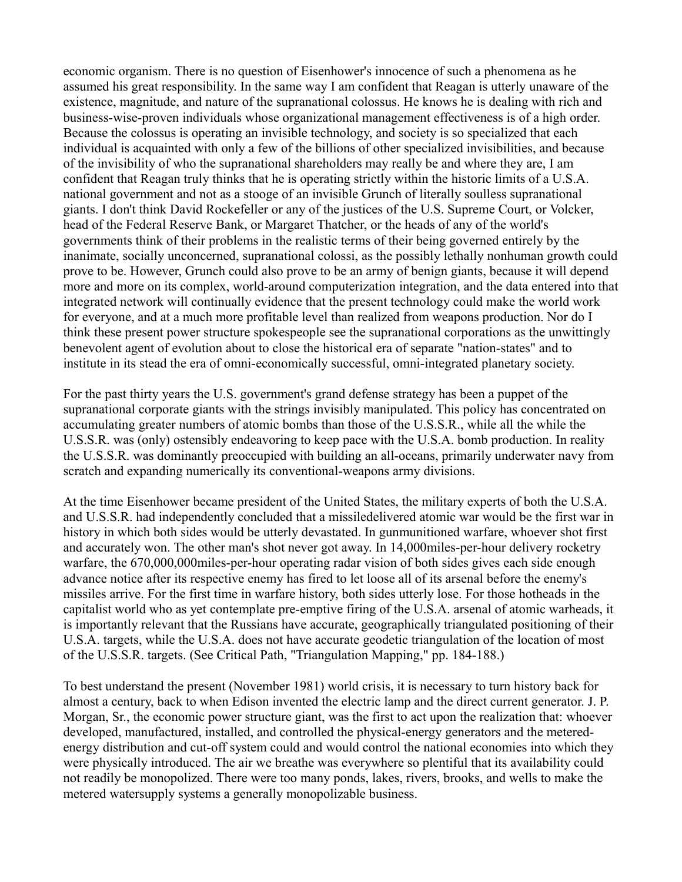economic organism. There is no question of Eisenhower's innocence of such a phenomena as he assumed his great responsibility. In the same way I am confident that Reagan is utterly unaware of the existence, magnitude, and nature of the supranational colossus. He knows he is dealing with rich and business-wise-proven individuals whose organizational management effectiveness is of a high order. Because the colossus is operating an invisible technology, and society is so specialized that each individual is acquainted with only a few of the billions of other specialized invisibilities, and because of the invisibility of who the supranational shareholders may really be and where they are, I am confident that Reagan truly thinks that he is operating strictly within the historic limits of a U.S.A. national government and not as a stooge of an invisible Grunch of literally soulless supranational giants. I don't think David Rockefeller or any of the justices of the U.S. Supreme Court, or Volcker, head of the Federal Reserve Bank, or Margaret Thatcher, or the heads of any of the world's governments think of their problems in the realistic terms of their being governed entirely by the inanimate, socially unconcerned, supranational colossi, as the possibly lethally nonhuman growth could prove to be. However, Grunch could also prove to be an army of benign giants, because it will depend more and more on its complex, world-around computerization integration, and the data entered into that integrated network will continually evidence that the present technology could make the world work for everyone, and at a much more profitable level than realized from weapons production. Nor do I think these present power structure spokespeople see the supranational corporations as the unwittingly benevolent agent of evolution about to close the historical era of separate "nation-states" and to institute in its stead the era of omni-economically successful, omni-integrated planetary society.

For the past thirty years the U.S. government's grand defense strategy has been a puppet of the supranational corporate giants with the strings invisibly manipulated. This policy has concentrated on accumulating greater numbers of atomic bombs than those of the U.S.S.R., while all the while the U.S.S.R. was (only) ostensibly endeavoring to keep pace with the U.S.A. bomb production. In reality the U.S.S.R. was dominantly preoccupied with building an all-oceans, primarily underwater navy from scratch and expanding numerically its conventional-weapons army divisions.

At the time Eisenhower became president of the United States, the military experts of both the U.S.A. and U.S.S.R. had independently concluded that a missiledelivered atomic war would be the first war in history in which both sides would be utterly devastated. In gunmunitioned warfare, whoever shot first and accurately won. The other man's shot never got away. In 14,000miles-per-hour delivery rocketry warfare, the 670,000,000miles-per-hour operating radar vision of both sides gives each side enough advance notice after its respective enemy has fired to let loose all of its arsenal before the enemy's missiles arrive. For the first time in warfare history, both sides utterly lose. For those hotheads in the capitalist world who as yet contemplate pre-emptive firing of the U.S.A. arsenal of atomic warheads, it is importantly relevant that the Russians have accurate, geographically triangulated positioning of their U.S.A. targets, while the U.S.A. does not have accurate geodetic triangulation of the location of most of the U.S.S.R. targets. (See Critical Path, "Triangulation Mapping," pp. 184-188.)

To best understand the present (November 1981) world crisis, it is necessary to turn history back for almost a century, back to when Edison invented the electric lamp and the direct current generator. J. P. Morgan, Sr., the economic power structure giant, was the first to act upon the realization that: whoever developed, manufactured, installed, and controlled the physical-energy generators and the metered-energy distribution and cut-off system could and would control the national economies into which they were physically introduced. The air we breathe was everywhere so plentiful that its availability could not readily be monopolized. There were too many ponds, lakes, rivers, brooks, and wells to make the metered watersupply systems a generally monopolizable business.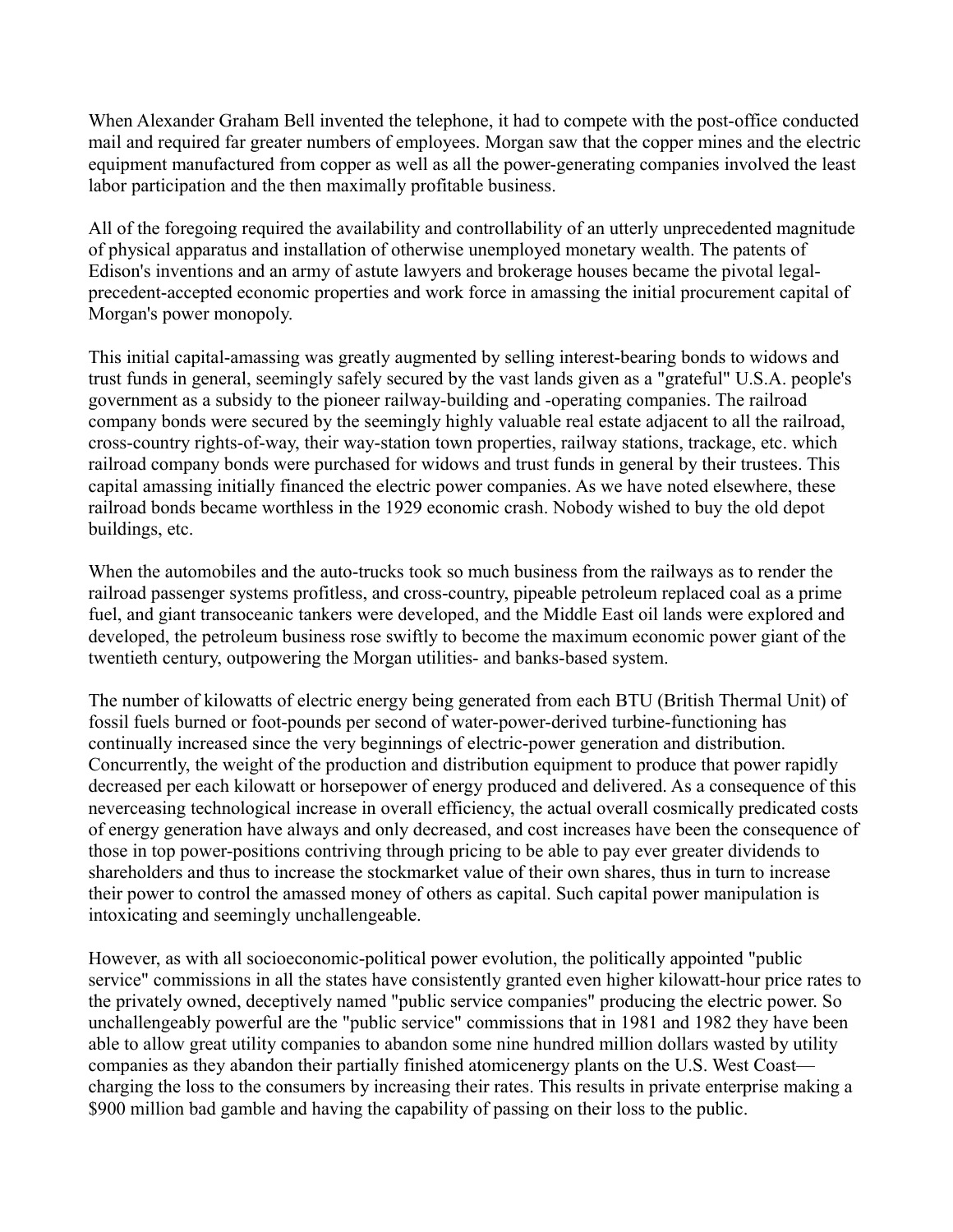When Alexander Graham Bell invented the telephone, it had to compete with the post-office conducted mail and required far greater numbers of employees. Morgan saw that the copper mines and the electric equipment manufactured from copper as well as all the power-generating companies involved the least labor participation and the then maximally profitable business.

All of the foregoing required the availability and controllability of an utterly unprecedented magnitude of physical apparatus and installation of otherwise unemployed monetary wealth. The patents of Edison's inventions and an army of astute lawyers and brokerage houses became the pivotal legal-precedent-accepted economic properties and work force in amassing the initial procurement capital of Morgan's power monopoly.

This initial capital-amassing was greatly augmented by selling interest-bearing bonds to widows and trust funds in general, seemingly safely secured by the vast lands given as a "grateful" U.S.A. people's government as a subsidy to the pioneer railway-building and -operating companies. The railroad company bonds were secured by the seemingly highly valuable real estate adjacent to all the railroad, cross-country rights-of-way, their way-station town properties, railway stations, trackage, etc. which railroad company bonds were purchased for widows and trust funds in general by their trustees. This capital amassing initially financed the electric power companies. As we have noted elsewhere, these railroad bonds became worthless in the 1929 economic crash. Nobody wished to buy the old depot buildings, etc.

When the automobiles and the auto-trucks took so much business from the railways as to render the railroad passenger systems profitless, and cross-country, pipeable petroleum replaced coal as a prime fuel, and giant transoceanic tankers were developed, and the Middle East oil lands were explored and developed, the petroleum business rose swiftly to become the maximum economic power giant of the twentieth century, outpowering the Morgan utilities- and banks-based system.

The number of kilowatts of electric energy being generated from each BTU (British Thermal Unit) of fossil fuels burned or foot-pounds per second of water-power-derived turbine-functioning has continually increased since the very beginnings of electric-power generation and distribution. Concurrently, the weight of the production and distribution equipment to produce that power rapidly decreased per each kilowatt or horsepower of energy produced and delivered. As a consequence of this neverceasing technological increase in overall efficiency, the actual overall cosmically predicated costs of energy generation have always and only decreased, and cost increases have been the consequence of those in top power-positions contriving through pricing to be able to pay ever greater dividends to shareholders and thus to increase the stockmarket value of their own shares, thus in turn to increase their power to control the amassed money of others as capital. Such capital power manipulation is intoxicating and seemingly unchallengeable.

However, as with all socioeconomic-political power evolution, the politically appointed "public service" commissions in all the states have consistently granted even higher kilowatt-hour price rates to the privately owned, deceptively named "public service companies" producing the electric power. So unchallengeably powerful are the "public service" commissions that in 1981 and 1982 they have been able to allow great utility companies to abandon some nine hundred million dollars wasted by utility companies as they abandon their partially finished atomicenergy plants on the U.S. West Coast—charging the loss to the consumers by increasing their rates. This results in private enterprise making a \$900 million bad gamble and having the capability of passing on their loss to the public.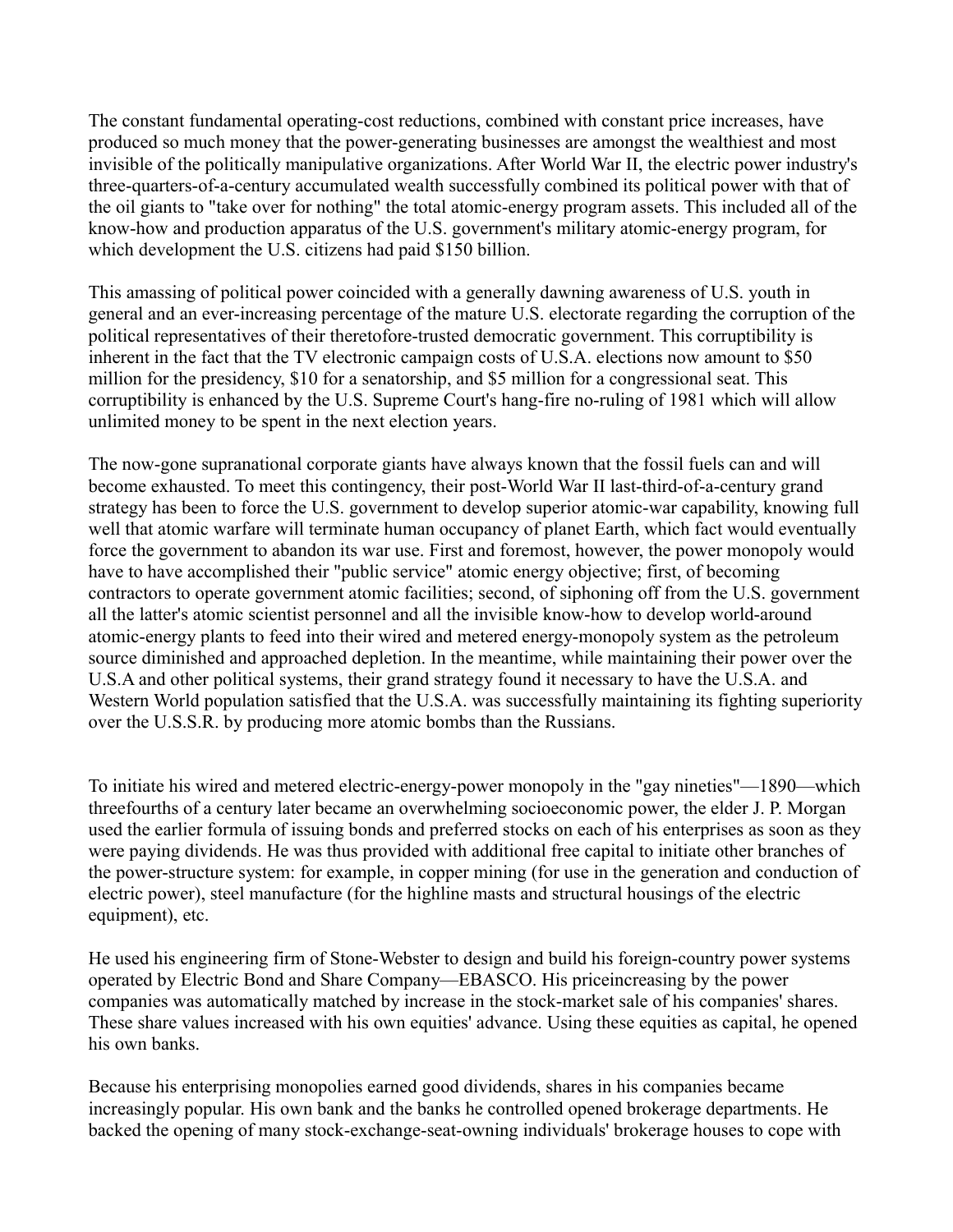The constant fundamental operating-cost reductions, combined with constant price increases, have produced so much money that the power-generating businesses are amongst the wealthiest and most invisible of the politically manipulative organizations. After World War II, the electric power industry's three-quarters-of-a-century accumulated wealth successfully combined its political power with that of the oil giants to "take over for nothing" the total atomic-energy program assets. This included all of the know-how and production apparatus of the U.S. government's military atomic-energy program, for which development the U.S. citizens had paid $150 billion.

This amassing of political power coincided with a generally dawning awareness of U.S. youth in general and an ever-increasing percentage of the mature U.S. electorate regarding the corruption of the political representatives of their theretofore-trusted democratic government. This corruptibility is inherent in the fact that the TV electronic campaign costs of U.S.A. elections now amount to $50 million for the presidency, $10 for a senatorship, and $5 million for a congressional seat. This corruptibility is enhanced by the U.S. Supreme Court's hang-fire no-ruling of 1981 which will allow unlimited money to be spent in the next election years.

The now-gone supranational corporate giants have always known that the fossil fuels can and will become exhausted. To meet this contingency, their post-World War II last-third-of-a-century grand strategy has been to force the U.S. government to develop superior atomic-war capability, knowing full well that atomic warfare will terminate human occupancy of planet Earth, which fact would eventually force the government to abandon its war use. First and foremost, however, the power monopoly would have to have accomplished their "public service" atomic energy objective; first, of becoming contractors to operate government atomic facilities; second, of siphoning off from the U.S. government all the latter's atomic scientist personnel and all the invisible know-how to develop world-around atomic-energy plants to feed into their wired and metered energy-monopoly system as the petroleum source diminished and approached depletion. In the meantime, while maintaining their power over the U.S.A and other political systems, their grand strategy found it necessary to have the U.S.A. and Western World population satisfied that the U.S.A. was successfully maintaining its fighting superiority over the U.S.S.R. by producing more atomic bombs than the Russians.

To initiate his wired and metered electric-energy-power monopoly in the "gay nineties"—1890—which threefourths of a century later became an overwhelming socioeconomic power, the elder J. P. Morgan used the earlier formula of issuing bonds and preferred stocks on each of his enterprises as soon as they were paying dividends. He was thus provided with additional free capital to initiate other branches of the power-structure system: for example, in copper mining (for use in the generation and conduction of electric power), steel manufacture (for the highline masts and structural housings of the electric equipment), etc.

He used his engineering firm of Stone-Webster to design and build his foreign-country power systems operated by Electric Bond and Share Company—EBASCO. His priceincreasing by the power companies was automatically matched by increase in the stock-market sale of his companies' shares. These share values increased with his own equities' advance. Using these equities as capital, he opened his own banks.

Because his enterprising monopolies earned good dividends, shares in his companies became increasingly popular. His own bank and the banks he controlled opened brokerage departments. He backed the opening of many stock-exchange-seat-owning individuals' brokerage houses to cope with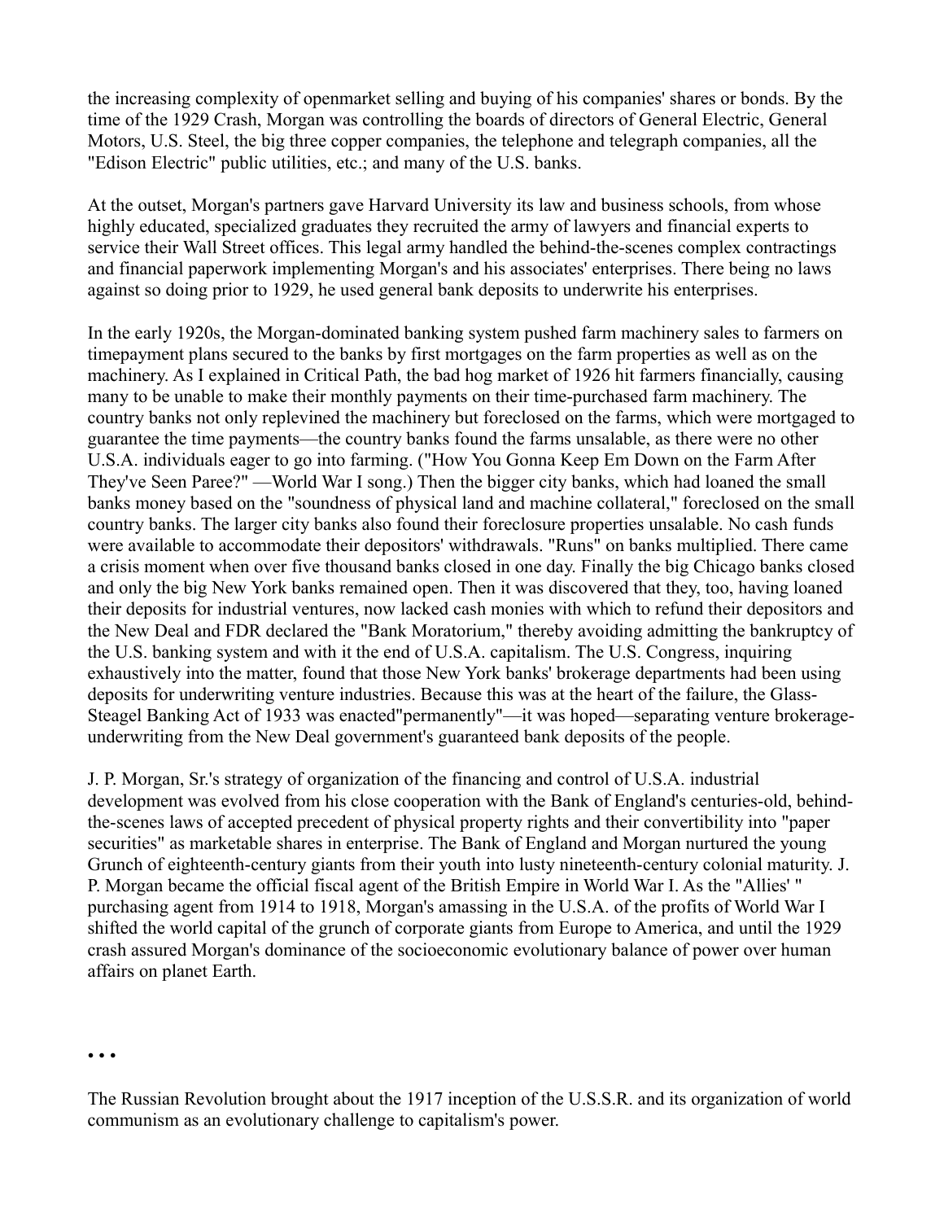the increasing complexity of openmarket selling and buying of his companies' shares or bonds. By the time of the 1929 Crash, Morgan was controlling the boards of directors of General Electric, General Motors, U.S. Steel, the big three copper companies, the telephone and telegraph companies, all the "Edison Electric" public utilities, etc.; and many of the U.S. banks.

At the outset, Morgan's partners gave Harvard University its law and business schools, from whose highly educated, specialized graduates they recruited the army of lawyers and financial experts to service their Wall Street offices. This legal army handled the behind-the-scenes complex contractings and financial paperwork implementing Morgan's and his associates' enterprises. There being no laws against so doing prior to 1929, he used general bank deposits to underwrite his enterprises.

In the early 1920s, the Morgan-dominated banking system pushed farm machinery sales to farmers on timepayment plans secured to the banks by first mortgages on the farm properties as well as on the machinery. As I explained in Critical Path, the bad hog market of 1926 hit farmers financially, causing many to be unable to make their monthly payments on their time-purchased farm machinery. The country banks not only replevined the machinery but foreclosed on the farms, which were mortgaged to guarantee the time payments—the country banks found the farms unsalable, as there were no other U.S.A. individuals eager to go into farming. ("How You Gonna Keep Em Down on the Farm After They've Seen Paree?" —World War I song.) Then the bigger city banks, which had loaned the small banks money based on the "soundness of physical land and machine collateral," foreclosed on the small country banks. The larger city banks also found their foreclosure properties unsalable. No cash funds were available to accommodate their depositors' withdrawals. "Runs" on banks multiplied. There came a crisis moment when over five thousand banks closed in one day. Finally the big Chicago banks closed and only the big New York banks remained open. Then it was discovered that they, too, having loaned their deposits for industrial ventures, now lacked cash monies with which to refund their depositors and the New Deal and FDR declared the "Bank Moratorium," thereby avoiding admitting the bankruptcy of the U.S. banking system and with it the end of U.S.A. capitalism. The U.S. Congress, inquiring exhaustively into the matter, found that those New York banks' brokerage departments had been using deposits for underwriting venture industries. Because this was at the heart of the failure, the Glass-Steagel Banking Act of 1933 was enacted"permanently"—it was hoped—separating venture brokerage-underwriting from the New Deal government's guaranteed bank deposits of the people.

J. P. Morgan, Sr.'s strategy of organization of the financing and control of U.S.A. industrial development was evolved from his close cooperation with the Bank of England's centuries-old, behind-the-scenes laws of accepted precedent of physical property rights and their convertibility into "paper securities" as marketable shares in enterprise. The Bank of England and Morgan nurtured the young Grunch of eighteenth-century giants from their youth into lusty nineteenth-century colonial maturity. J. P. Morgan became the official fiscal agent of the British Empire in World War I. As the "Allies' " purchasing agent from 1914 to 1918, Morgan's amassing in the U.S.A. of the profits of World War I shifted the world capital of the grunch of corporate giants from Europe to America, and until the 1929 crash assured Morgan's dominance of the socioeconomic evolutionary balance of power over human affairs on planet Earth.

• • •

The Russian Revolution brought about the 1917 inception of the U.S.S.R. and its organization of world communism as an evolutionary challenge to capitalism's power.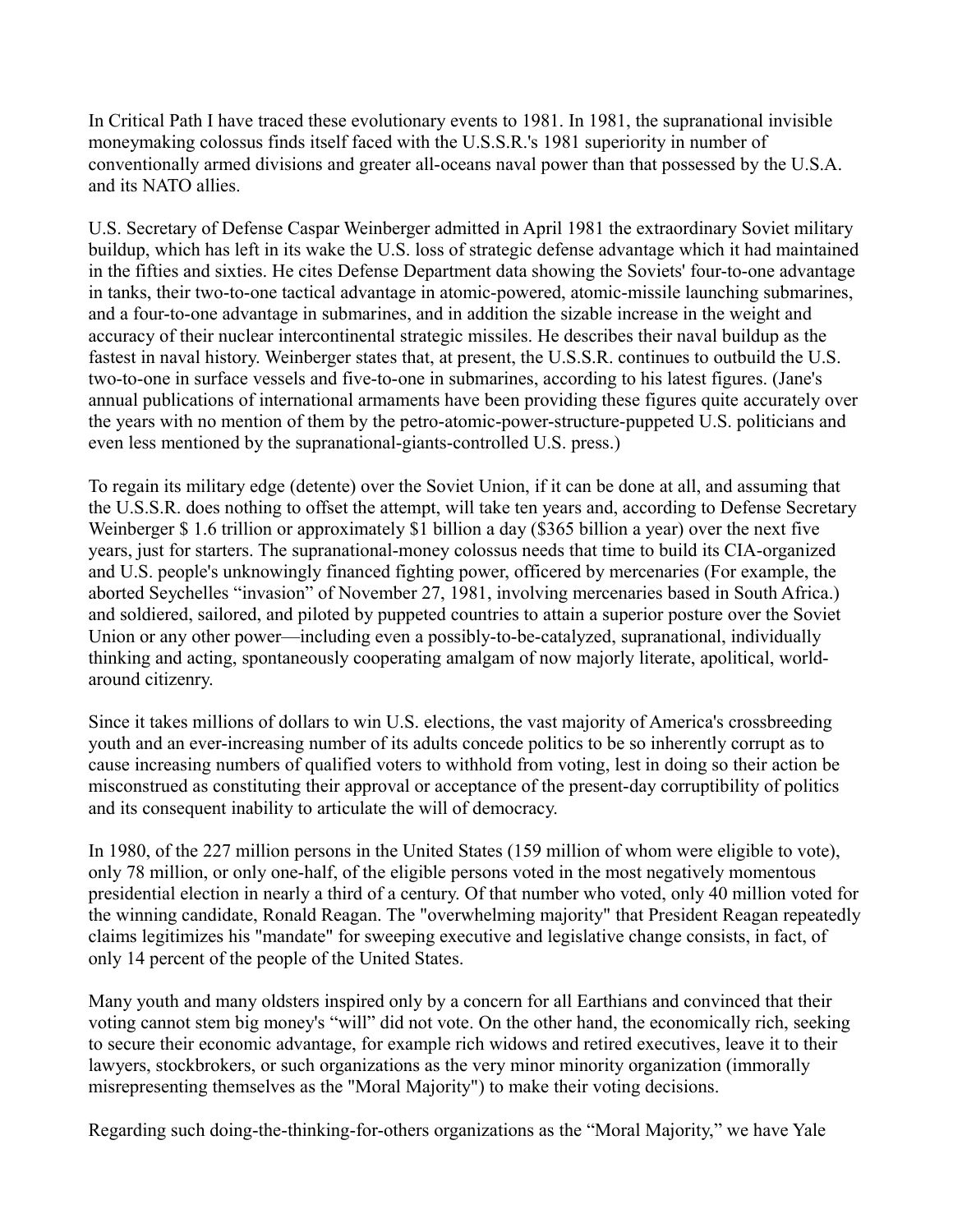In Critical Path I have traced these evolutionary events to 1981. In 1981, the supranational invisible moneymaking colossus finds itself faced with the U.S.S.R.'s 1981 superiority in number of conventionally armed divisions and greater all-oceans naval power than that possessed by the U.S.A. and its NATO allies.

U.S. Secretary of Defense Caspar Weinberger admitted in April 1981 the extraordinary Soviet military buildup, which has left in its wake the U.S. loss of strategic defense advantage which it had maintained in the fifties and sixties. He cites Defense Department data showing the Soviets' four-to-one advantage in tanks, their two-to-one tactical advantage in atomic-powered, atomic-missile launching submarines, and a four-to-one advantage in submarines, and in addition the sizable increase in the weight and accuracy of their nuclear intercontinental strategic missiles. He describes their naval buildup as the fastest in naval history. Weinberger states that, at present, the U.S.S.R. continues to outbuild the U.S. two-to-one in surface vessels and five-to-one in submarines, according to his latest figures. (Jane's annual publications of international armaments have been providing these figures quite accurately over the years with no mention of them by the petro-atomic-power-structure-puppeted U.S. politicians and even less mentioned by the supranational-giants-controlled U.S. press.)

To regain its military edge (detente) over the Soviet Union, if it can be done at all, and assuming that the U.S.S.R. does nothing to offset the attempt, will take ten years and, according to Defense Secretary Weinberger $ 1.6 trillion or approximately $1 billion a day ($365 billion a year) over the next five years, just for starters. The supranational-money colossus needs that time to build its CIA-organized and U.S. people's unknowingly financed fighting power, officered by mercenaries (For example, the aborted Seychelles "invasion" of November 27, 1981, involving mercenaries based in South Africa.) and soldiered, sailored, and piloted by puppeted countries to attain a superior posture over the Soviet Union or any other power—including even a possibly-to-be-catalyzed, supranational, individually thinking and acting, spontaneously cooperating amalgam of now majorly literate, apolitical, world-around citizenry.

Since it takes millions of dollars to win U.S. elections, the vast majority of America's crossbreeding youth and an ever-increasing number of its adults concede politics to be so inherently corrupt as to cause increasing numbers of qualified voters to withhold from voting, lest in doing so their action be misconstrued as constituting their approval or acceptance of the present-day corruptibility of politics and its consequent inability to articulate the will of democracy.

In 1980, of the 227 million persons in the United States (159 million of whom were eligible to vote), only 78 million, or only one-half, of the eligible persons voted in the most negatively momentous presidential election in nearly a third of a century. Of that number who voted, only 40 million voted for the winning candidate, Ronald Reagan. The "overwhelming majority" that President Reagan repeatedly claims legitimizes his "mandate" for sweeping executive and legislative change consists, in fact, of only 14 percent of the people of the United States.

Many youth and many oldsters inspired only by a concern for all Earthians and convinced that their voting cannot stem big money's "will" did not vote. On the other hand, the economically rich, seeking to secure their economic advantage, for example rich widows and retired executives, leave it to their lawyers, stockbrokers, or such organizations as the very minor minority organization (immorally misrepresenting themselves as the "Moral Majority") to make their voting decisions.

Regarding such doing-the-thinking-for-others organizations as the "Moral Majority," we have Yale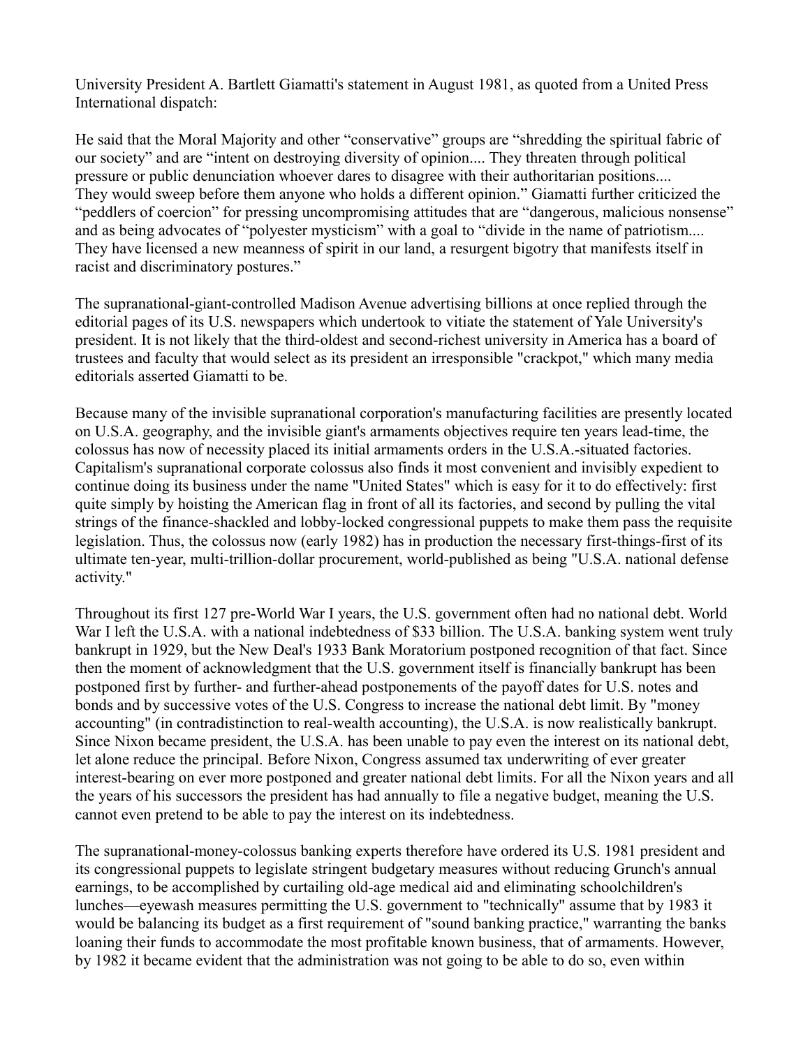University President A. Bartlett Giamatti's statement in August 1981, as quoted from a United Press International dispatch:

He said that the Moral Majority and other "conservative" groups are "shredding the spiritual fabric of our society" and are "intent on destroying diversity of opinion.... They threaten through political pressure or public denunciation whoever dares to disagree with their authoritarian positions.... They would sweep before them anyone who holds a different opinion." Giamatti further criticized the "peddlers of coercion" for pressing uncompromising attitudes that are "dangerous, malicious nonsense" and as being advocates of "polyester mysticism" with a goal to "divide in the name of patriotism.... They have licensed a new meanness of spirit in our land, a resurgent bigotry that manifests itself in racist and discriminatory postures."

The supranational-giant-controlled Madison Avenue advertising billions at once replied through the editorial pages of its U.S. newspapers which undertook to vitiate the statement of Yale University's president. It is not likely that the third-oldest and second-richest university in America has a board of trustees and faculty that would select as its president an irresponsible "crackpot," which many media editorials asserted Giamatti to be.

Because many of the invisible supranational corporation's manufacturing facilities are presently located on U.S.A. geography, and the invisible giant's armaments objectives require ten years lead-time, the colossus has now of necessity placed its initial armaments orders in the U.S.A.-situated factories. Capitalism's supranational corporate colossus also finds it most convenient and invisibly expedient to continue doing its business under the name "United States" which is easy for it to do effectively: first quite simply by hoisting the American flag in front of all its factories, and second by pulling the vital strings of the finance-shackled and lobby-locked congressional puppets to make them pass the requisite legislation. Thus, the colossus now (early 1982) has in production the necessary first-things-first of its ultimate ten-year, multi-trillion-dollar procurement, world-published as being "U.S.A. national defense activity."

Throughout its first 127 pre-World War I years, the U.S. government often had no national debt. World War I left the U.S.A. with a national indebtedness of $33 billion. The U.S.A. banking system went truly bankrupt in 1929, but the New Deal's 1933 Bank Moratorium postponed recognition of that fact. Since then the moment of acknowledgment that the U.S. government itself is financially bankrupt has been postponed first by further- and further-ahead postponements of the payoff dates for U.S. notes and bonds and by successive votes of the U.S. Congress to increase the national debt limit. By "money accounting" (in contradistinction to real-wealth accounting), the U.S.A. is now realistically bankrupt. Since Nixon became president, the U.S.A. has been unable to pay even the interest on its national debt, let alone reduce the principal. Before Nixon, Congress assumed tax underwriting of ever greater interest-bearing on ever more postponed and greater national debt limits. For all the Nixon years and all the years of his successors the president has had annually to file a negative budget, meaning the U.S. cannot even pretend to be able to pay the interest on its indebtedness.

The supranational-money-colossus banking experts therefore have ordered its U.S. 1981 president and its congressional puppets to legislate stringent budgetary measures without reducing Grunch's annual earnings, to be accomplished by curtailing old-age medical aid and eliminating schoolchildren's lunches—eyewash measures permitting the U.S. government to "technically" assume that by 1983 it would be balancing its budget as a first requirement of "sound banking practice," warranting the banks loaning their funds to accommodate the most profitable known business, that of armaments. However, by 1982 it became evident that the administration was not going to be able to do so, even within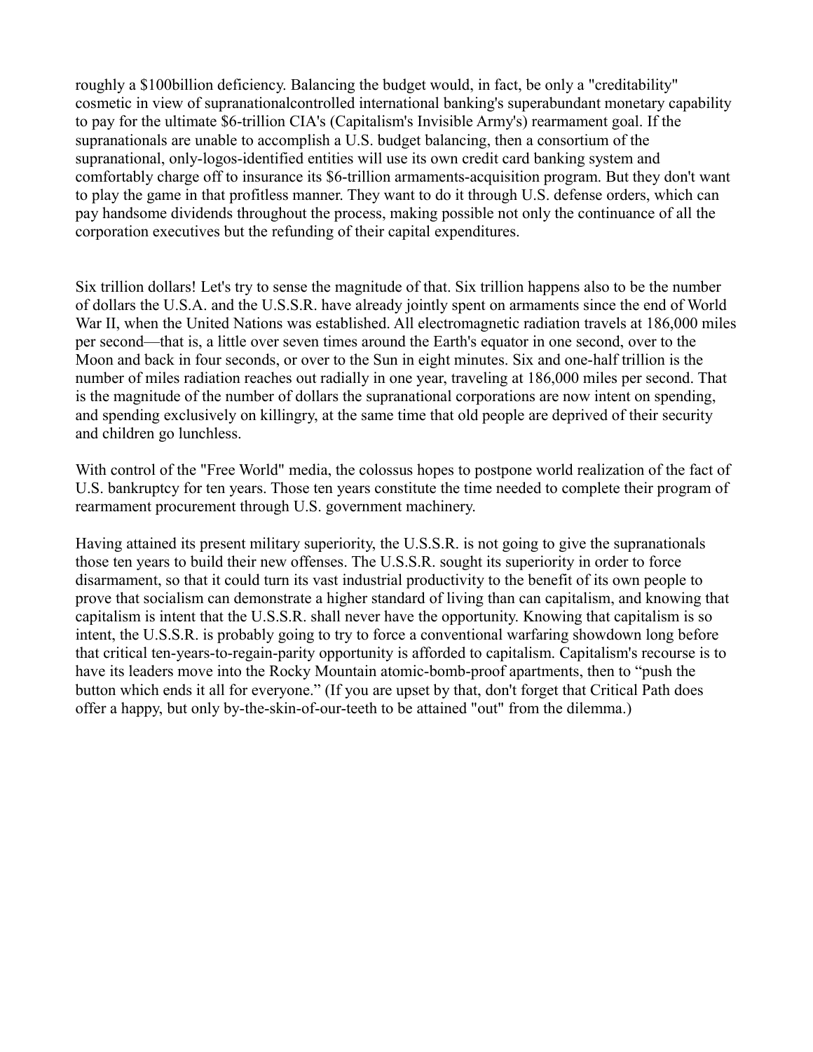roughly a $100billion deficiency. Balancing the budget would, in fact, be only a "creditability" cosmetic in view of supranationalcontrolled international banking's superabundant monetary capability to pay for the ultimate $6-trillion CIA's (Capitalism's Invisible Army's) rearmament goal. If the supranationals are unable to accomplish a U.S. budget balancing, then a consortium of the supranational, only-logos-identified entities will use its own credit card banking system and comfortably charge off to insurance its $6-trillion armaments-acquisition program. But they don't want to play the game in that profitless manner. They want to do it through U.S. defense orders, which can pay handsome dividends throughout the process, making possible not only the continuance of all the corporation executives but the refunding of their capital expenditures.

Six trillion dollars! Let's try to sense the magnitude of that. Six trillion happens also to be the number of dollars the U.S.A. and the U.S.S.R. have already jointly spent on armaments since the end of World War II, when the United Nations was established. All electromagnetic radiation travels at 186,000 miles per second—that is, a little over seven times around the Earth's equator in one second, over to the Moon and back in four seconds, or over to the Sun in eight minutes. Six and one-half trillion is the number of miles radiation reaches out radially in one year, traveling at 186,000 miles per second. That is the magnitude of the number of dollars the supranational corporations are now intent on spending, and spending exclusively on killingry, at the same time that old people are deprived of their security and children go lunchless.

With control of the "Free World" media, the colossus hopes to postpone world realization of the fact of U.S. bankruptcy for ten years. Those ten years constitute the time needed to complete their program of rearmament procurement through U.S. government machinery.

Having attained its present military superiority, the U.S.S.R. is not going to give the supranationals those ten years to build their new offenses. The U.S.S.R. sought its superiority in order to force disarmament, so that it could turn its vast industrial productivity to the benefit of its own people to prove that socialism can demonstrate a higher standard of living than can capitalism, and knowing that capitalism is intent that the U.S.S.R. shall never have the opportunity. Knowing that capitalism is so intent, the U.S.S.R. is probably going to try to force a conventional warfaring showdown long before that critical ten-years-to-regain-parity opportunity is afforded to capitalism. Capitalism's recourse is to have its leaders move into the Rocky Mountain atomic-bomb-proof apartments, then to "push the button which ends it all for everyone." (If you are upset by that, don't forget that Critical Path does offer a happy, but only by-the-skin-of-our-teeth to be attained "out" from the dilemma.)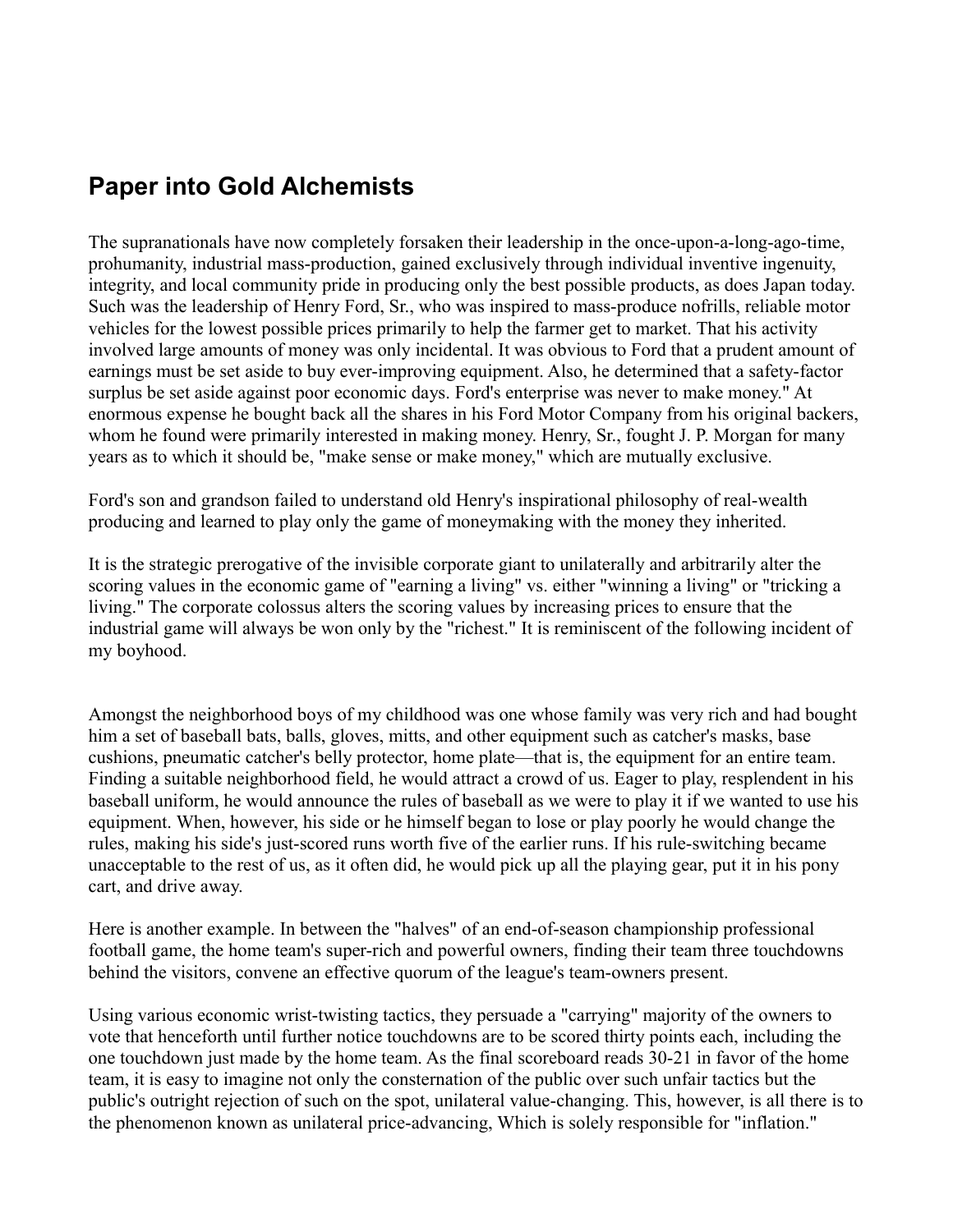## Paper into Gold Alchemists

The supranationals have now completely forsaken their leadership in the once-upon-a-long-ago-time, prohumanity, industrial mass-production, gained exclusively through individual inventive ingenuity, integrity, and local community pride in producing only the best possible products, as does Japan today. Such was the leadership of Henry Ford, Sr., who was inspired to mass-produce nofrills, reliable motor vehicles for the lowest possible prices primarily to help the farmer get to market. That his activity involved large amounts of money was only incidental. It was obvious to Ford that a prudent amount of earnings must be set aside to buy ever-improving equipment. Also, he determined that a safety-factor surplus be set aside against poor economic days. Ford's enterprise was never to make money." At enormous expense he bought back all the shares in his Ford Motor Company from his original backers, whom he found were primarily interested in making money. Henry, Sr., fought J. P. Morgan for many years as to which it should be, "make sense or make money," which are mutually exclusive.

Ford's son and grandson failed to understand old Henry's inspirational philosophy of real-wealth producing and learned to play only the game of moneymaking with the money they inherited.

It is the strategic prerogative of the invisible corporate giant to unilaterally and arbitrarily alter the scoring values in the economic game of "earning a living" vs. either "winning a living" or "tricking a living." The corporate colossus alters the scoring values by increasing prices to ensure that the industrial game will always be won only by the "richest." It is reminiscent of the following incident of my boyhood.

Amongst the neighborhood boys of my childhood was one whose family was very rich and had bought him a set of baseball bats, balls, gloves, mitts, and other equipment such as catcher's masks, base cushions, pneumatic catcher's belly protector, home plate—that is, the equipment for an entire team. Finding a suitable neighborhood field, he would attract a crowd of us. Eager to play, resplendent in his baseball uniform, he would announce the rules of baseball as we were to play it if we wanted to use his equipment. When, however, his side or he himself began to lose or play poorly he would change the rules, making his side's just-scored runs worth five of the earlier runs. If his rule-switching became unacceptable to the rest of us, as it often did, he would pick up all the playing gear, put it in his pony cart, and drive away.

Here is another example. In between the "halves" of an end-of-season championship professional football game, the home team's super-rich and powerful owners, finding their team three touchdowns behind the visitors, convene an effective quorum of the league's team-owners present.

Using various economic wrist-twisting tactics, they persuade a "carrying" majority of the owners to vote that henceforth until further notice touchdowns are to be scored thirty points each, including the one touchdown just made by the home team. As the final scoreboard reads 30-21 in favor of the home team, it is easy to imagine not only the consternation of the public over such unfair tactics but the public's outright rejection of such on the spot, unilateral value-changing. This, however, is all there is to the phenomenon known as unilateral price-advancing, Which is solely responsible for "inflation."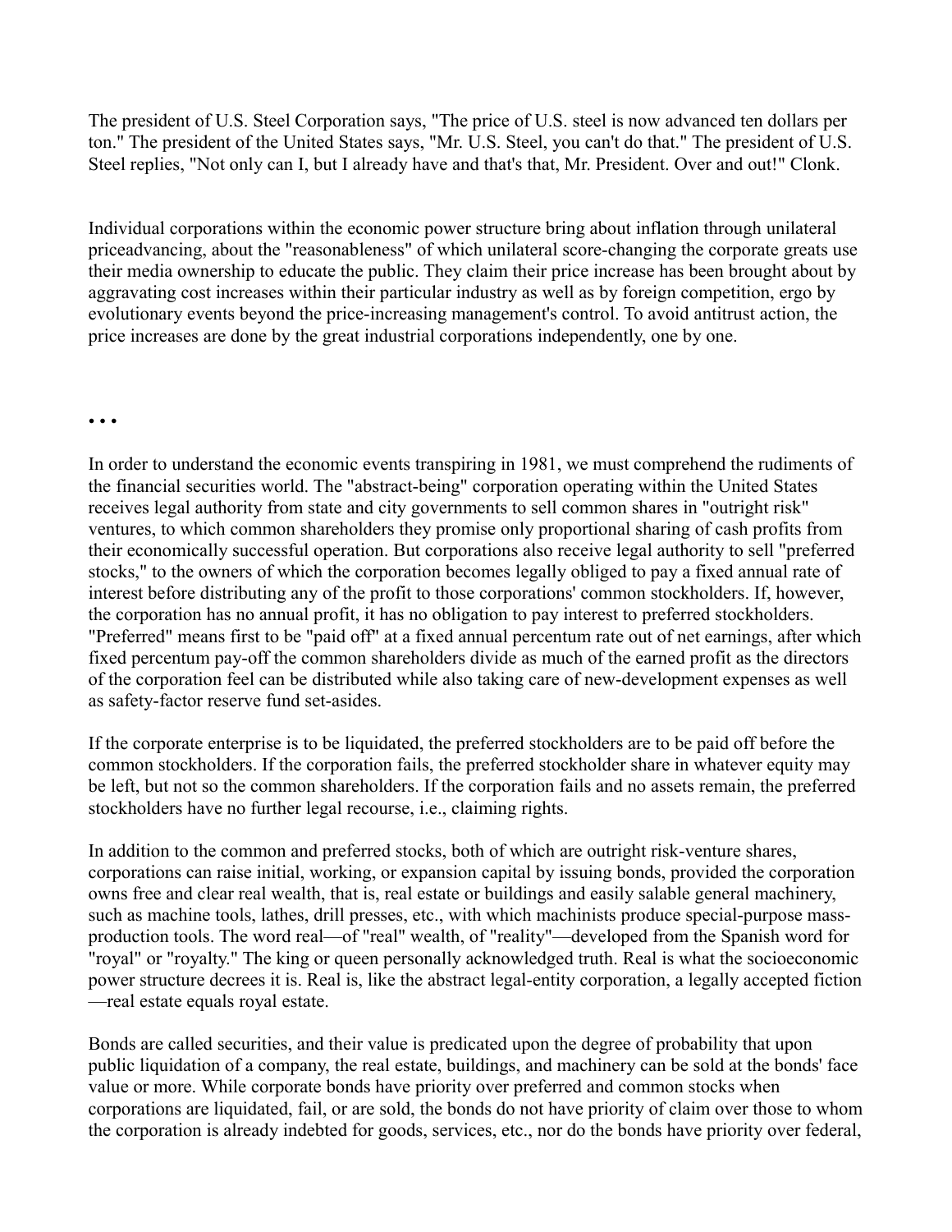The president of U.S. Steel Corporation says, "The price of U.S. steel is now advanced ten dollars per ton." The president of the United States says, "Mr. U.S. Steel, you can't do that." The president of U.S. Steel replies, "Not only can I, but I already have and that's that, Mr. President. Over and out!" Clonk.

Individual corporations within the economic power structure bring about inflation through unilateral priceadvancing, about the "reasonableness" of which unilateral score-changing the corporate greats use their media ownership to educate the public. They claim their price increase has been brought about by aggravating cost increases within their particular industry as well as by foreign competition, ergo by evolutionary events beyond the price-increasing management's control. To avoid antitrust action, the price increases are done by the great industrial corporations independently, one by one.

• • •

In order to understand the economic events transpiring in 1981, we must comprehend the rudiments of the financial securities world. The "abstract-being" corporation operating within the United States receives legal authority from state and city governments to sell common shares in "outright risk" ventures, to which common shareholders they promise only proportional sharing of cash profits from their economically successful operation. But corporations also receive legal authority to sell "preferred stocks," to the owners of which the corporation becomes legally obliged to pay a fixed annual rate of interest before distributing any of the profit to those corporations' common stockholders. If, however, the corporation has no annual profit, it has no obligation to pay interest to preferred stockholders. "Preferred" means first to be "paid off" at a fixed annual percentum rate out of net earnings, after which fixed percentum pay-off the common shareholders divide as much of the earned profit as the directors of the corporation feel can be distributed while also taking care of new-development expenses as well as safety-factor reserve fund set-asides.

If the corporate enterprise is to be liquidated, the preferred stockholders are to be paid off before the common stockholders. If the corporation fails, the preferred stockholder share in whatever equity may be left, but not so the common shareholders. If the corporation fails and no assets remain, the preferred stockholders have no further legal recourse, i.e., claiming rights.

In addition to the common and preferred stocks, both of which are outright risk-venture shares, corporations can raise initial, working, or expansion capital by issuing bonds, provided the corporation owns free and clear real wealth, that is, real estate or buildings and easily salable general machinery, such as machine tools, lathes, drill presses, etc., with which machinists produce special-purpose mass-production tools. The word real—of "real" wealth, of "reality"—developed from the Spanish word for "royal" or "royalty." The king or queen personally acknowledged truth. Real is what the socioeconomic power structure decrees it is. Real is, like the abstract legal-entity corporation, a legally accepted fiction—real estate equals royal estate.

Bonds are called securities, and their value is predicated upon the degree of probability that upon public liquidation of a company, the real estate, buildings, and machinery can be sold at the bonds' face value or more. While corporate bonds have priority over preferred and common stocks when corporations are liquidated, fail, or are sold, the bonds do not have priority of claim over those to whom the corporation is already indebted for goods, services, etc., nor do the bonds have priority over federal,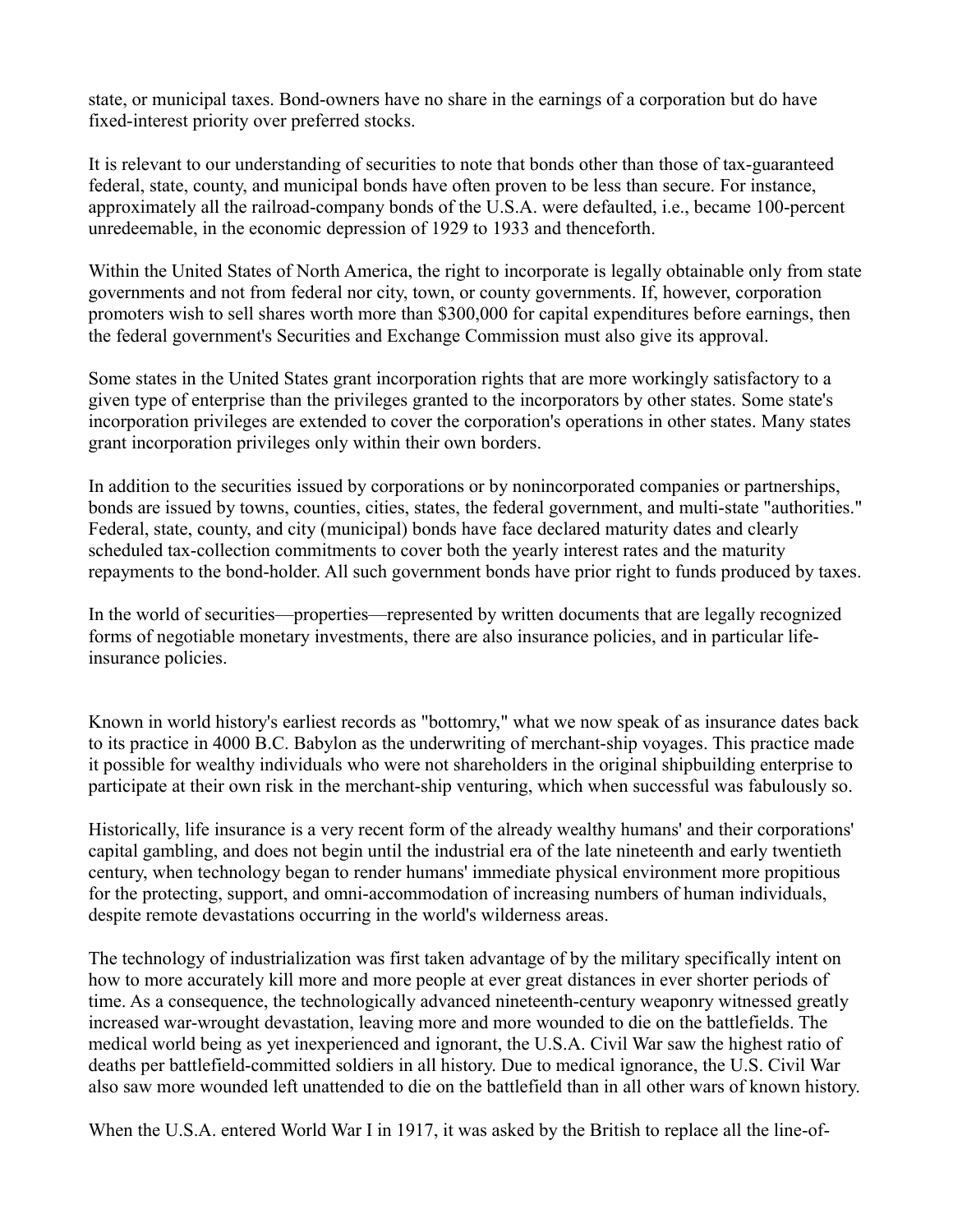state, or municipal taxes. Bond-owners have no share in the earnings of a corporation but do have fixed-interest priority over preferred stocks.

It is relevant to our understanding of securities to note that bonds other than those of tax-guaranteed federal, state, county, and municipal bonds have often proven to be less than secure. For instance, approximately all the railroad-company bonds of the U.S.A. were defaulted, i.e., became 100-percent unredeemable, in the economic depression of 1929 to 1933 and thenceforth.

Within the United States of North America, the right to incorporate is legally obtainable only from state governments and not from federal nor city, town, or county governments. If, however, corporation promoters wish to sell shares worth more than $300,000 for capital expenditures before earnings, then the federal government's Securities and Exchange Commission must also give its approval.

Some states in the United States grant incorporation rights that are more workingly satisfactory to a given type of enterprise than the privileges granted to the incorporators by other states. Some state's incorporation privileges are extended to cover the corporation's operations in other states. Many states grant incorporation privileges only within their own borders.

In addition to the securities issued by corporations or by nonincorporated companies or partnerships, bonds are issued by towns, counties, cities, states, the federal government, and multi-state "authorities." Federal, state, county, and city (municipal) bonds have face declared maturity dates and clearly scheduled tax-collection commitments to cover both the yearly interest rates and the maturity repayments to the bond-holder. All such government bonds have prior right to funds produced by taxes.

In the world of securities—properties—represented by written documents that are legally recognized forms of negotiable monetary investments, there are also insurance policies, and in particular life-insurance policies.

Known in world history's earliest records as "bottomry," what we now speak of as insurance dates back to its practice in 4000 B.C. Babylon as the underwriting of merchant-ship voyages. This practice made it possible for wealthy individuals who were not shareholders in the original shipbuilding enterprise to participate at their own risk in the merchant-ship venturing, which when successful was fabulously so.

Historically, life insurance is a very recent form of the already wealthy humans' and their corporations' capital gambling, and does not begin until the industrial era of the late nineteenth and early twentieth century, when technology began to render humans' immediate physical environment more propitious for the protecting, support, and omni-accommodation of increasing numbers of human individuals, despite remote devastations occurring in the world's wilderness areas.

The technology of industrialization was first taken advantage of by the military specifically intent on how to more accurately kill more and more people at ever great distances in ever shorter periods of time. As a consequence, the technologically advanced nineteenth-century weaponry witnessed greatly increased war-wrought devastation, leaving more and more wounded to die on the battlefields. The medical world being as yet inexperienced and ignorant, the U.S.A. Civil War saw the highest ratio of deaths per battlefield-committed soldiers in all history. Due to medical ignorance, the U.S. Civil War also saw more wounded left unattended to die on the battlefield than in all other wars of known history.

When the U.S.A. entered World War I in 1917, it was asked by the British to replace all the line-of-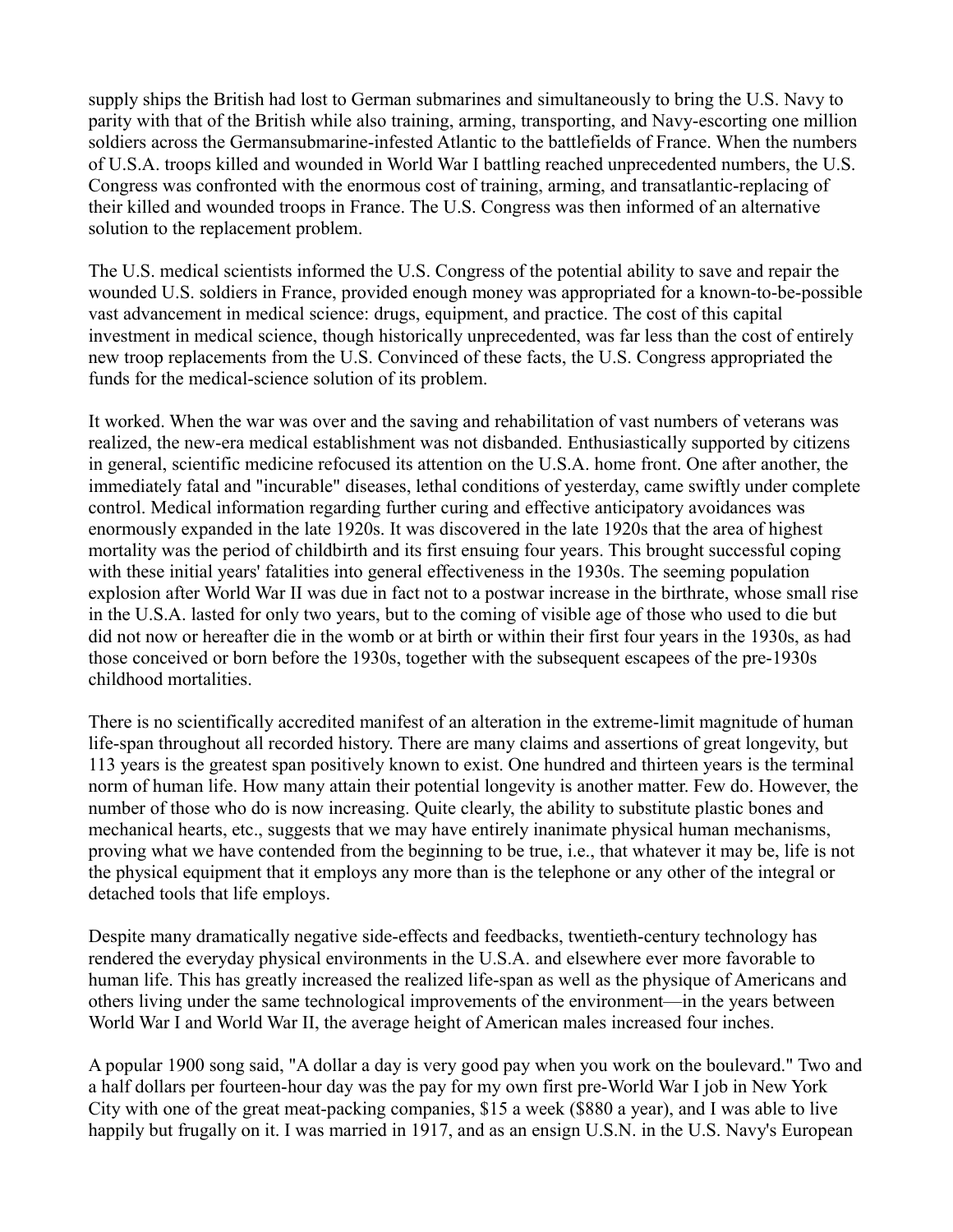supply ships the British had lost to German submarines and simultaneously to bring the U.S. Navy to parity with that of the British while also training, arming, transporting, and Navy-escorting one million soldiers across the Germansubmarine-infested Atlantic to the battlefields of France. When the numbers of U.S.A. troops killed and wounded in World War I battling reached unprecedented numbers, the U.S. Congress was confronted with the enormous cost of training, arming, and transatlantic-replacing of their killed and wounded troops in France. The U.S. Congress was then informed of an alternative solution to the replacement problem.

The U.S. medical scientists informed the U.S. Congress of the potential ability to save and repair the wounded U.S. soldiers in France, provided enough money was appropriated for a known-to-be-possible vast advancement in medical science: drugs, equipment, and practice. The cost of this capital investment in medical science, though historically unprecedented, was far less than the cost of entirely new troop replacements from the U.S. Convinced of these facts, the U.S. Congress appropriated the funds for the medical-science solution of its problem.

It worked. When the war was over and the saving and rehabilitation of vast numbers of veterans was realized, the new-era medical establishment was not disbanded. Enthusiastically supported by citizens in general, scientific medicine refocused its attention on the U.S.A. home front. One after another, the immediately fatal and "incurable" diseases, lethal conditions of yesterday, came swiftly under complete control. Medical information regarding further curing and effective anticipatory avoidances was enormously expanded in the late 1920s. It was discovered in the late 1920s that the area of highest mortality was the period of childbirth and its first ensuing four years. This brought successful coping with these initial years' fatalities into general effectiveness in the 1930s. The seeming population explosion after World War II was due in fact not to a postwar increase in the birthrate, whose small rise in the U.S.A. lasted for only two years, but to the coming of visible age of those who used to die but did not now or hereafter die in the womb or at birth or within their first four years in the 1930s, as had those conceived or born before the 1930s, together with the subsequent escapees of the pre-1930s childhood mortalities.

There is no scientifically accredited manifest of an alteration in the extreme-limit magnitude of human life-span throughout all recorded history. There are many claims and assertions of great longevity, but 113 years is the greatest span positively known to exist. One hundred and thirteen years is the terminal norm of human life. How many attain their potential longevity is another matter. Few do. However, the number of those who do is now increasing. Quite clearly, the ability to substitute plastic bones and mechanical hearts, etc., suggests that we may have entirely inanimate physical human mechanisms, proving what we have contended from the beginning to be true, i.e., that whatever it may be, life is not the physical equipment that it employs any more than is the telephone or any other of the integral or detached tools that life employs.

Despite many dramatically negative side-effects and feedbacks, twentieth-century technology has rendered the everyday physical environments in the U.S.A. and elsewhere ever more favorable to human life. This has greatly increased the realized life-span as well as the physique of Americans and others living under the same technological improvements of the environment—in the years between World War I and World War II, the average height of American males increased four inches.

A popular 1900 song said, "A dollar a day is very good pay when you work on the boulevard." Two and a half dollars per fourteen-hour day was the pay for my own first pre-World War I job in New York City with one of the great meat-packing companies, $15 a week ($880 a year), and I was able to live happily but frugally on it. I was married in 1917, and as an ensign U.S.N. in the U.S. Navy's European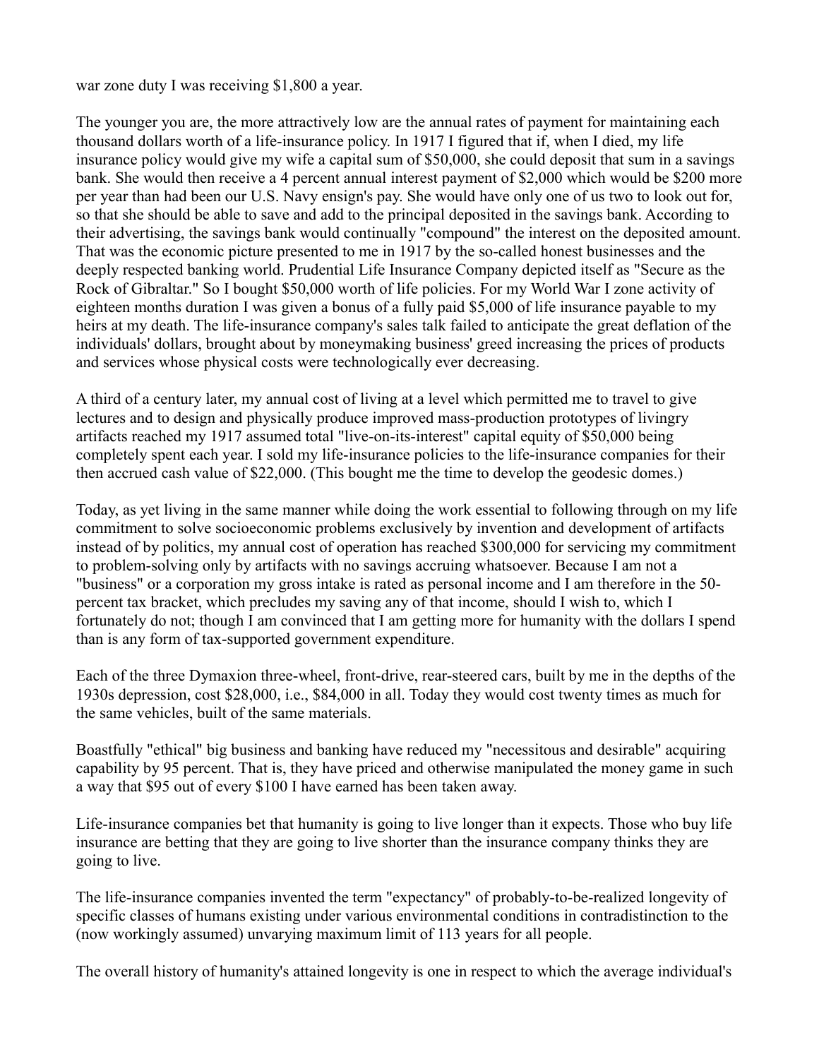war zone duty I was receiving $1,800 a year.

The younger you are, the more attractively low are the annual rates of payment for maintaining each thousand dollars worth of a life-insurance policy. In 1917 I figured that if, when I died, my life insurance policy would give my wife a capital sum of $50,000, she could deposit that sum in a savings bank. She would then receive a 4 percent annual interest payment of $2,000 which would be $200 more per year than had been our U.S. Navy ensign's pay. She would have only one of us two to look out for, so that she should be able to save and add to the principal deposited in the savings bank. According to their advertising, the savings bank would continually "compound" the interest on the deposited amount. That was the economic picture presented to me in 1917 by the so-called honest businesses and the deeply respected banking world. Prudential Life Insurance Company depicted itself as "Secure as the Rock of Gibraltar." So I bought $50,000 worth of life policies. For my World War I zone activity of eighteen months duration I was given a bonus of a fully paid $5,000 of life insurance payable to my heirs at my death. The life-insurance company's sales talk failed to anticipate the great deflation of the individuals' dollars, brought about by moneymaking business' greed increasing the prices of products and services whose physical costs were technologically ever decreasing.

A third of a century later, my annual cost of living at a level which permitted me to travel to give lectures and to design and physically produce improved mass-production prototypes of livingry artifacts reached my 1917 assumed total "live-on-its-interest" capital equity of $50,000 being completely spent each year. I sold my life-insurance policies to the life-insurance companies for their then accrued cash value of $22,000. (This bought me the time to develop the geodesic domes.)

Today, as yet living in the same manner while doing the work essential to following through on my life commitment to solve socioeconomic problems exclusively by invention and development of artifacts instead of by politics, my annual cost of operation has reached $300,000 for servicing my commitment to problem-solving only by artifacts with no savings accruing whatsoever. Because I am not a "business" or a corporation my gross intake is rated as personal income and I am therefore in the 50-percent tax bracket, which precludes my saving any of that income, should I wish to, which I fortunately do not; though I am convinced that I am getting more for humanity with the dollars I spend than is any form of tax-supported government expenditure.

Each of the three Dymaxion three-wheel, front-drive, rear-steered cars, built by me in the depths of the 1930s depression, cost $28,000, i.e., $84,000 in all. Today they would cost twenty times as much for the same vehicles, built of the same materials.

Boastfully "ethical" big business and banking have reduced my "necessitous and desirable" acquiring capability by 95 percent. That is, they have priced and otherwise manipulated the money game in such a way that $95 out of every $100 I have earned has been taken away.

Life-insurance companies bet that humanity is going to live longer than it expects. Those who buy life insurance are betting that they are going to live shorter than the insurance company thinks they are going to live.

The life-insurance companies invented the term "expectancy" of probably-to-be-realized longevity of specific classes of humans existing under various environmental conditions in contradistinction to the (now workingly assumed) unvarying maximum limit of 113 years for all people.

The overall history of humanity's attained longevity is one in respect to which the average individual's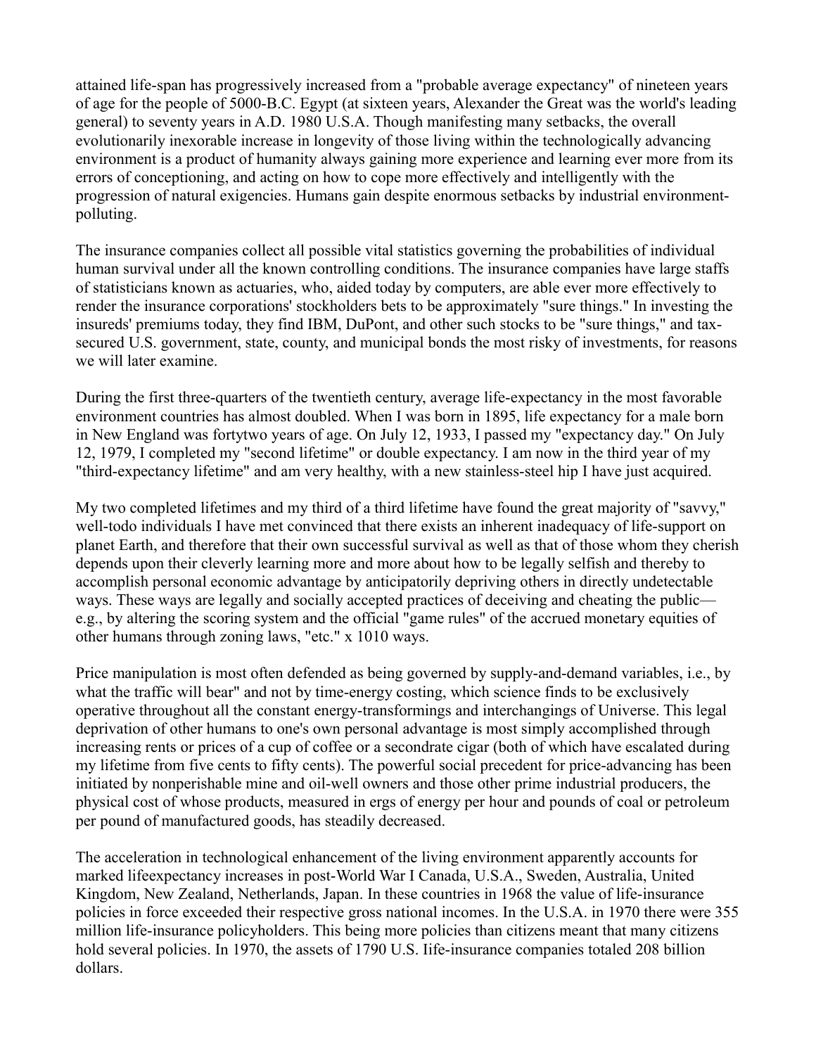attained life-span has progressively increased from a "probable average expectancy" of nineteen years of age for the people of 5000-B.C. Egypt (at sixteen years, Alexander the Great was the world's leading general) to seventy years in A.D. 1980 U.S.A. Though manifesting many setbacks, the overall evolutionarily inexorable increase in longevity of those living within the technologically advancing environment is a product of humanity always gaining more experience and learning ever more from its errors of conceptioning, and acting on how to cope more effectively and intelligently with the progression of natural exigencies. Humans gain despite enormous setbacks by industrial environment-polluting.

The insurance companies collect all possible vital statistics governing the probabilities of individual human survival under all the known controlling conditions. The insurance companies have large staffs of statisticians known as actuaries, who, aided today by computers, are able ever more effectively to render the insurance corporations' stockholders bets to be approximately "sure things." In investing the insureds' premiums today, they find IBM, DuPont, and other such stocks to be "sure things," and tax-secured U.S. government, state, county, and municipal bonds the most risky of investments, for reasons we will later examine.

During the first three-quarters of the twentieth century, average life-expectancy in the most favorable environment countries has almost doubled. When I was born in 1895, life expectancy for a male born in New England was fortytwo years of age. On July 12, 1933, I passed my "expectancy day." On July 12, 1979, I completed my "second lifetime" or double expectancy. I am now in the third year of my "third-expectancy lifetime" and am very healthy, with a new stainless-steel hip I have just acquired.

My two completed lifetimes and my third of a third lifetime have found the great majority of "savvy," well-todo individuals I have met convinced that there exists an inherent inadequacy of life-support on planet Earth, and therefore that their own successful survival as well as that of those whom they cherish depends upon their cleverly learning more and more about how to be legally selfish and thereby to accomplish personal economic advantage by anticipatorily depriving others in directly undetectable ways. These ways are legally and socially accepted practices of deceiving and cheating the public—e.g., by altering the scoring system and the official "game rules" of the accrued monetary equities of other humans through zoning laws, "etc." x 1010 ways.

Price manipulation is most often defended as being governed by supply-and-demand variables, i.e., by what the traffic will bear" and not by time-energy costing, which science finds to be exclusively operative throughout all the constant energy-transformings and interchangings of Universe. This legal deprivation of other humans to one's own personal advantage is most simply accomplished through increasing rents or prices of a cup of coffee or a secondrate cigar (both of which have escalated during my lifetime from five cents to fifty cents). The powerful social precedent for price-advancing has been initiated by nonperishable mine and oil-well owners and those other prime industrial producers, the physical cost of whose products, measured in ergs of energy per hour and pounds of coal or petroleum per pound of manufactured goods, has steadily decreased.

The acceleration in technological enhancement of the living environment apparently accounts for marked lifeexpectancy increases in post-World War I Canada, U.S.A., Sweden, Australia, United Kingdom, New Zealand, Netherlands, Japan. In these countries in 1968 the value of life-insurance policies in force exceeded their respective gross national incomes. In the U.S.A. in 1970 there were 355 million life-insurance policyholders. This being more policies than citizens meant that many citizens hold several policies. In 1970, the assets of 1790 U.S. Iife-insurance companies totaled 208 billion dollars.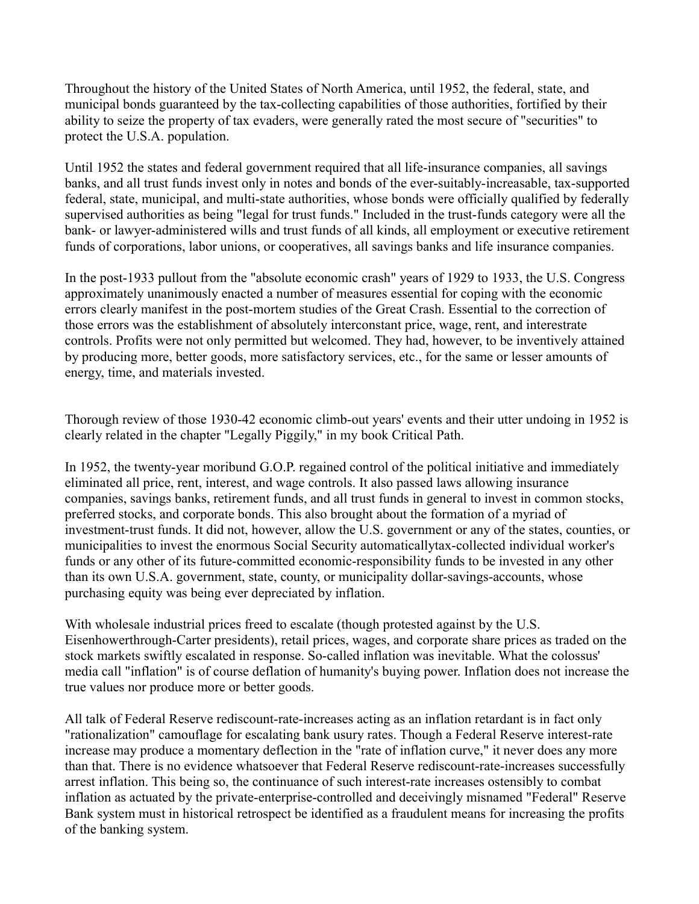Throughout the history of the United States of North America, until 1952, the federal, state, and municipal bonds guaranteed by the tax-collecting capabilities of those authorities, fortified by their ability to seize the property of tax evaders, were generally rated the most secure of "securities" to protect the U.S.A. population.

Until 1952 the states and federal government required that all life-insurance companies, all savings banks, and all trust funds invest only in notes and bonds of the ever-suitably-increasable, tax-supported federal, state, municipal, and multi-state authorities, whose bonds were officially qualified by federally supervised authorities as being "legal for trust funds." Included in the trust-funds category were all the bank- or lawyer-administered wills and trust funds of all kinds, all employment or executive retirement funds of corporations, labor unions, or cooperatives, all savings banks and life insurance companies.

In the post-1933 pullout from the "absolute economic crash" years of 1929 to 1933, the U.S. Congress approximately unanimously enacted a number of measures essential for coping with the economic errors clearly manifest in the post-mortem studies of the Great Crash. Essential to the correction of those errors was the establishment of absolutely interconstant price, wage, rent, and interestrate controls. Profits were not only permitted but welcomed. They had, however, to be inventively attained by producing more, better goods, more satisfactory services, etc., for the same or lesser amounts of energy, time, and materials invested.

Thorough review of those 1930-42 economic climb-out years' events and their utter undoing in 1952 is clearly related in the chapter "Legally Piggily," in my book Critical Path.

In 1952, the twenty-year moribund G.O.P. regained control of the political initiative and immediately eliminated all price, rent, interest, and wage controls. It also passed laws allowing insurance companies, savings banks, retirement funds, and all trust funds in general to invest in common stocks, preferred stocks, and corporate bonds. This also brought about the formation of a myriad of investment-trust funds. It did not, however, allow the U.S. government or any of the states, counties, or municipalities to invest the enormous Social Security automaticallytax-collected individual worker's funds or any other of its future-committed economic-responsibility funds to be invested in any other than its own U.S.A. government, state, county, or municipality dollar-savings-accounts, whose purchasing equity was being ever depreciated by inflation.

With wholesale industrial prices freed to escalate (though protested against by the U.S. Eisenhowerthrough-Carter presidents), retail prices, wages, and corporate share prices as traded on the stock markets swiftly escalated in response. So-called inflation was inevitable. What the colossus' media call "inflation" is of course deflation of humanity's buying power. Inflation does not increase the true values nor produce more or better goods.

All talk of Federal Reserve rediscount-rate-increases acting as an inflation retardant is in fact only "rationalization" camouflage for escalating bank usury rates. Though a Federal Reserve interest-rate increase may produce a momentary deflection in the "rate of inflation curve," it never does any more than that. There is no evidence whatsoever that Federal Reserve rediscount-rate-increases successfully arrest inflation. This being so, the continuance of such interest-rate increases ostensibly to combat inflation as actuated by the private-enterprise-controlled and deceivingly misnamed "Federal" Reserve Bank system must in historical retrospect be identified as a fraudulent means for increasing the profits of the banking system.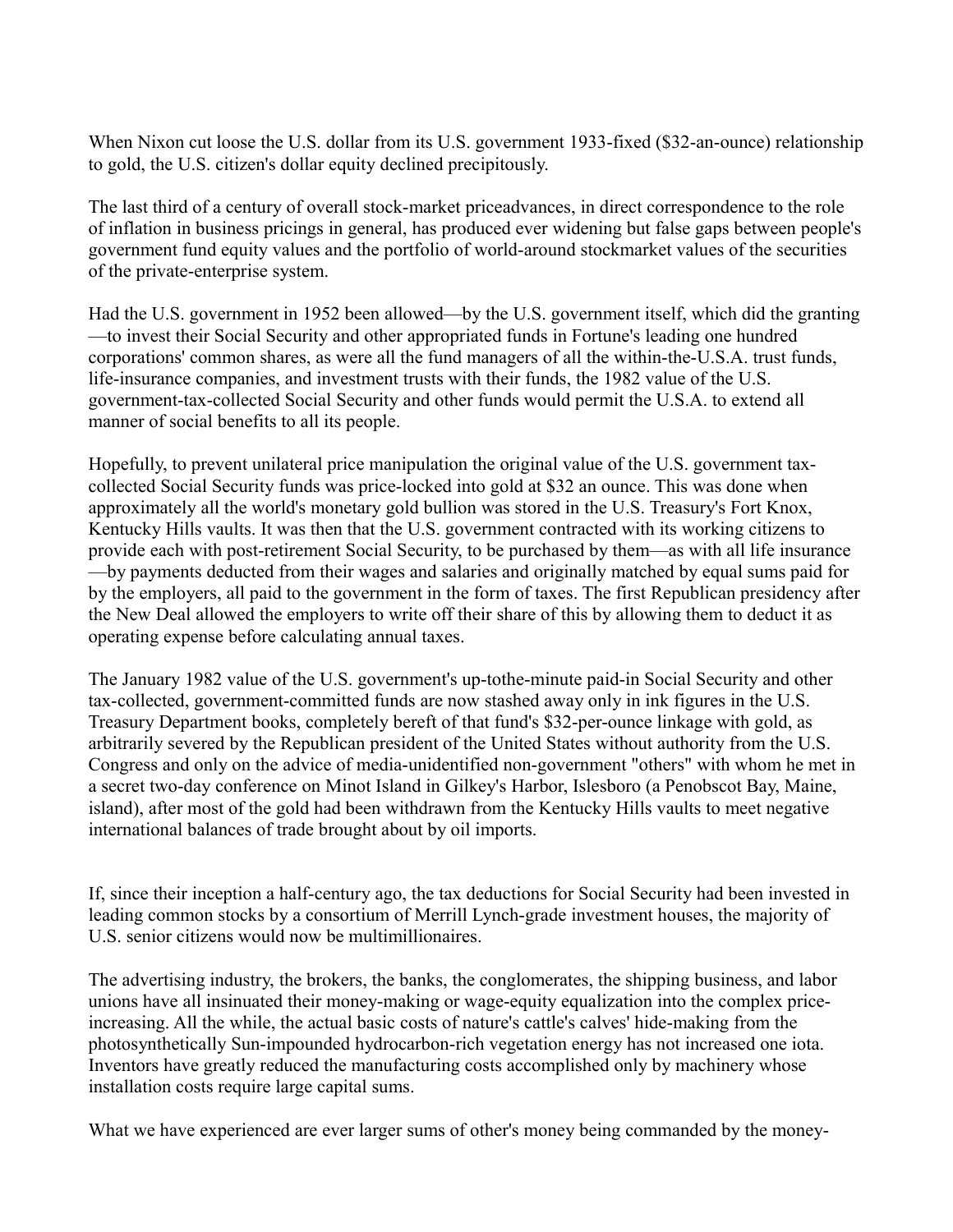When Nixon cut loose the U.S. dollar from its U.S. government 1933-fixed ($32-an-ounce) relationship to gold, the U.S. citizen's dollar equity declined precipitously.

The last third of a century of overall stock-market priceadvances, in direct correspondence to the role of inflation in business pricings in general, has produced ever widening but false gaps between people's government fund equity values and the portfolio of world-around stockmarket values of the securities of the private-enterprise system.

Had the U.S. government in 1952 been allowed—by the U.S. government itself, which did the granting—to invest their Social Security and other appropriated funds in Fortune's leading one hundred corporations' common shares, as were all the fund managers of all the within-the-U.S.A. trust funds, life-insurance companies, and investment trusts with their funds, the 1982 value of the U.S. government-tax-collected Social Security and other funds would permit the U.S.A. to extend all manner of social benefits to all its people.

Hopefully, to prevent unilateral price manipulation the original value of the U.S. government tax-collected Social Security funds was price-locked into gold at $32 an ounce. This was done when approximately all the world's monetary gold bullion was stored in the U.S. Treasury's Fort Knox, Kentucky Hills vaults. It was then that the U.S. government contracted with its working citizens to provide each with post-retirement Social Security, to be purchased by them—as with all life insurance—by payments deducted from their wages and salaries and originally matched by equal sums paid for by the employers, all paid to the government in the form of taxes. The first Republican presidency after the New Deal allowed the employers to write off their share of this by allowing them to deduct it as operating expense before calculating annual taxes.

The January 1982 value of the U.S. government's up-tothe-minute paid-in Social Security and other tax-collected, government-committed funds are now stashed away only in ink figures in the U.S. Treasury Department books, completely bereft of that fund's $32-per-ounce linkage with gold, as arbitrarily severed by the Republican president of the United States without authority from the U.S. Congress and only on the advice of media-unidentified non-government "others" with whom he met in a secret two-day conference on Minot Island in Gilkey's Harbor, Islesboro (a Penobscot Bay, Maine, island), after most of the gold had been withdrawn from the Kentucky Hills vaults to meet negative international balances of trade brought about by oil imports.

If, since their inception a half-century ago, the tax deductions for Social Security had been invested in leading common stocks by a consortium of Merrill Lynch-grade investment houses, the majority of U.S. senior citizens would now be multimillionaires.

The advertising industry, the brokers, the banks, the conglomerates, the shipping business, and labor unions have all insinuated their money-making or wage-equity equalization into the complex price-increasing. All the while, the actual basic costs of nature's cattle's calves' hide-making from the photosynthetically Sun-impounded hydrocarbon-rich vegetation energy has not increased one iota. Inventors have greatly reduced the manufacturing costs accomplished only by machinery whose installation costs require large capital sums.

What we have experienced are ever larger sums of other's money being commanded by the money-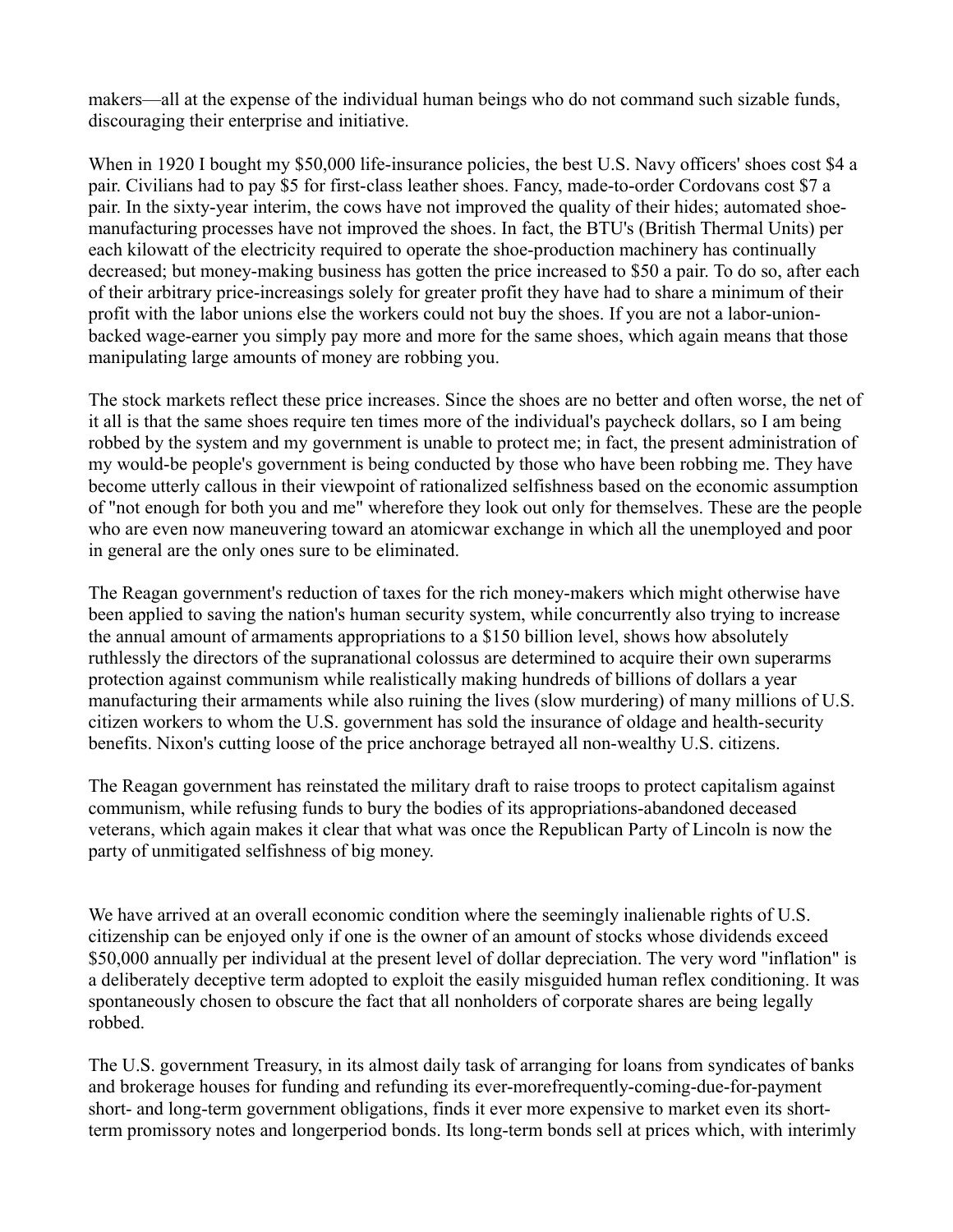makers—all at the expense of the individual human beings who do not command such sizable funds, discouraging their enterprise and initiative.

When in 1920 I bought my $50,000 life-insurance policies, the best U.S. Navy officers' shoes cost $4 a pair. Civilians had to pay $5 for first-class leather shoes. Fancy, made-to-order Cordovans cost $7 a pair. In the sixty-year interim, the cows have not improved the quality of their hides; automated shoe-manufacturing processes have not improved the shoes. In fact, the BTU's (British Thermal Units) per each kilowatt of the electricity required to operate the shoe-production machinery has continually decreased; but money-making business has gotten the price increased to $50 a pair. To do so, after each of their arbitrary price-increasings solely for greater profit they have had to share a minimum of their profit with the labor unions else the workers could not buy the shoes. If you are not a labor-union-backed wage-earner you simply pay more and more for the same shoes, which again means that those manipulating large amounts of money are robbing you.

The stock markets reflect these price increases. Since the shoes are no better and often worse, the net of it all is that the same shoes require ten times more of the individual's paycheck dollars, so I am being robbed by the system and my government is unable to protect me; in fact, the present administration of my would-be people's government is being conducted by those who have been robbing me. They have become utterly callous in their viewpoint of rationalized selfishness based on the economic assumption of "not enough for both you and me" wherefore they look out only for themselves. These are the people who are even now maneuvering toward an atomicwar exchange in which all the unemployed and poor in general are the only ones sure to be eliminated.

The Reagan government's reduction of taxes for the rich money-makers which might otherwise have been applied to saving the nation's human security system, while concurrently also trying to increase the annual amount of armaments appropriations to a $150 billion level, shows how absolutely ruthlessly the directors of the supranational colossus are determined to acquire their own superarms protection against communism while realistically making hundreds of billions of dollars a year manufacturing their armaments while also ruining the lives (slow murdering) of many millions of U.S. citizen workers to whom the U.S. government has sold the insurance of oldage and health-security benefits. Nixon's cutting loose of the price anchorage betrayed all non-wealthy U.S. citizens.

The Reagan government has reinstated the military draft to raise troops to protect capitalism against communism, while refusing funds to bury the bodies of its appropriations-abandoned deceased veterans, which again makes it clear that what was once the Republican Party of Lincoln is now the party of unmitigated selfishness of big money.

We have arrived at an overall economic condition where the seemingly inalienable rights of U.S. citizenship can be enjoyed only if one is the owner of an amount of stocks whose dividends exceed $50,000 annually per individual at the present level of dollar depreciation. The very word "inflation" is a deliberately deceptive term adopted to exploit the easily misguided human reflex conditioning. It was spontaneously chosen to obscure the fact that all nonholders of corporate shares are being legally robbed.

The U.S. government Treasury, in its almost daily task of arranging for loans from syndicates of banks and brokerage houses for funding and refunding its ever-morefrequently-coming-due-for-payment short- and long-term government obligations, finds it ever more expensive to market even its short-term promissory notes and longerperiod bonds. Its long-term bonds sell at prices which, with interimly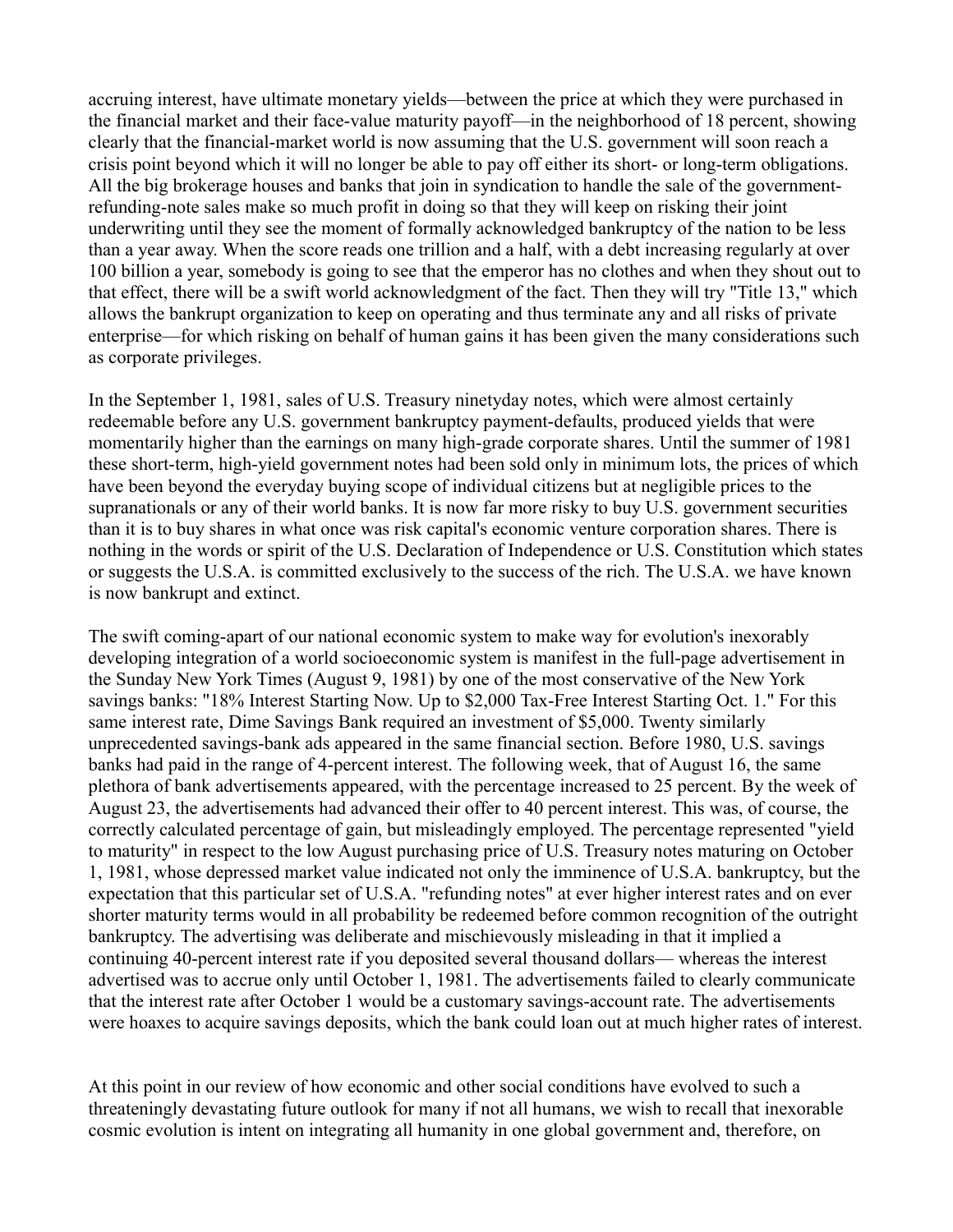accruing interest, have ultimate monetary yields—between the price at which they were purchased in the financial market and their face-value maturity payoff—in the neighborhood of 18 percent, showing clearly that the financial-market world is now assuming that the U.S. government will soon reach a crisis point beyond which it will no longer be able to pay off either its short- or long-term obligations. All the big brokerage houses and banks that join in syndication to handle the sale of the government-refunding-note sales make so much profit in doing so that they will keep on risking their joint underwriting until they see the moment of formally acknowledged bankruptcy of the nation to be less than a year away. When the score reads one trillion and a half, with a debt increasing regularly at over 100 billion a year, somebody is going to see that the emperor has no clothes and when they shout out to that effect, there will be a swift world acknowledgment of the fact. Then they will try "Title 13," which allows the bankrupt organization to keep on operating and thus terminate any and all risks of private enterprise—for which risking on behalf of human gains it has been given the many considerations such as corporate privileges.

In the September 1, 1981, sales of U.S. Treasury ninetyday notes, which were almost certainly redeemable before any U.S. government bankruptcy payment-defaults, produced yields that were momentarily higher than the earnings on many high-grade corporate shares. Until the summer of 1981 these short-term, high-yield government notes had been sold only in minimum lots, the prices of which have been beyond the everyday buying scope of individual citizens but at negligible prices to the supranationals or any of their world banks. It is now far more risky to buy U.S. government securities than it is to buy shares in what once was risk capital's economic venture corporation shares. There is nothing in the words or spirit of the U.S. Declaration of Independence or U.S. Constitution which states or suggests the U.S.A. is committed exclusively to the success of the rich. The U.S.A. we have known is now bankrupt and extinct.

The swift coming-apart of our national economic system to make way for evolution's inexorably developing integration of a world socioeconomic system is manifest in the full-page advertisement in the Sunday New York Times (August 9, 1981) by one of the most conservative of the New York savings banks: "18% Interest Starting Now. Up to $2,000 Tax-Free Interest Starting Oct. 1." For this same interest rate, Dime Savings Bank required an investment of $5,000. Twenty similarly unprecedented savings-bank ads appeared in the same financial section. Before 1980, U.S. savings banks had paid in the range of 4-percent interest. The following week, that of August 16, the same plethora of bank advertisements appeared, with the percentage increased to 25 percent. By the week of August 23, the advertisements had advanced their offer to 40 percent interest. This was, of course, the correctly calculated percentage of gain, but misleadingly employed. The percentage represented "yield to maturity" in respect to the low August purchasing price of U.S. Treasury notes maturing on October 1, 1981, whose depressed market value indicated not only the imminence of U.S.A. bankruptcy, but the expectation that this particular set of U.S.A. "refunding notes" at ever higher interest rates and on ever shorter maturity terms would in all probability be redeemed before common recognition of the outright bankruptcy. The advertising was deliberate and mischievously misleading in that it implied a continuing 40-percent interest rate if you deposited several thousand dollars— whereas the interest advertised was to accrue only until October 1, 1981. The advertisements failed to clearly communicate that the interest rate after October 1 would be a customary savings-account rate. The advertisements were hoaxes to acquire savings deposits, which the bank could loan out at much higher rates of interest.

At this point in our review of how economic and other social conditions have evolved to such a threateningly devastating future outlook for many if not all humans, we wish to recall that inexorable cosmic evolution is intent on integrating all humanity in one global government and, therefore, on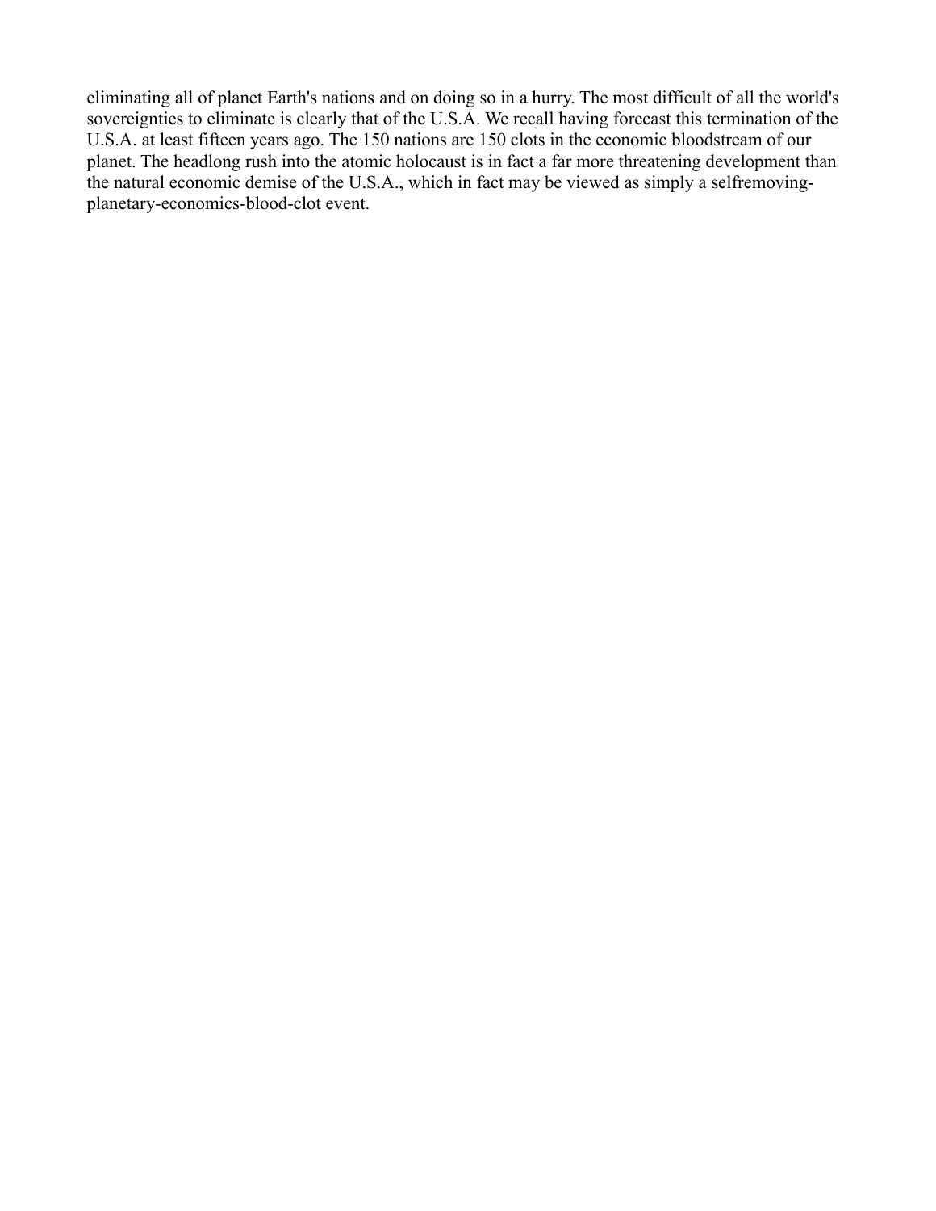eliminating all of planet Earth's nations and on doing so in a hurry. The most difficult of all the world's sovereignties to eliminate is clearly that of the U.S.A. We recall having forecast this termination of the U.S.A. at least fifteen years ago. The 150 nations are 150 clots in the economic bloodstream of our planet. The headlong rush into the atomic holocaust is in fact a far more threatening development than the natural economic demise of the U.S.A., which in fact may be viewed as simply a selfremoving-planetary-economics-blood-clot event.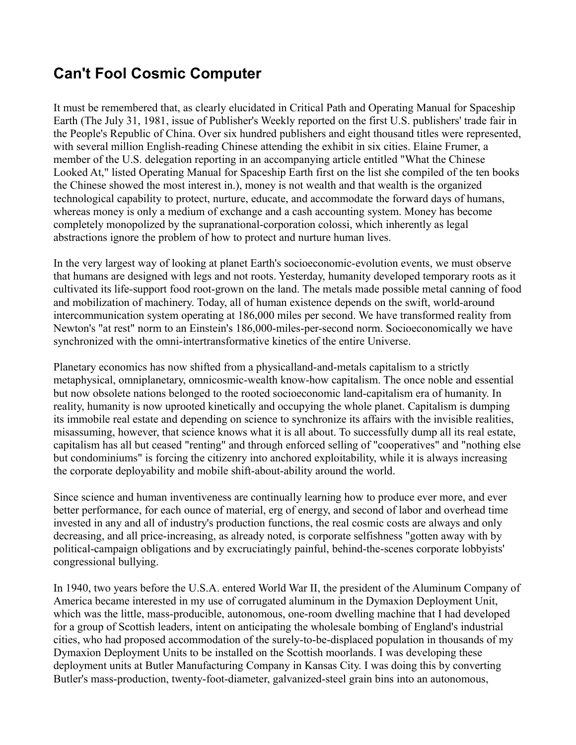## Can't Fool Cosmic Computer

It must be remembered that, as clearly elucidated in Critical Path and Operating Manual for Spaceship Earth (The July 31, 1981, issue of Publisher's Weekly reported on the first U.S. publishers' trade fair in the People's Republic of China. Over six hundred publishers and eight thousand titles were represented, with several million English-reading Chinese attending the exhibit in six cities. Elaine Frumer, a member of the U.S. delegation reporting in an accompanying article entitled "What the Chinese Looked At," listed Operating Manual for Spaceship Earth first on the list she compiled of the ten books the Chinese showed the most interest in.), money is not wealth and that wealth is the organized technological capability to protect, nurture, educate, and accommodate the forward days of humans, whereas money is only a medium of exchange and a cash accounting system. Money has become completely monopolized by the supranational-corporation colossi, which inherently as legal abstractions ignore the problem of how to protect and nurture human lives.

In the very largest way of looking at planet Earth's socioeconomic-evolution events, we must observe that humans are designed with legs and not roots. Yesterday, humanity developed temporary roots as it cultivated its life-support food root-grown on the land. The metals made possible metal canning of food and mobilization of machinery. Today, all of human existence depends on the swift, world-around intercommunication system operating at 186,000 miles per second. We have transformed reality from Newton's "at rest" norm to an Einstein's 186,000-miles-per-second norm. Socioeconomically we have synchronized with the omni-intertransformative kinetics of the entire Universe.

Planetary economics has now shifted from a physicalland-and-metals capitalism to a strictly metaphysical, omniplanetary, omnicosmic-wealth know-how capitalism. The once noble and essential but now obsolete nations belonged to the rooted socioeconomic land-capitalism era of humanity. In reality, humanity is now uprooted kinetically and occupying the whole planet. Capitalism is dumping its immobile real estate and depending on science to synchronize its affairs with the invisible realities, misassuming, however, that science knows what it is all about. To successfully dump all its real estate, capitalism has all but ceased "renting" and through enforced selling of "cooperatives" and "nothing else but condominiums" is forcing the citizenry into anchored exploitability, while it is always increasing the corporate deployability and mobile shift-about-ability around the world.

Since science and human inventiveness are continually learning how to produce ever more, and ever better performance, for each ounce of material, erg of energy, and second of labor and overhead time invested in any and all of industry's production functions, the real cosmic costs are always and only decreasing, and all price-increasing, as already noted, is corporate selfishness "gotten away with by political-campaign obligations and by excruciatingly painful, behind-the-scenes corporate lobbyists' congressional bullying.

In 1940, two years before the U.S.A. entered World War II, the president of the Aluminum Company of America became interested in my use of corrugated aluminum in the Dymaxion Deployment Unit, which was the little, mass-producible, autonomous, one-room dwelling machine that I had developed for a group of Scottish leaders, intent on anticipating the wholesale bombing of England's industrial cities, who had proposed accommodation of the surely-to-be-displaced population in thousands of my Dymaxion Deployment Units to be installed on the Scottish moorlands. I was developing these deployment units at Butler Manufacturing Company in Kansas City. I was doing this by converting Butler's mass-production, twenty-foot-diameter, galvanized-steel grain bins into an autonomous,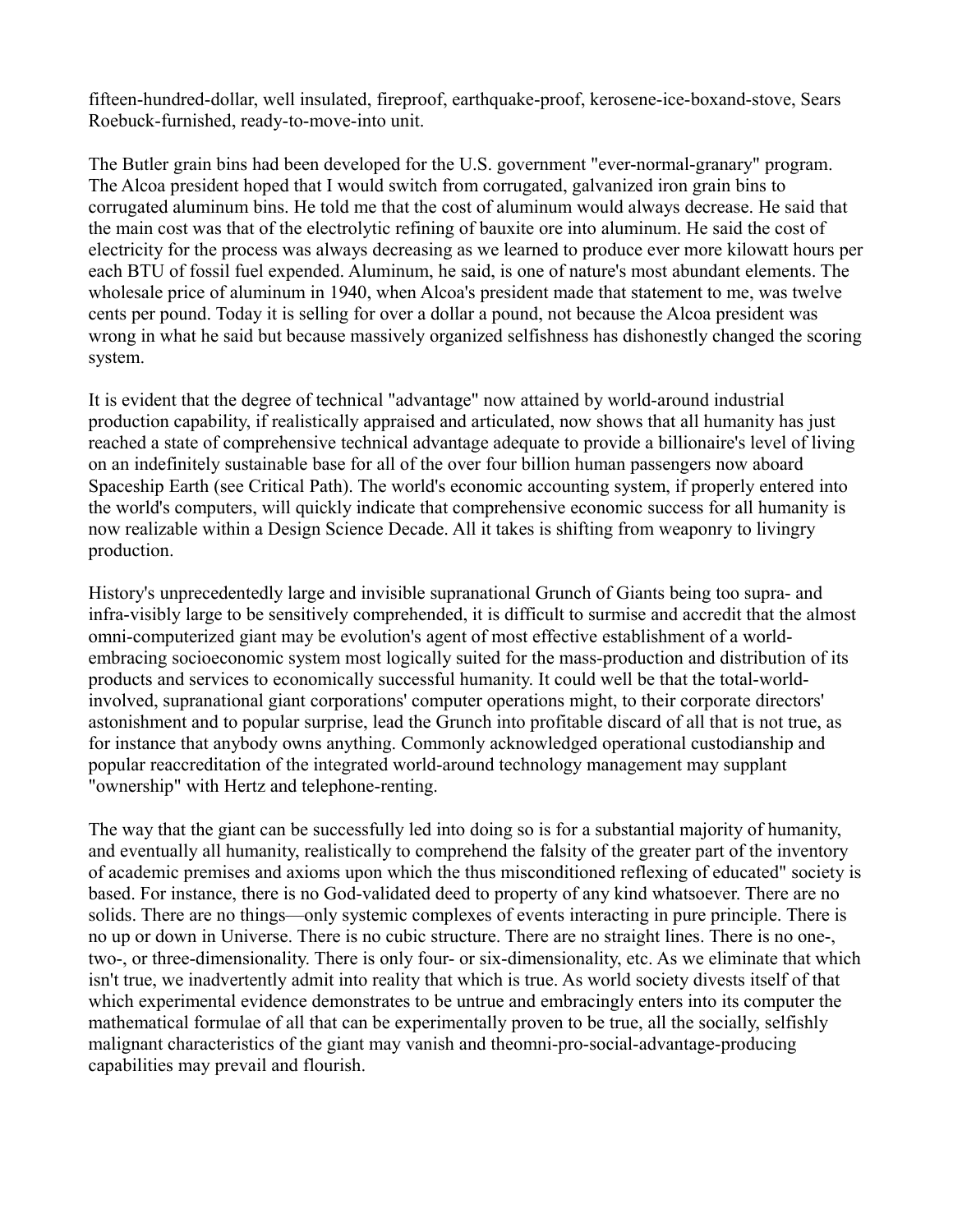fifteen-hundred-dollar, well insulated, fireproof, earthquake-proof, kerosene-ice-boxand-stove, Sears Roebuck-furnished, ready-to-move-into unit.

The Butler grain bins had been developed for the U.S. government "ever-normal-granary" program. The Alcoa president hoped that I would switch from corrugated, galvanized iron grain bins to corrugated aluminum bins. He told me that the cost of aluminum would always decrease. He said that the main cost was that of the electrolytic refining of bauxite ore into aluminum. He said the cost of electricity for the process was always decreasing as we learned to produce ever more kilowatt hours per each BTU of fossil fuel expended. Aluminum, he said, is one of nature's most abundant elements. The wholesale price of aluminum in 1940, when Alcoa's president made that statement to me, was twelve cents per pound. Today it is selling for over a dollar a pound, not because the Alcoa president was wrong in what he said but because massively organized selfishness has dishonestly changed the scoring system.

It is evident that the degree of technical "advantage" now attained by world-around industrial production capability, if realistically appraised and articulated, now shows that all humanity has just reached a state of comprehensive technical advantage adequate to provide a billionaire's level of living on an indefinitely sustainable base for all of the over four billion human passengers now aboard Spaceship Earth (see Critical Path). The world's economic accounting system, if properly entered into the world's computers, will quickly indicate that comprehensive economic success for all humanity is now realizable within a Design Science Decade. All it takes is shifting from weaponry to livingry production.

History's unprecedentedly large and invisible supranational Grunch of Giants being too supra- and infra-visibly large to be sensitively comprehended, it is difficult to surmise and accredit that the almost omni-computerized giant may be evolution's agent of most effective establishment of a world-embracing socioeconomic system most logically suited for the mass-production and distribution of its products and services to economically successful humanity. It could well be that the total-world-involved, supranational giant corporations' computer operations might, to their corporate directors' astonishment and to popular surprise, lead the Grunch into profitable discard of all that is not true, as for instance that anybody owns anything. Commonly acknowledged operational custodianship and popular reaccreditation of the integrated world-around technology management may supplant "ownership" with Hertz and telephone-renting.

The way that the giant can be successfully led into doing so is for a substantial majority of humanity, and eventually all humanity, realistically to comprehend the falsity of the greater part of the inventory of academic premises and axioms upon which the thus misconditioned reflexing of educated" society is based. For instance, there is no God-validated deed to property of any kind whatsoever. There are no solids. There are no things—only systemic complexes of events interacting in pure principle. There is no up or down in Universe. There is no cubic structure. There are no straight lines. There is no one-, two-, or three-dimensionality. There is only four- or six-dimensionality, etc. As we eliminate that which isn't true, we inadvertently admit into reality that which is true. As world society divests itself of that which experimental evidence demonstrates to be untrue and embracingly enters into its computer the mathematical formulae of all that can be experimentally proven to be true, all the socially, selfishly malignant characteristics of the giant may vanish and theomni-pro-social-advantage-producing capabilities may prevail and flourish.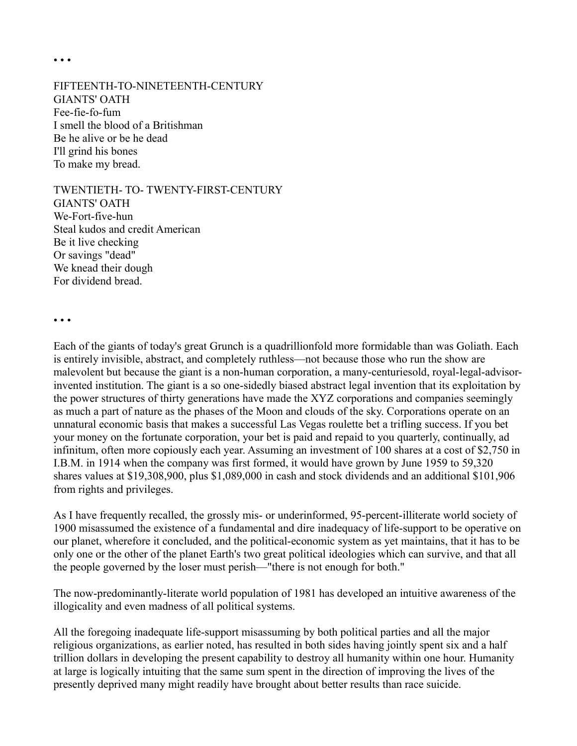• • •

FIFTEENTH-TO-NINETEENTH-CENTURY
GIANTS' OATH
Fee-fie-fo-fum
I smell the blood of a Britishman
Be he alive or be he dead
I'll grind his bones
To make my bread.

TWENTIETH- TO- TWENTY-FIRST-CENTURY
GIANTS' OATH
We-Fort-five-hun
Steal kudos and credit American
Be it live checking
Or savings "dead"
We knead their dough
For dividend bread.

• • •

Each of the giants of today's great Grunch is a quadrillionfold more formidable than was Goliath. Each is entirely invisible, abstract, and completely ruthless—not because those who run the show are malevolent but because the giant is a non-human corporation, a many-centuriesold, royal-legal-advisor-invented institution. The giant is a so one-sidedly biased abstract legal invention that its exploitation by the power structures of thirty generations have made the XYZ corporations and companies seemingly as much a part of nature as the phases of the Moon and clouds of the sky. Corporations operate on an unnatural economic basis that makes a successful Las Vegas roulette bet a trifling success. If you bet your money on the fortunate corporation, your bet is paid and repaid to you quarterly, continually, ad infinitum, often more copiously each year. Assuming an investment of 100 shares at a cost of $2,750 in I.B.M. in 1914 when the company was first formed, it would have grown by June 1959 to 59,320 shares values at $19,308,900, plus $1,089,000 in cash and stock dividends and an additional $101,906 from rights and privileges.

As I have frequently recalled, the grossly mis- or underinformed, 95-percent-illiterate world society of 1900 misassumed the existence of a fundamental and dire inadequacy of life-support to be operative on our planet, wherefore it concluded, and the political-economic system as yet maintains, that it has to be only one or the other of the planet Earth's two great political ideologies which can survive, and that all the people governed by the loser must perish—"there is not enough for both."

The now-predominantly-literate world population of 1981 has developed an intuitive awareness of the illogicality and even madness of all political systems.

All the foregoing inadequate life-support misassuming by both political parties and all the major religious organizations, as earlier noted, has resulted in both sides having jointly spent six and a half trillion dollars in developing the present capability to destroy all humanity within one hour. Humanity at large is logically intuiting that the same sum spent in the direction of improving the lives of the presently deprived many might readily have brought about better results than race suicide.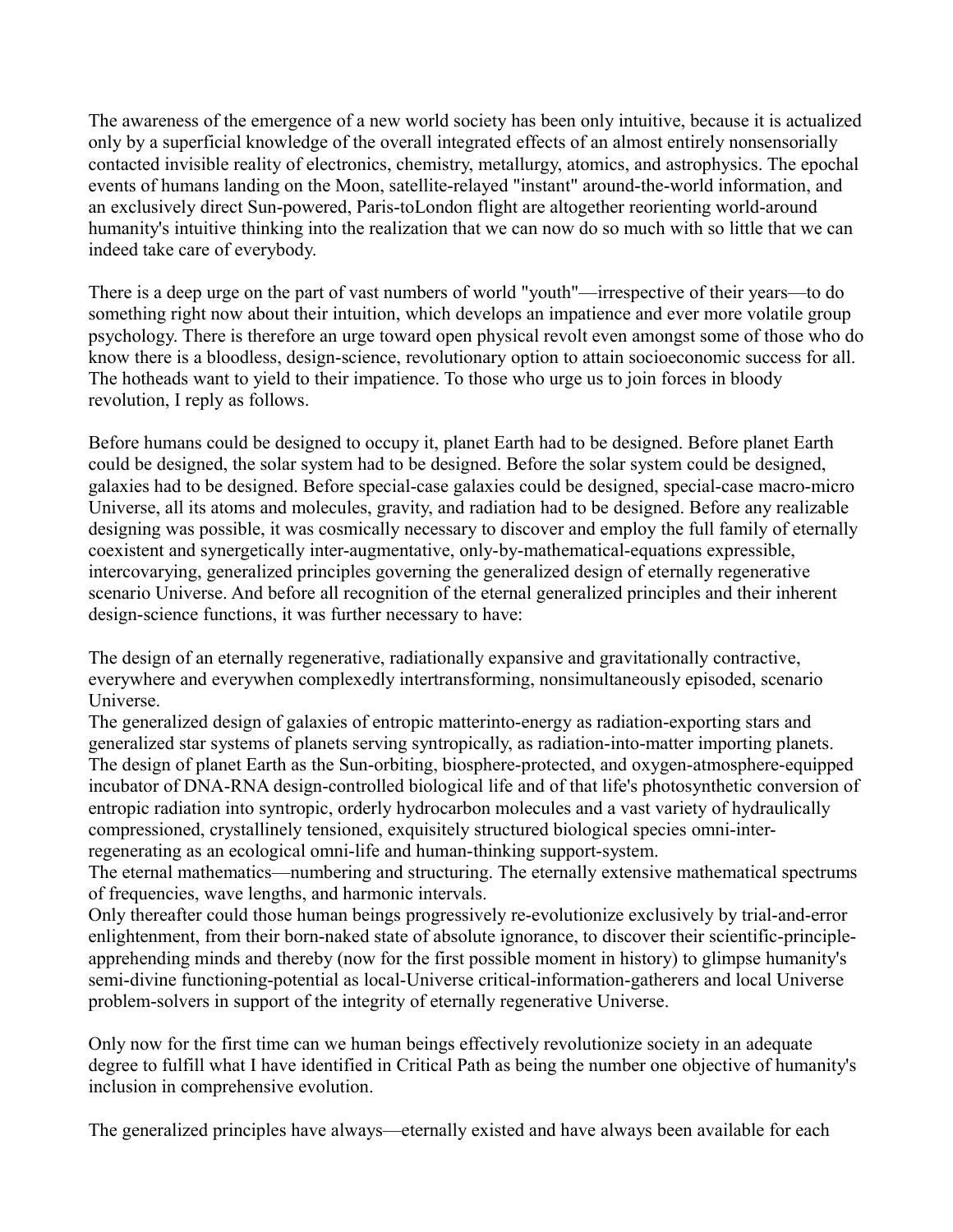The awareness of the emergence of a new world society has been only intuitive, because it is actualized only by a superficial knowledge of the overall integrated effects of an almost entirely nonsensorially contacted invisible reality of electronics, chemistry, metallurgy, atomics, and astrophysics. The epochal events of humans landing on the Moon, satellite-relayed "instant" around-the-world information, and an exclusively direct Sun-powered, Paris-toLondon flight are altogether reorienting world-around humanity's intuitive thinking into the realization that we can now do so much with so little that we can indeed take care of everybody.

There is a deep urge on the part of vast numbers of world "youth"—irrespective of their years—to do something right now about their intuition, which develops an impatience and ever more volatile group psychology. There is therefore an urge toward open physical revolt even amongst some of those who do know there is a bloodless, design-science, revolutionary option to attain socioeconomic success for all. The hotheads want to yield to their impatience. To those who urge us to join forces in bloody revolution, I reply as follows.

Before humans could be designed to occupy it, planet Earth had to be designed. Before planet Earth could be designed, the solar system had to be designed. Before the solar system could be designed, galaxies had to be designed. Before special-case galaxies could be designed, special-case macro-micro Universe, all its atoms and molecules, gravity, and radiation had to be designed. Before any realizable designing was possible, it was cosmically necessary to discover and employ the full family of eternally coexistent and synergetically inter-augmentative, only-by-mathematical-equations expressible, intercovarying, generalized principles governing the generalized design of eternally regenerative scenario Universe. And before all recognition of the eternal generalized principles and their inherent design-science functions, it was further necessary to have:

The design of an eternally regenerative, radiationally expansive and gravitationally contractive, everywhere and everywhen complexedly intertransforming, nonsimultaneously episoded, scenario Universe.
The generalized design of galaxies of entropic matterinto-energy as radiation-exporting stars and generalized star systems of planets serving syntropically, as radiation-into-matter importing planets.
The design of planet Earth as the Sun-orbiting, biosphere-protected, and oxygen-atmosphere-equipped incubator of DNA-RNA design-controlled biological life and of that life's photosynthetic conversion of entropic radiation into syntropic, orderly hydrocarbon molecules and a vast variety of hydraulically compressioned, crystallinely tensioned, exquisitely structured biological species omni-inter-regenerating as an ecological omni-life and human-thinking support-system.
The eternal mathematics—numbering and structuring. The eternally extensive mathematical spectrums of frequencies, wave lengths, and harmonic intervals.
Only thereafter could those human beings progressively re-evolutionize exclusively by trial-and-error enlightenment, from their born-naked state of absolute ignorance, to discover their scientific-principle-apprehending minds and thereby (now for the first possible moment in history) to glimpse humanity's semi-divine functioning-potential as local-Universe critical-information-gatherers and local Universe problem-solvers in support of the integrity of eternally regenerative Universe.

Only now for the first time can we human beings effectively revolutionize society in an adequate degree to fulfill what I have identified in Critical Path as being the number one objective of humanity's inclusion in comprehensive evolution.

The generalized principles have always—eternally existed and have always been available for each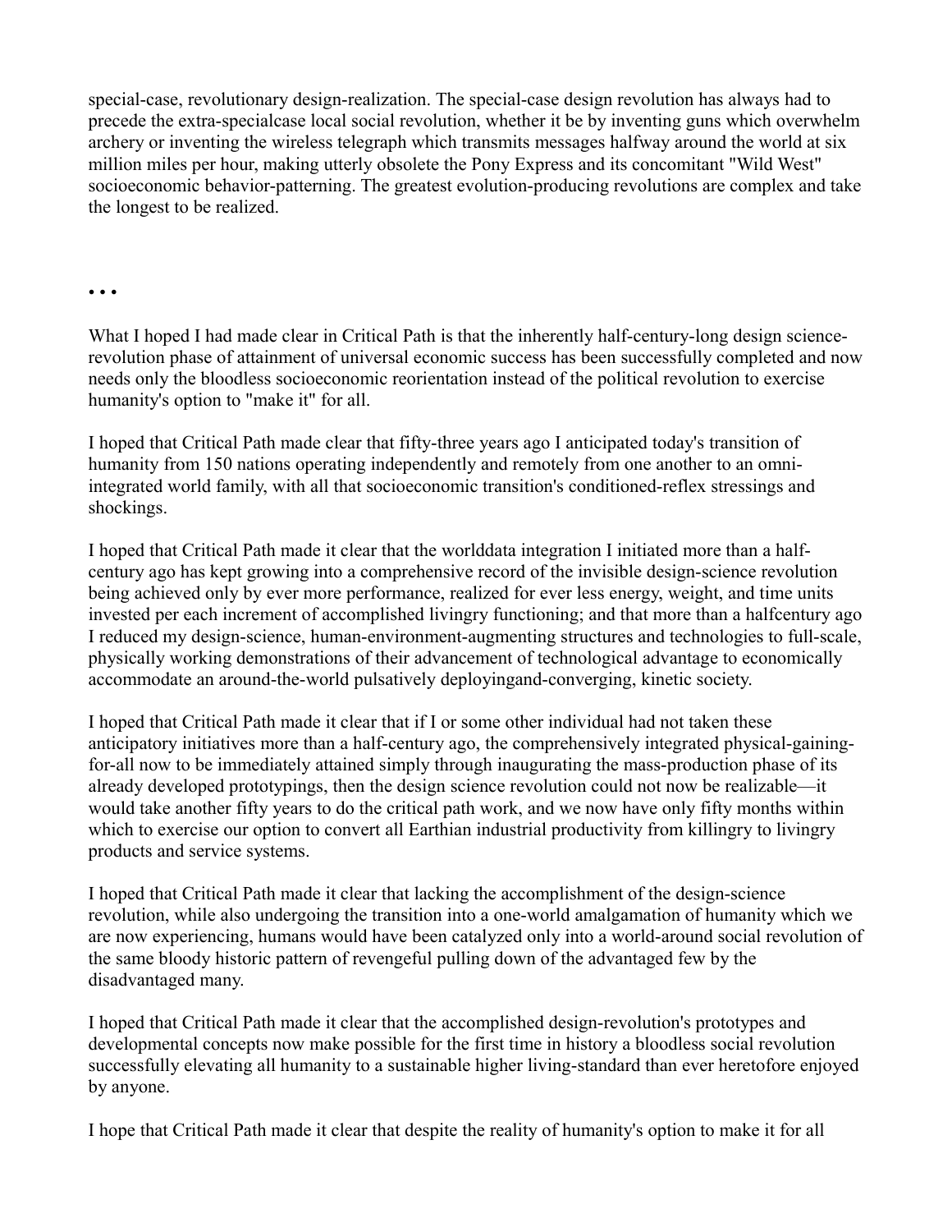special-case, revolutionary design-realization. The special-case design revolution has always had to precede the extra-specialcase local social revolution, whether it be by inventing guns which overwhelm archery or inventing the wireless telegraph which transmits messages halfway around the world at six million miles per hour, making utterly obsolete the Pony Express and its concomitant "Wild West" socioeconomic behavior-patterning. The greatest evolution-producing revolutions are complex and take the longest to be realized.

• • •

What I hoped I had made clear in Critical Path is that the inherently half-century-long design science-revolution phase of attainment of universal economic success has been successfully completed and now needs only the bloodless socioeconomic reorientation instead of the political revolution to exercise humanity's option to "make it" for all.

I hoped that Critical Path made clear that fifty-three years ago I anticipated today's transition of humanity from 150 nations operating independently and remotely from one another to an omni-integrated world family, with all that socioeconomic transition's conditioned-reflex stressings and shockings.

I hoped that Critical Path made it clear that the worlddata integration I initiated more than a half-century ago has kept growing into a comprehensive record of the invisible design-science revolution being achieved only by ever more performance, realized for ever less energy, weight, and time units invested per each increment of accomplished livingry functioning; and that more than a halfcentury ago I reduced my design-science, human-environment-augmenting structures and technologies to full-scale, physically working demonstrations of their advancement of technological advantage to economically accommodate an around-the-world pulsatively deployingand-converging, kinetic society.

I hoped that Critical Path made it clear that if I or some other individual had not taken these anticipatory initiatives more than a half-century ago, the comprehensively integrated physical-gaining-for-all now to be immediately attained simply through inaugurating the mass-production phase of its already developed prototypings, then the design science revolution could not now be realizable—it would take another fifty years to do the critical path work, and we now have only fifty months within which to exercise our option to convert all Earthian industrial productivity from killingry to livingry products and service systems.

I hoped that Critical Path made it clear that lacking the accomplishment of the design-science revolution, while also undergoing the transition into a one-world amalgamation of humanity which we are now experiencing, humans would have been catalyzed only into a world-around social revolution of the same bloody historic pattern of revengeful pulling down of the advantaged few by the disadvantaged many.

I hoped that Critical Path made it clear that the accomplished design-revolution's prototypes and developmental concepts now make possible for the first time in history a bloodless social revolution successfully elevating all humanity to a sustainable higher living-standard than ever heretofore enjoyed by anyone.

I hope that Critical Path made it clear that despite the reality of humanity's option to make it for all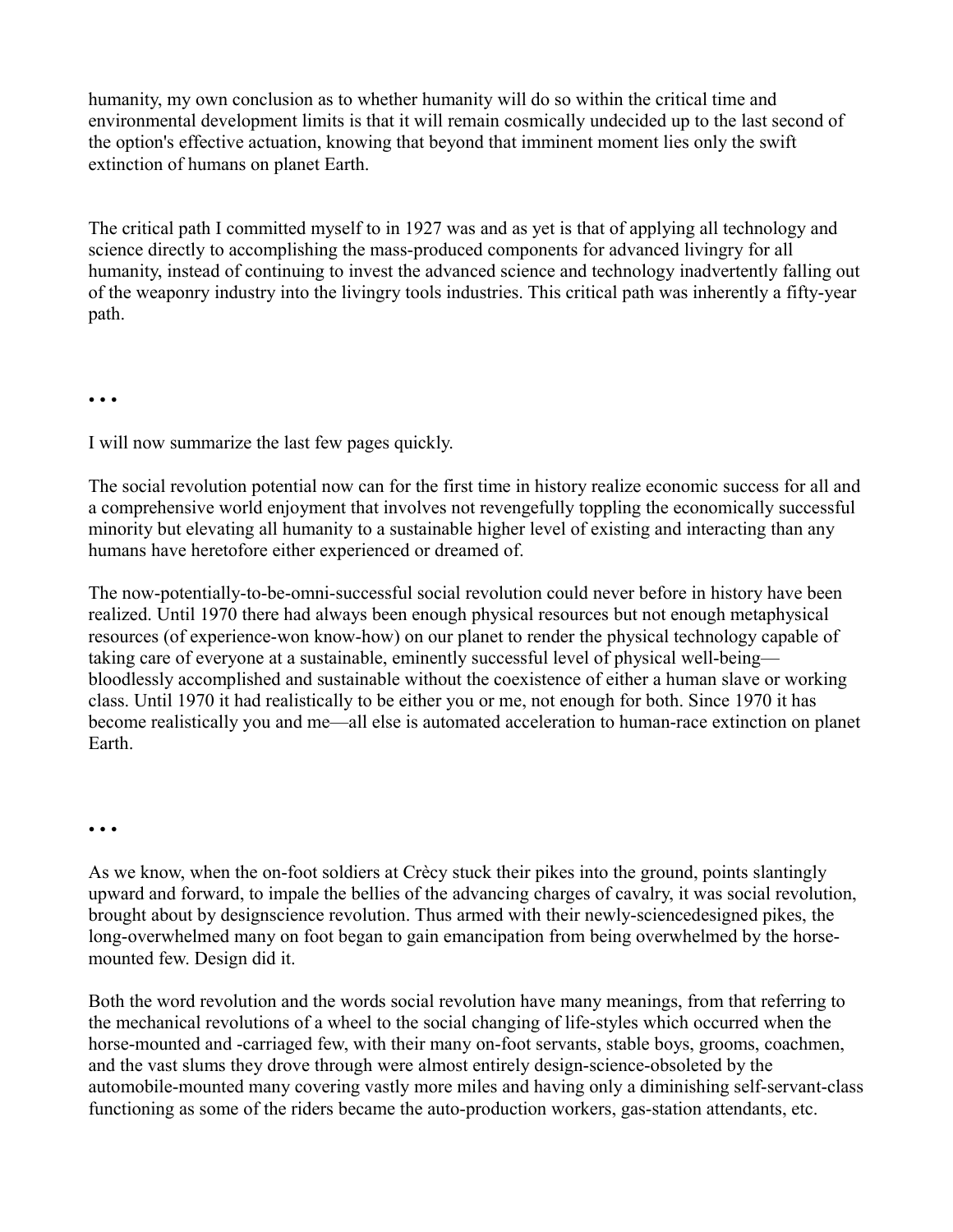humanity, my own conclusion as to whether humanity will do so within the critical time and environmental development limits is that it will remain cosmically undecided up to the last second of the option's effective actuation, knowing that beyond that imminent moment lies only the swift extinction of humans on planet Earth.

The critical path I committed myself to in 1927 was and as yet is that of applying all technology and science directly to accomplishing the mass-produced components for advanced livingry for all humanity, instead of continuing to invest the advanced science and technology inadvertently falling out of the weaponry industry into the livingry tools industries. This critical path was inherently a fifty-year path.

• • •

I will now summarize the last few pages quickly.

The social revolution potential now can for the first time in history realize economic success for all and a comprehensive world enjoyment that involves not revengefully toppling the economically successful minority but elevating all humanity to a sustainable higher level of existing and interacting than any humans have heretofore either experienced or dreamed of.

The now-potentially-to-be-omni-successful social revolution could never before in history have been realized. Until 1970 there had always been enough physical resources but not enough metaphysical resources (of experience-won know-how) on our planet to render the physical technology capable of taking care of everyone at a sustainable, eminently successful level of physical well-being—bloodlessly accomplished and sustainable without the coexistence of either a human slave or working class. Until 1970 it had realistically to be either you or me, not enough for both. Since 1970 it has become realistically you and me—all else is automated acceleration to human-race extinction on planet Earth.

• • •

As we know, when the on-foot soldiers at Crècy stuck their pikes into the ground, points slantingly upward and forward, to impale the bellies of the advancing charges of cavalry, it was social revolution, brought about by designscience revolution. Thus armed with their newly-sciencedesigned pikes, the long-overwhelmed many on foot began to gain emancipation from being overwhelmed by the horse-mounted few. Design did it.

Both the word revolution and the words social revolution have many meanings, from that referring to the mechanical revolutions of a wheel to the social changing of life-styles which occurred when the horse-mounted and -carriaged few, with their many on-foot servants, stable boys, grooms, coachmen, and the vast slums they drove through were almost entirely design-science-obsoleted by the automobile-mounted many covering vastly more miles and having only a diminishing self-servant-class functioning as some of the riders became the auto-production workers, gas-station attendants, etc.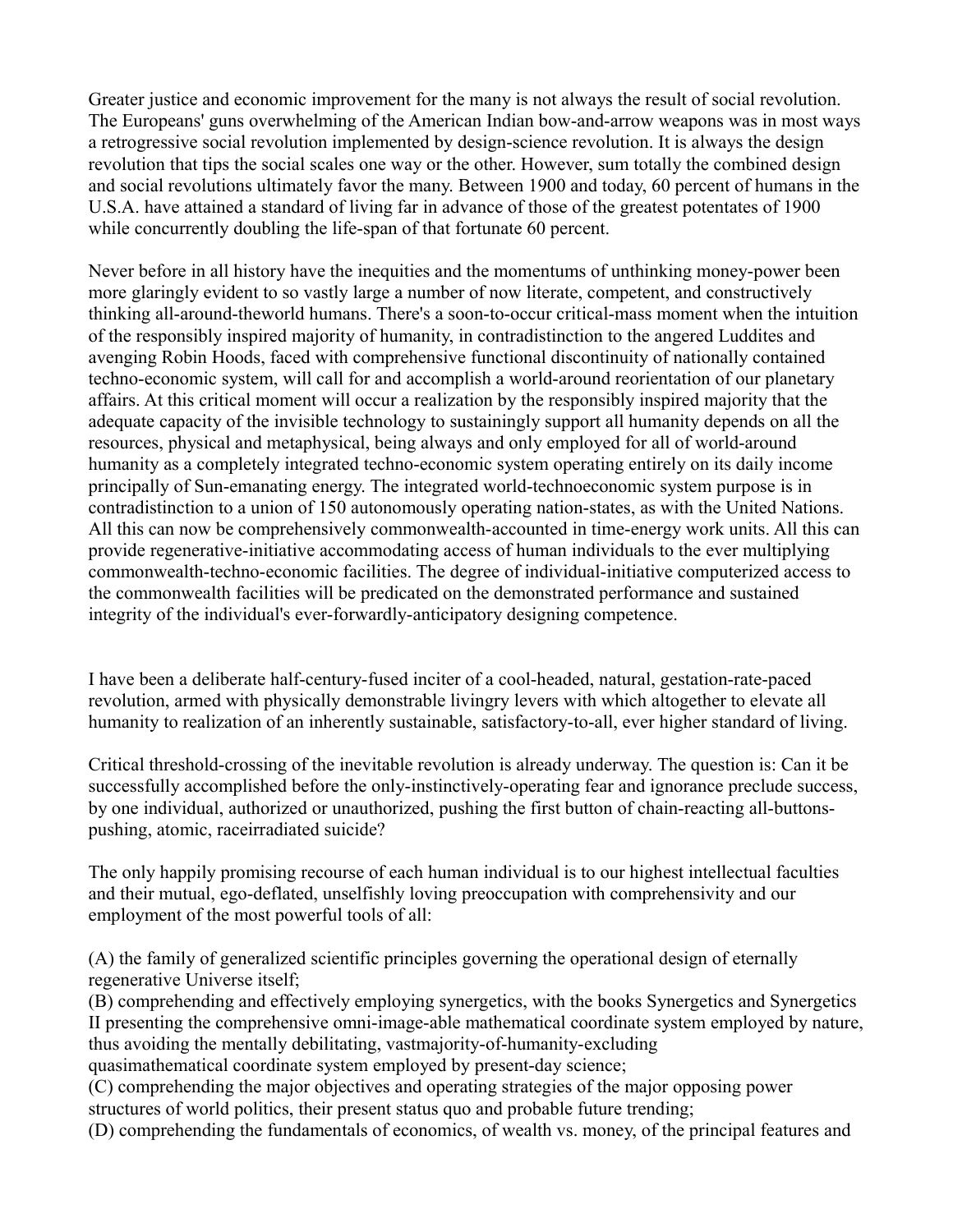Greater justice and economic improvement for the many is not always the result of social revolution. The Europeans' guns overwhelming of the American Indian bow-and-arrow weapons was in most ways a retrogressive social revolution implemented by design-science revolution. It is always the design revolution that tips the social scales one way or the other. However, sum totally the combined design and social revolutions ultimately favor the many. Between 1900 and today, 60 percent of humans in the U.S.A. have attained a standard of living far in advance of those of the greatest potentates of 1900 while concurrently doubling the life-span of that fortunate 60 percent.

Never before in all history have the inequities and the momentums of unthinking money-power been more glaringly evident to so vastly large a number of now literate, competent, and constructively thinking all-around-theworld humans. There's a soon-to-occur critical-mass moment when the intuition of the responsibly inspired majority of humanity, in contradistinction to the angered Luddites and avenging Robin Hoods, faced with comprehensive functional discontinuity of nationally contained techno-economic system, will call for and accomplish a world-around reorientation of our planetary affairs. At this critical moment will occur a realization by the responsibly inspired majority that the adequate capacity of the invisible technology to sustainingly support all humanity depends on all the resources, physical and metaphysical, being always and only employed for all of world-around humanity as a completely integrated techno-economic system operating entirely on its daily income principally of Sun-emanating energy. The integrated world-technoeconomic system purpose is in contradistinction to a union of 150 autonomously operating nation-states, as with the United Nations. All this can now be comprehensively commonwealth-accounted in time-energy work units. All this can provide regenerative-initiative accommodating access of human individuals to the ever multiplying commonwealth-techno-economic facilities. The degree of individual-initiative computerized access to the commonwealth facilities will be predicated on the demonstrated performance and sustained integrity of the individual's ever-forwardly-anticipatory designing competence.

I have been a deliberate half-century-fused inciter of a cool-headed, natural, gestation-rate-paced revolution, armed with physically demonstrable livingry levers with which altogether to elevate all humanity to realization of an inherently sustainable, satisfactory-to-all, ever higher standard of living.

Critical threshold-crossing of the inevitable revolution is already underway. The question is: Can it be successfully accomplished before the only-instinctively-operating fear and ignorance preclude success, by one individual, authorized or unauthorized, pushing the first button of chain-reacting all-buttons-pushing, atomic, raceirradiated suicide?

The only happily promising recourse of each human individual is to our highest intellectual faculties and their mutual, ego-deflated, unselfishly loving preoccupation with comprehensivity and our employment of the most powerful tools of all:

(A) the family of generalized scientific principles governing the operational design of eternally regenerative Universe itself;
(B) comprehending and effectively employing synergetics, with the books Synergetics and Synergetics II presenting the comprehensive omni-image-able mathematical coordinate system employed by nature, thus avoiding the mentally debilitating, vastmajority-of-humanity-excluding quasimathematical coordinate system employed by present-day science;
(C) comprehending the major objectives and operating strategies of the major opposing power structures of world politics, their present status quo and probable future trending;
(D) comprehending the fundamentals of economics, of wealth vs. money, of the principal features and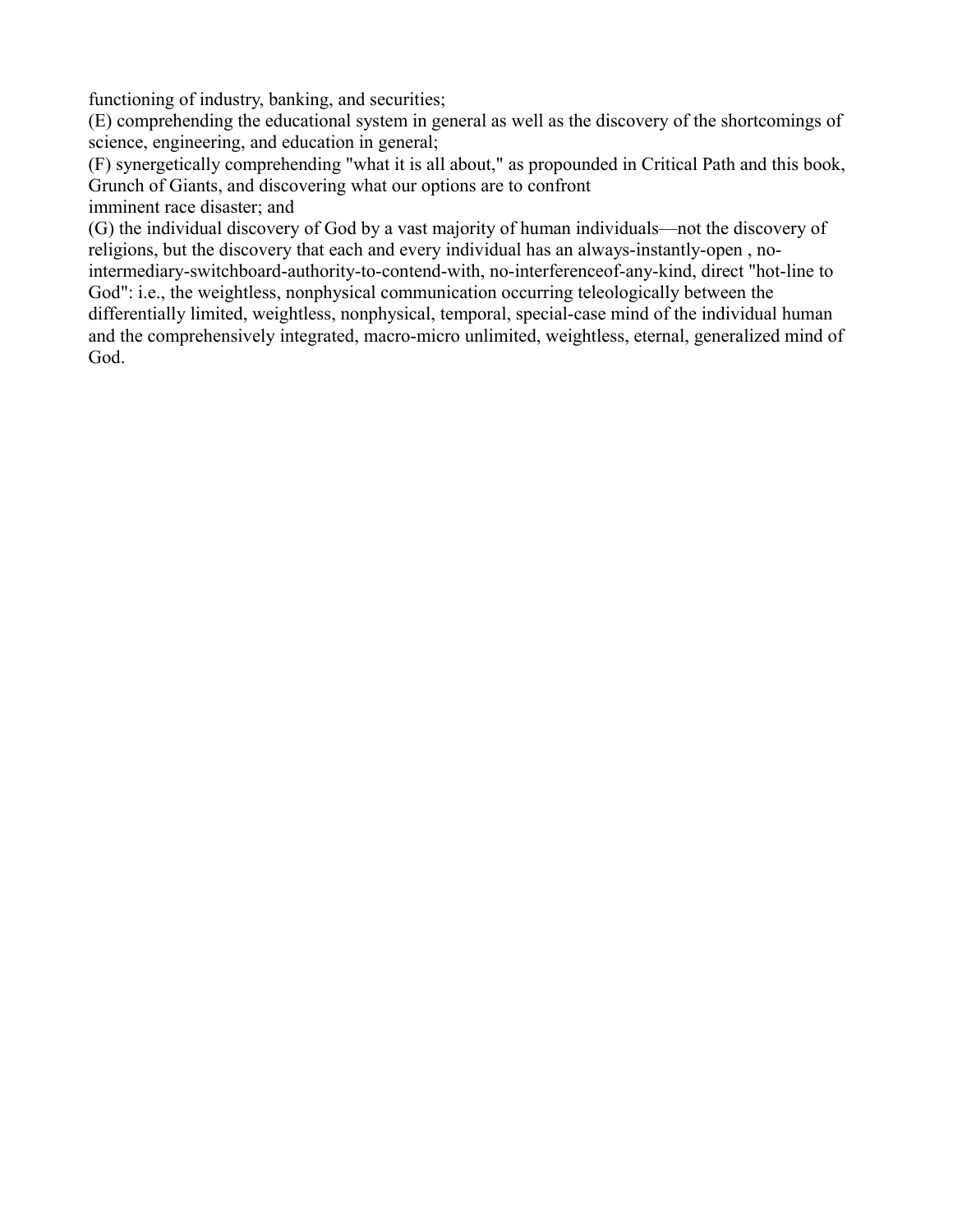functioning of industry, banking, and securities;

(E) comprehending the educational system in general as well as the discovery of the shortcomings of science, engineering, and education in general;

(F) synergetically comprehending "what it is all about," as propounded in Critical Path and this book, Grunch of Giants, and discovering what our options are to confront imminent race disaster; and

(G) the individual discovery of God by a vast majority of human individuals—not the discovery of religions, but the discovery that each and every individual has an always-instantly-open , no-intermediary-switchboard-authority-to-contend-with, no-interferenceof-any-kind, direct "hot-line to God": i.e., the weightless, nonphysical communication occurring teleologically between the differentially limited, weightless, nonphysical, temporal, special-case mind of the individual human and the comprehensively integrated, macro-micro unlimited, weightless, eternal, generalized mind of God.